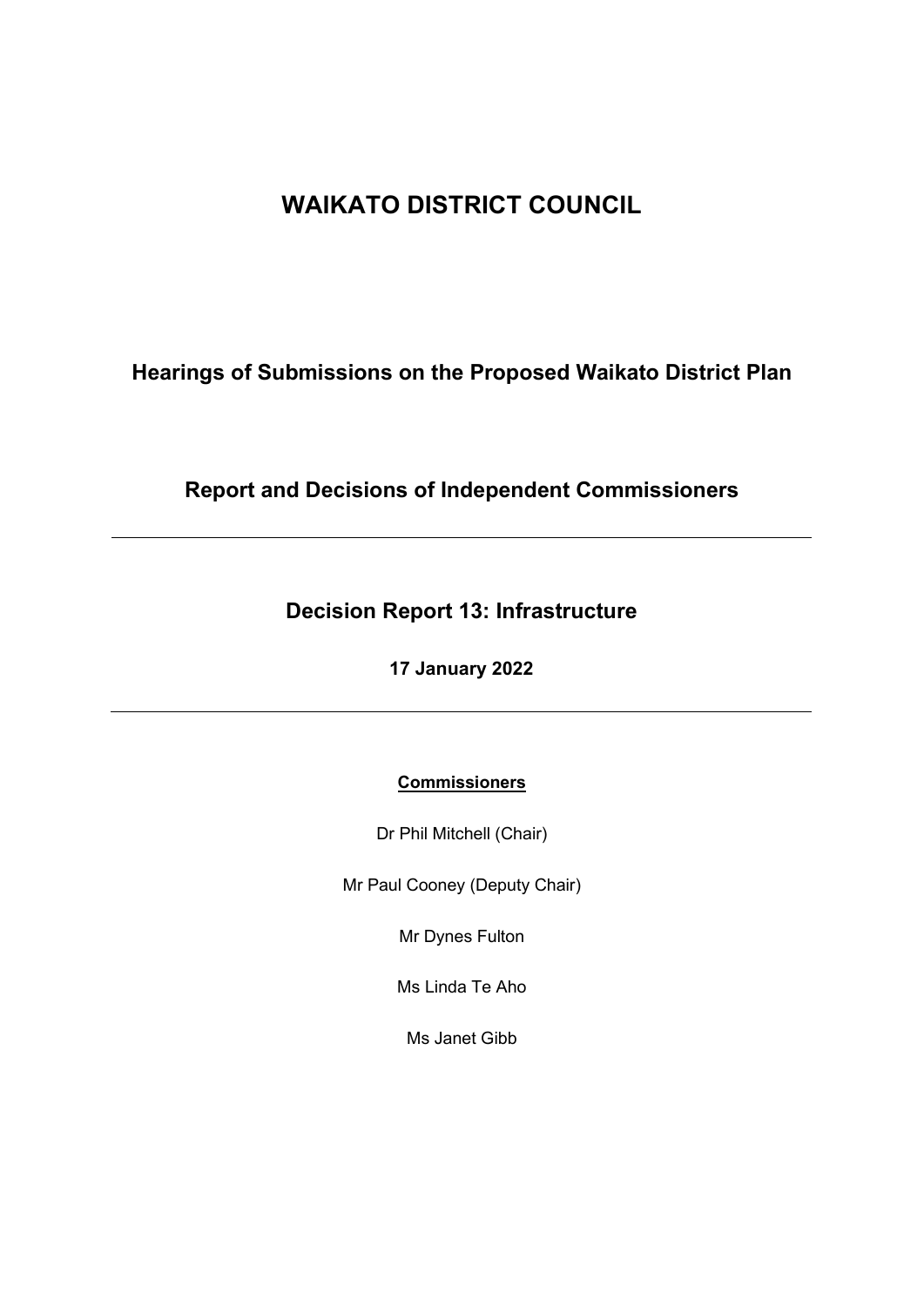# WAIKATO DISTRICT COUNCIL

## Hearings of Submissions on the Proposed Waikato District Plan

## Report and Decisions of Independent Commissioners

---

## Decision Report 13: Infrastructure

**17 January 2022**

---

**Commissioners**

Dr Phil Mitchell (Chair)

Mr Paul Cooney (Deputy Chair)

Mr Dynes Fulton

Ms Linda Te Aho

Ms Janet Gibb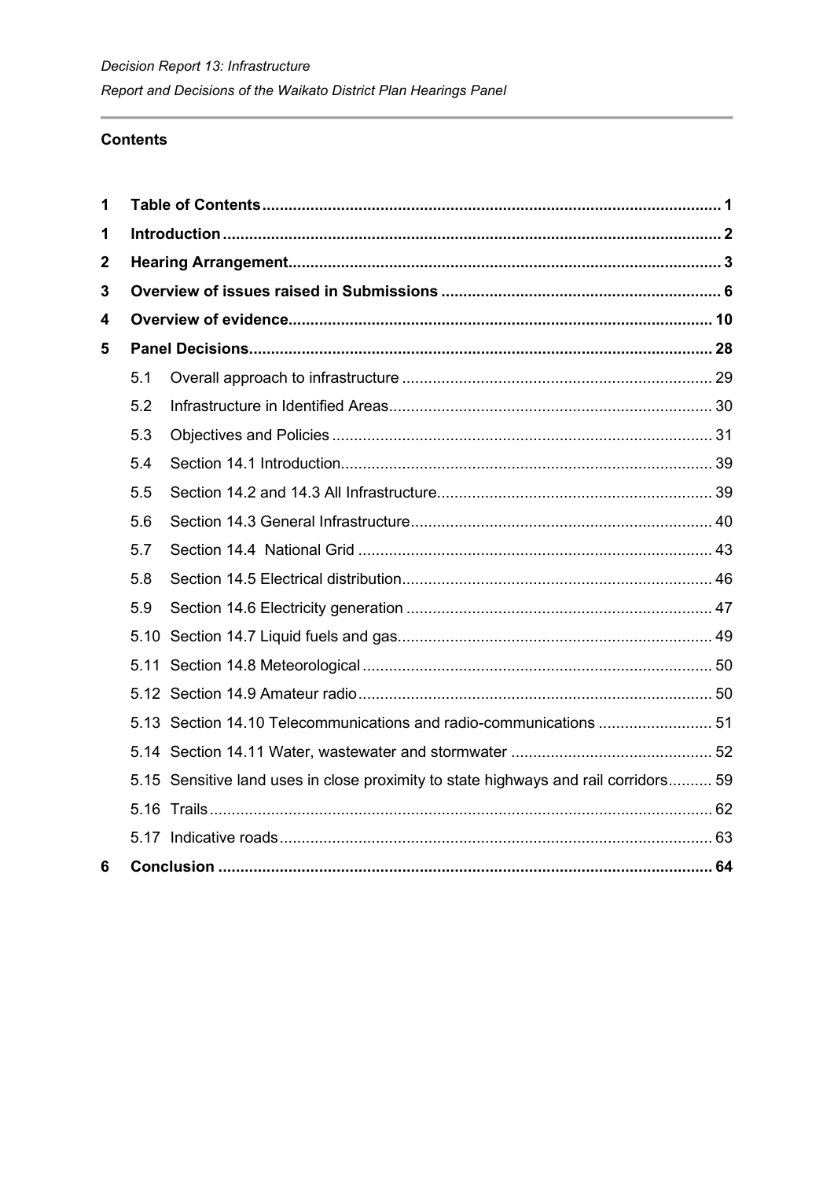## Contents

| | | | |
|---|---|---|---|
| **1** | **Table of Contents** | | **1** |
| **1** | **Introduction** | | **2** |
| **2** | **Hearing Arrangement** | | **3** |
| **3** | **Overview of issues raised in Submissions** | | **6** |
| **4** | **Overview of evidence** | | **10** |
| **5** | **Panel Decisions** | | **28** |
| | 5.1 | Overall approach to infrastructure | 29 |
| | 5.2 | Infrastructure in Identified Areas | 30 |
| | 5.3 | Objectives and Policies | 31 |
| | 5.4 | Section 14.1 Introduction | 39 |
| | 5.5 | Section 14.2 and 14.3 All Infrastructure | 39 |
| | 5.6 | Section 14.3 General Infrastructure | 40 |
| | 5.7 | Section 14.4 National Grid | 43 |
| | 5.8 | Section 14.5 Electrical distribution | 46 |
| | 5.9 | Section 14.6 Electricity generation | 47 |
| | 5.10 | Section 14.7 Liquid fuels and gas | 49 |
| | 5.11 | Section 14.8 Meteorological | 50 |
| | 5.12 | Section 14.9 Amateur radio | 50 |
| | 5.13 | Section 14.10 Telecommunications and radio-communications | 51 |
| | 5.14 | Section 14.11 Water, wastewater and stormwater | 52 |
| | 5.15 | Sensitive land uses in close proximity to state highways and rail corridors | 59 |
| | 5.16 | Trails | 62 |
| | 5.17 | Indicative roads | 63 |
| **6** | **Conclusion** | | **64** |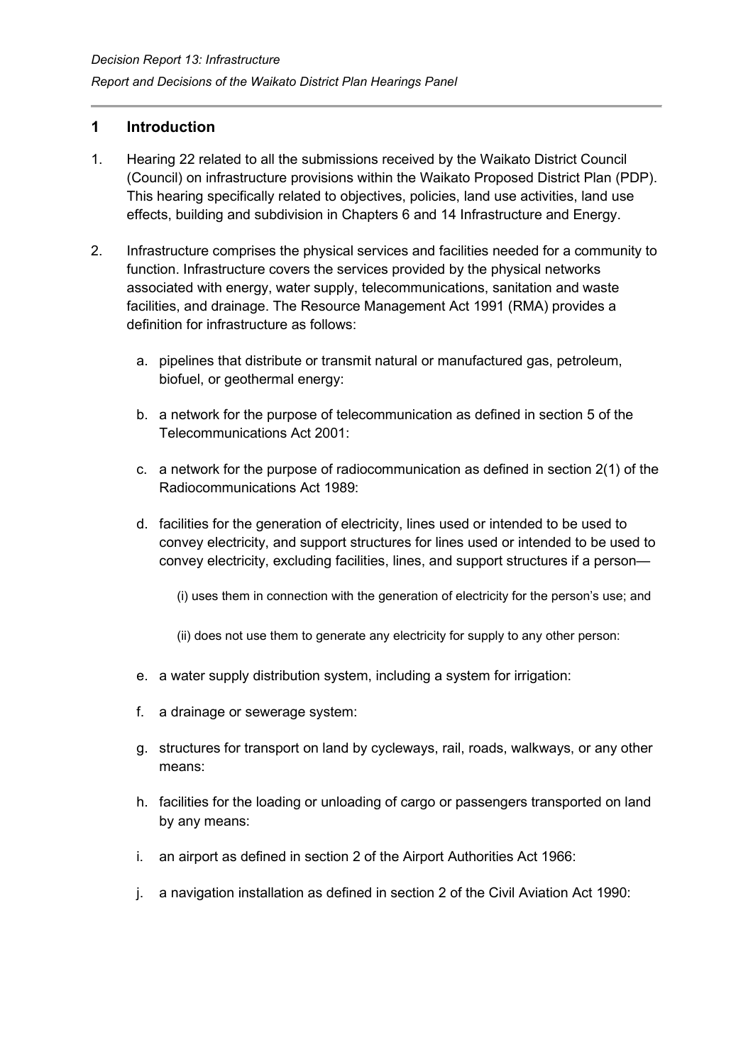## 1 Introduction

1. Hearing 22 related to all the submissions received by the Waikato District Council (Council) on infrastructure provisions within the Waikato Proposed District Plan (PDP). This hearing specifically related to objectives, policies, land use activities, land use effects, building and subdivision in Chapters 6 and 14 Infrastructure and Energy.

2. Infrastructure comprises the physical services and facilities needed for a community to function. Infrastructure covers the services provided by the physical networks associated with energy, water supply, telecommunications, sanitation and waste facilities, and drainage. The Resource Management Act 1991 (RMA) provides a definition for infrastructure as follows:

   a. pipelines that distribute or transmit natural or manufactured gas, petroleum, biofuel, or geothermal energy:

   b. a network for the purpose of telecommunication as defined in section 5 of the Telecommunications Act 2001:

   c. a network for the purpose of radiocommunication as defined in section 2(1) of the Radiocommunications Act 1989:

   d. facilities for the generation of electricity, lines used or intended to be used to convey electricity, and support structures for lines used or intended to be used to convey electricity, excluding facilities, lines, and support structures if a person—

      (i) uses them in connection with the generation of electricity for the person's use; and

      (ii) does not use them to generate any electricity for supply to any other person:

   e. a water supply distribution system, including a system for irrigation:

   f. a drainage or sewerage system:

   g. structures for transport on land by cycleways, rail, roads, walkways, or any other means:

   h. facilities for the loading or unloading of cargo or passengers transported on land by any means:

   i. an airport as defined in section 2 of the Airport Authorities Act 1966:

   j. a navigation installation as defined in section 2 of the Civil Aviation Act 1990: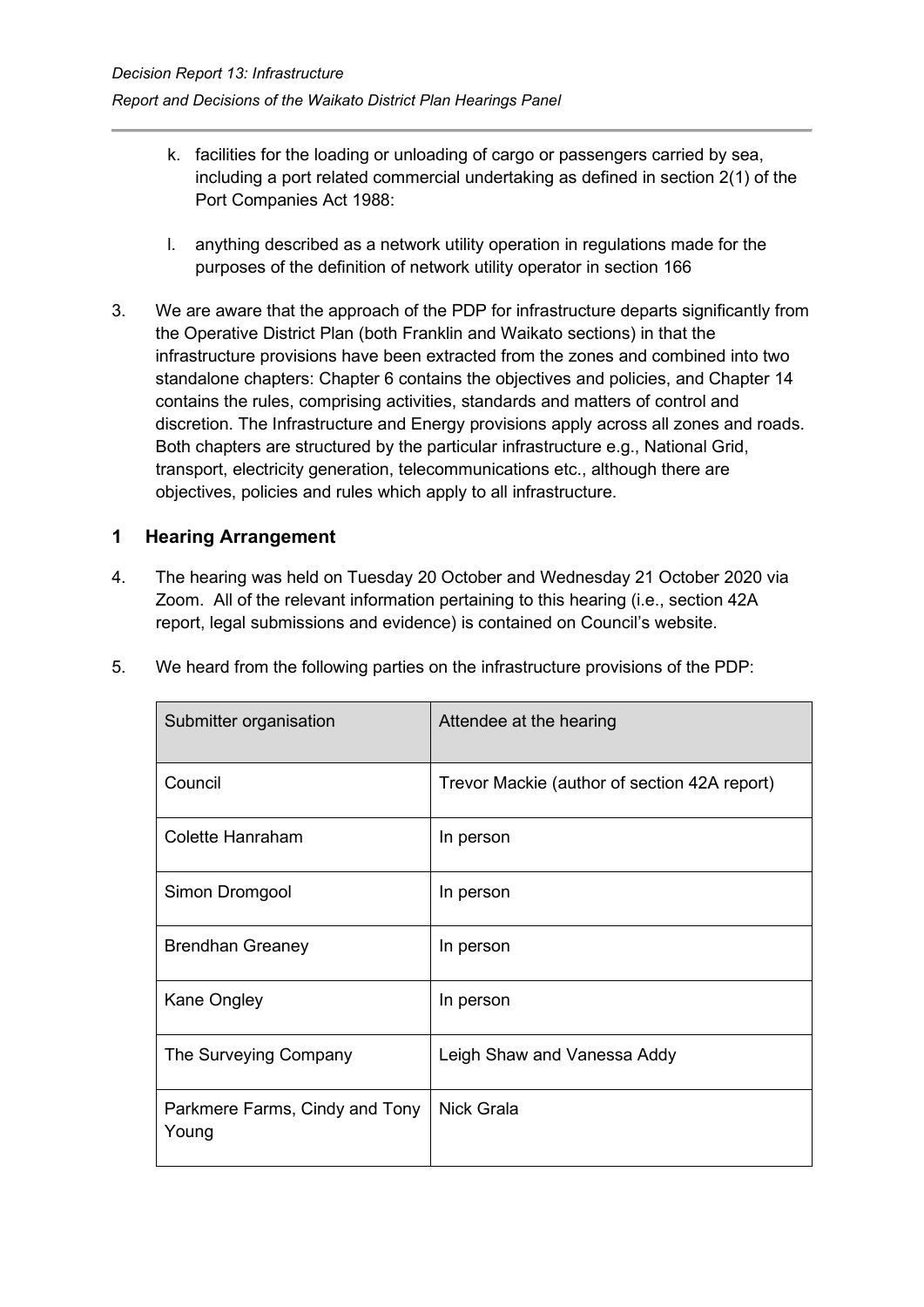k. facilities for the loading or unloading of cargo or passengers carried by sea, including a port related commercial undertaking as defined in section 2(1) of the Port Companies Act 1988:

l. anything described as a network utility operation in regulations made for the purposes of the definition of network utility operator in section 166

3. We are aware that the approach of the PDP for infrastructure departs significantly from the Operative District Plan (both Franklin and Waikato sections) in that the infrastructure provisions have been extracted from the zones and combined into two standalone chapters: Chapter 6 contains the objectives and policies, and Chapter 14 contains the rules, comprising activities, standards and matters of control and discretion. The Infrastructure and Energy provisions apply across all zones and roads. Both chapters are structured by the particular infrastructure e.g., National Grid, transport, electricity generation, telecommunications etc., although there are objectives, policies and rules which apply to all infrastructure.

## 1 Hearing Arrangement

4. The hearing was held on Tuesday 20 October and Wednesday 21 October 2020 via Zoom. All of the relevant information pertaining to this hearing (i.e., section 42A report, legal submissions and evidence) is contained on Council's website.

5. We heard from the following parties on the infrastructure provisions of the PDP:

| Submitter organisation | Attendee at the hearing |
|---|---|
| Council | Trevor Mackie (author of section 42A report) |
| Colette Hanraham | In person |
| Simon Dromgool | In person |
| Brendhan Greaney | In person |
| Kane Ongley | In person |
| The Surveying Company | Leigh Shaw and Vanessa Addy |
| Parkmere Farms, Cindy and Tony Young | Nick Grala |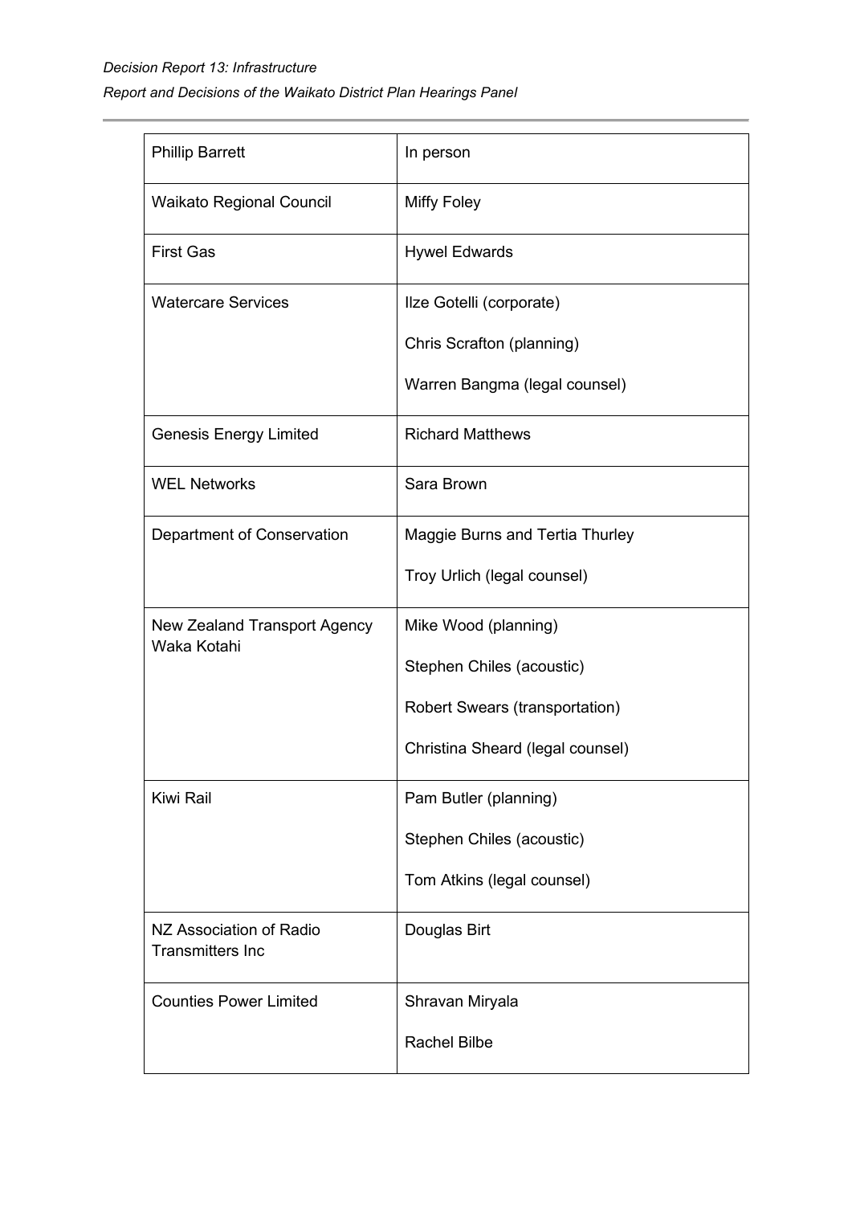| | |
|---|---|
| Phillip Barrett | In person |
| Waikato Regional Council | Miffy Foley |
| First Gas | Hywel Edwards |
| Watercare Services | Ilze Gotelli (corporate)<br>Chris Scrafton (planning)<br>Warren Bangma (legal counsel) |
| Genesis Energy Limited | Richard Matthews |
| WEL Networks | Sara Brown |
| Department of Conservation | Maggie Burns and Tertia Thurley<br>Troy Urlich (legal counsel) |
| New Zealand Transport Agency Waka Kotahi | Mike Wood (planning)<br>Stephen Chiles (acoustic)<br>Robert Swears (transportation)<br>Christina Sheard (legal counsel) |
| Kiwi Rail | Pam Butler (planning)<br>Stephen Chiles (acoustic)<br>Tom Atkins (legal counsel) |
| NZ Association of Radio Transmitters Inc | Douglas Birt |
| Counties Power Limited | Shravan Miryala<br>Rachel Bilbe |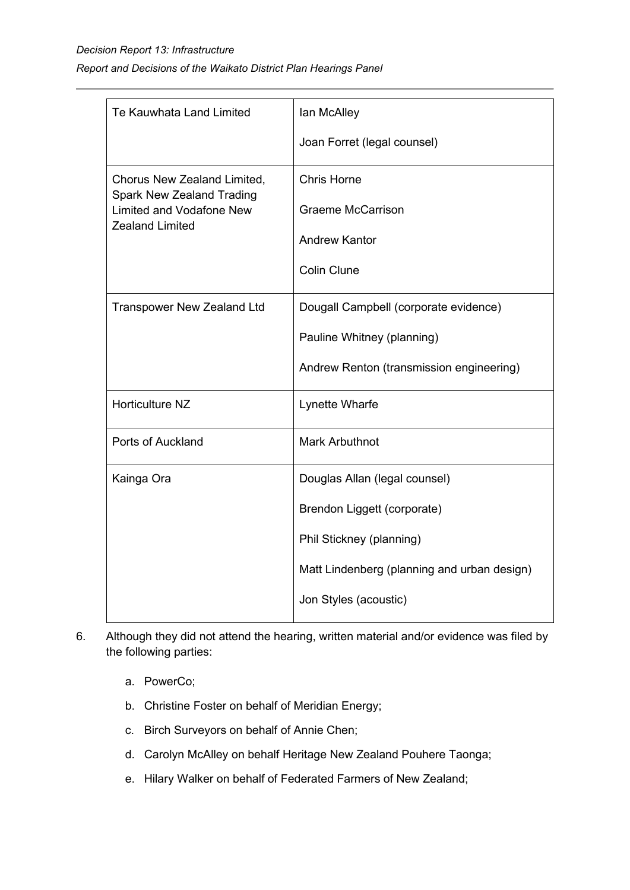| | |
|---|---|
| Te Kauwhata Land Limited | Ian McAlley<br><br>Joan Forret (legal counsel) |
| Chorus New Zealand Limited, Spark New Zealand Trading Limited and Vodafone New Zealand Limited | Chris Horne<br><br>Graeme McCarrison<br><br>Andrew Kantor<br><br>Colin Clune |
| Transpower New Zealand Ltd | Dougall Campbell (corporate evidence)<br><br>Pauline Whitney (planning)<br><br>Andrew Renton (transmission engineering) |
| Horticulture NZ | Lynette Wharfe |
| Ports of Auckland | Mark Arbuthnot |
| Kainga Ora | Douglas Allan (legal counsel)<br><br>Brendon Liggett (corporate)<br><br>Phil Stickney (planning)<br><br>Matt Lindenberg (planning and urban design)<br><br>Jon Styles (acoustic) |

6. Although they did not attend the hearing, written material and/or evidence was filed by the following parties:

   a. PowerCo;

   b. Christine Foster on behalf of Meridian Energy;

   c. Birch Surveyors on behalf of Annie Chen;

   d. Carolyn McAlley on behalf Heritage New Zealand Pouhere Taonga;

   e. Hilary Walker on behalf of Federated Farmers of New Zealand;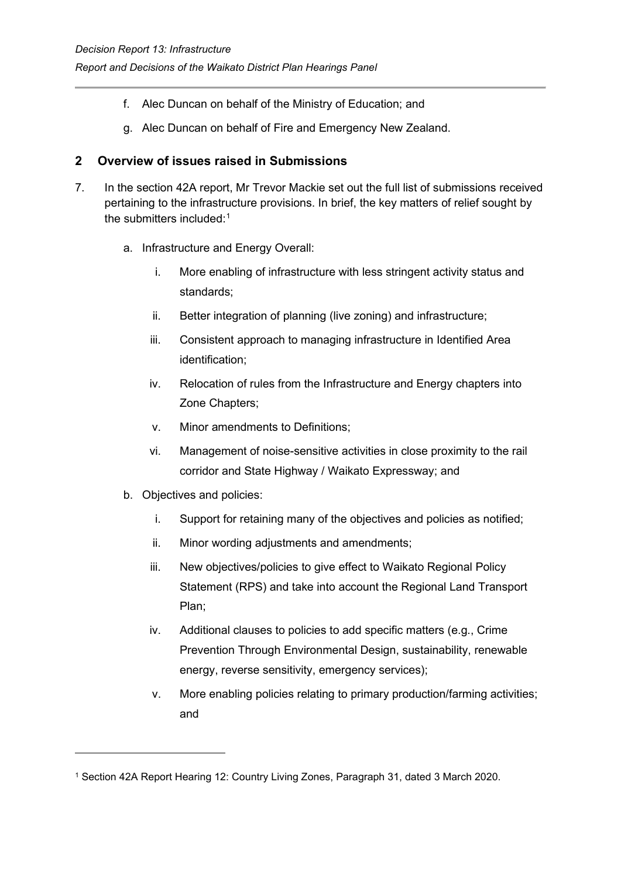f. Alec Duncan on behalf of the Ministry of Education; and

g. Alec Duncan on behalf of Fire and Emergency New Zealand.

## 2 Overview of issues raised in Submissions

7. In the section 42A report, Mr Trevor Mackie set out the full list of submissions received pertaining to the infrastructure provisions. In brief, the key matters of relief sought by the submitters included:[1]

   a. Infrastructure and Energy Overall:

      i. More enabling of infrastructure with less stringent activity status and standards;

      ii. Better integration of planning (live zoning) and infrastructure;

      iii. Consistent approach to managing infrastructure in Identified Area identification;

      iv. Relocation of rules from the Infrastructure and Energy chapters into Zone Chapters;

      v. Minor amendments to Definitions;

      vi. Management of noise-sensitive activities in close proximity to the rail corridor and State Highway / Waikato Expressway; and

   b. Objectives and policies:

      i. Support for retaining many of the objectives and policies as notified;

      ii. Minor wording adjustments and amendments;

      iii. New objectives/policies to give effect to Waikato Regional Policy Statement (RPS) and take into account the Regional Land Transport Plan;

      iv. Additional clauses to policies to add specific matters (e.g., Crime Prevention Through Environmental Design, sustainability, renewable energy, reverse sensitivity, emergency services);

      v. More enabling policies relating to primary production/farming activities; and

---

[1] Section 42A Report Hearing 12: Country Living Zones, Paragraph 31, dated 3 March 2020.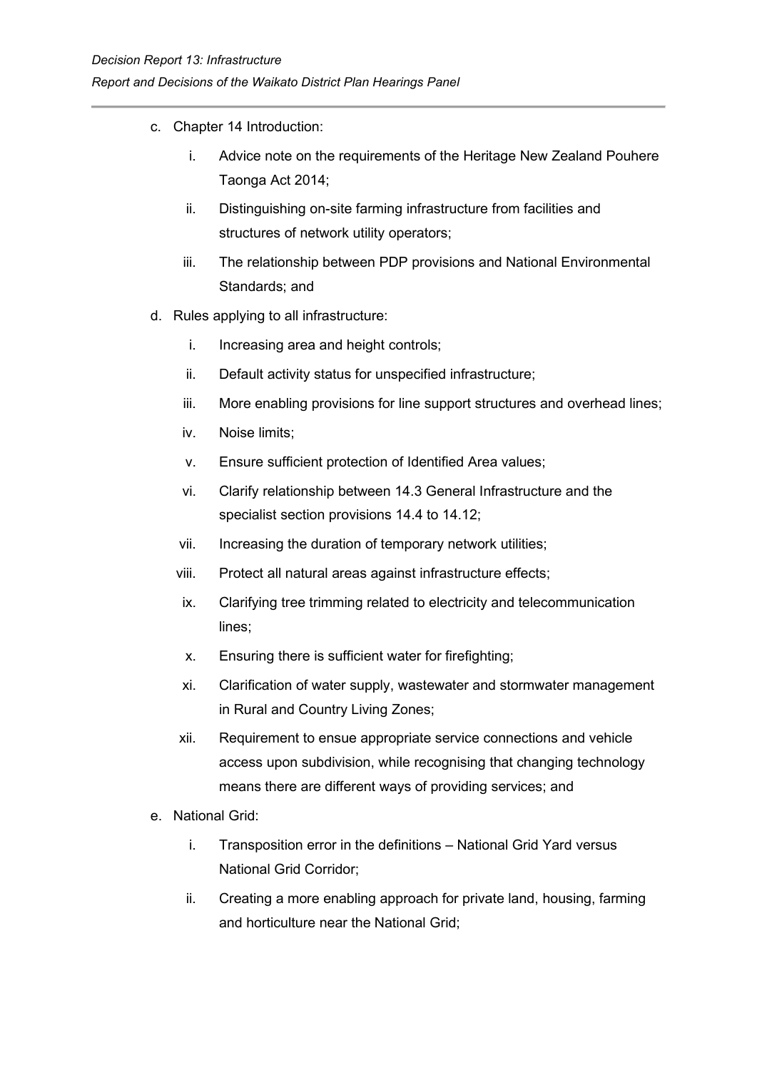c. Chapter 14 Introduction:

   i. Advice note on the requirements of the Heritage New Zealand Pouhere Taonga Act 2014;

   ii. Distinguishing on-site farming infrastructure from facilities and structures of network utility operators;

   iii. The relationship between PDP provisions and National Environmental Standards; and

d. Rules applying to all infrastructure:

   i. Increasing area and height controls;

   ii. Default activity status for unspecified infrastructure;

   iii. More enabling provisions for line support structures and overhead lines;

   iv. Noise limits;

   v. Ensure sufficient protection of Identified Area values;

   vi. Clarify relationship between 14.3 General Infrastructure and the specialist section provisions 14.4 to 14.12;

   vii. Increasing the duration of temporary network utilities;

   viii. Protect all natural areas against infrastructure effects;

   ix. Clarifying tree trimming related to electricity and telecommunication lines;

   x. Ensuring there is sufficient water for firefighting;

   xi. Clarification of water supply, wastewater and stormwater management in Rural and Country Living Zones;

   xii. Requirement to ensue appropriate service connections and vehicle access upon subdivision, while recognising that changing technology means there are different ways of providing services; and

e. National Grid:

   i. Transposition error in the definitions – National Grid Yard versus National Grid Corridor;

   ii. Creating a more enabling approach for private land, housing, farming and horticulture near the National Grid;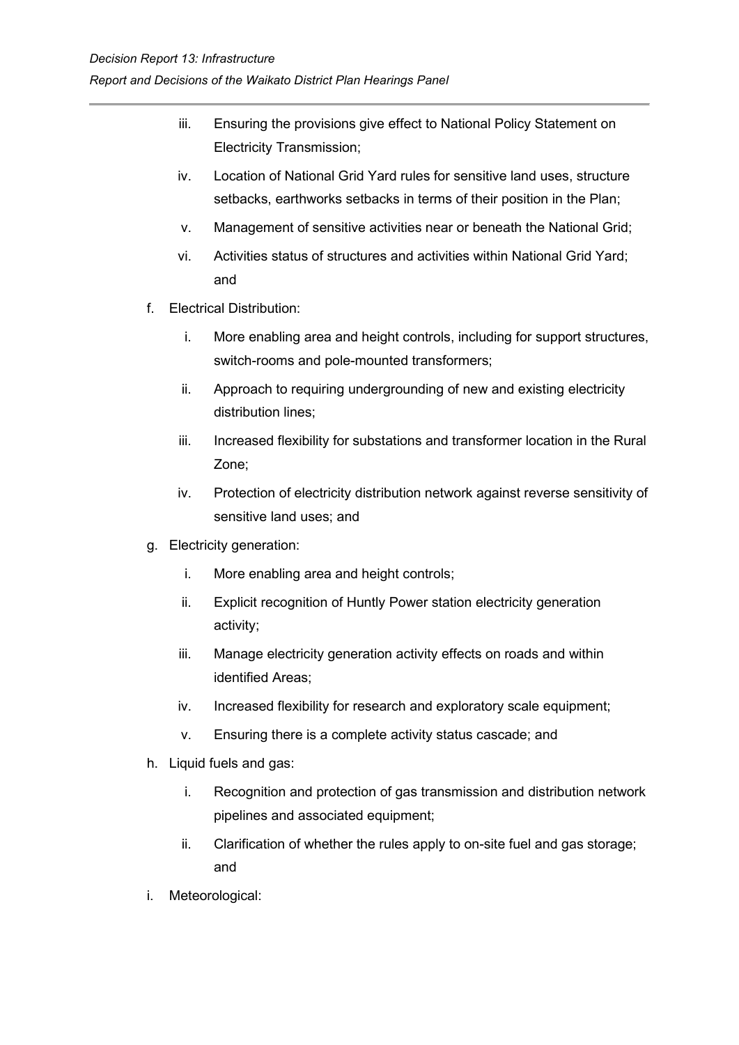- iii. Ensuring the provisions give effect to National Policy Statement on Electricity Transmission;
   - iv. Location of National Grid Yard rules for sensitive land uses, structure setbacks, earthworks setbacks in terms of their position in the Plan;
   - v. Management of sensitive activities near or beneath the National Grid;
   - vi. Activities status of structures and activities within National Grid Yard; and

f. Electrical Distribution:
   - i. More enabling area and height controls, including for support structures, switch-rooms and pole-mounted transformers;
   - ii. Approach to requiring undergrounding of new and existing electricity distribution lines;
   - iii. Increased flexibility for substations and transformer location in the Rural Zone;
   - iv. Protection of electricity distribution network against reverse sensitivity of sensitive land uses; and

g. Electricity generation:
   - i. More enabling area and height controls;
   - ii. Explicit recognition of Huntly Power station electricity generation activity;
   - iii. Manage electricity generation activity effects on roads and within identified Areas;
   - iv. Increased flexibility for research and exploratory scale equipment;
   - v. Ensuring there is a complete activity status cascade; and

h. Liquid fuels and gas:
   - i. Recognition and protection of gas transmission and distribution network pipelines and associated equipment;
   - ii. Clarification of whether the rules apply to on-site fuel and gas storage; and

i. Meteorological: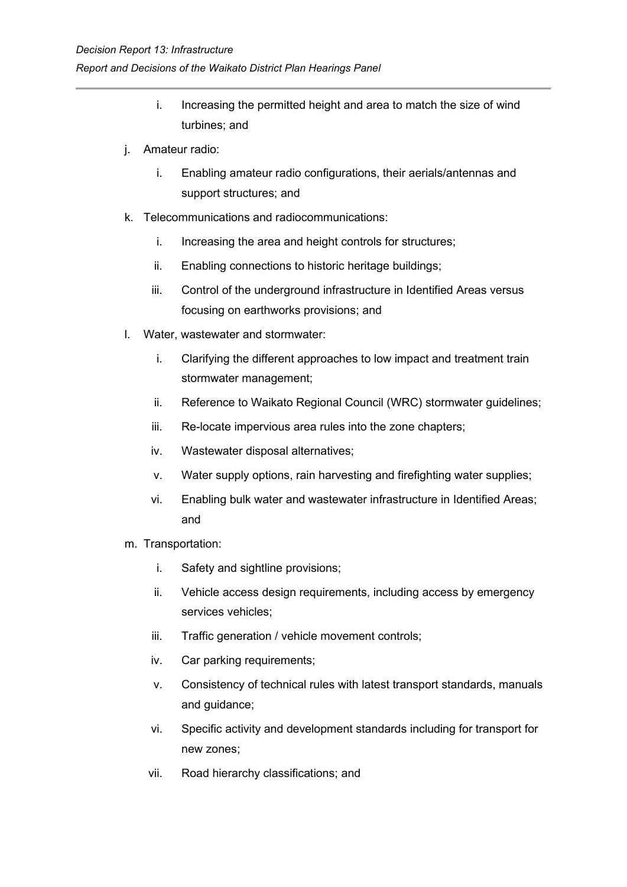i. Increasing the permitted height and area to match the size of wind turbines; and

j. Amateur radio:

   i. Enabling amateur radio configurations, their aerials/antennas and support structures; and

k. Telecommunications and radiocommunications:

   i. Increasing the area and height controls for structures;

   ii. Enabling connections to historic heritage buildings;

   iii. Control of the underground infrastructure in Identified Areas versus focusing on earthworks provisions; and

l. Water, wastewater and stormwater:

   i. Clarifying the different approaches to low impact and treatment train stormwater management;

   ii. Reference to Waikato Regional Council (WRC) stormwater guidelines;

   iii. Re-locate impervious area rules into the zone chapters;

   iv. Wastewater disposal alternatives;

   v. Water supply options, rain harvesting and firefighting water supplies;

   vi. Enabling bulk water and wastewater infrastructure in Identified Areas; and

m. Transportation:

   i. Safety and sightline provisions;

   ii. Vehicle access design requirements, including access by emergency services vehicles;

   iii. Traffic generation / vehicle movement controls;

   iv. Car parking requirements;

   v. Consistency of technical rules with latest transport standards, manuals and guidance;

   vi. Specific activity and development standards including for transport for new zones;

   vii. Road hierarchy classifications; and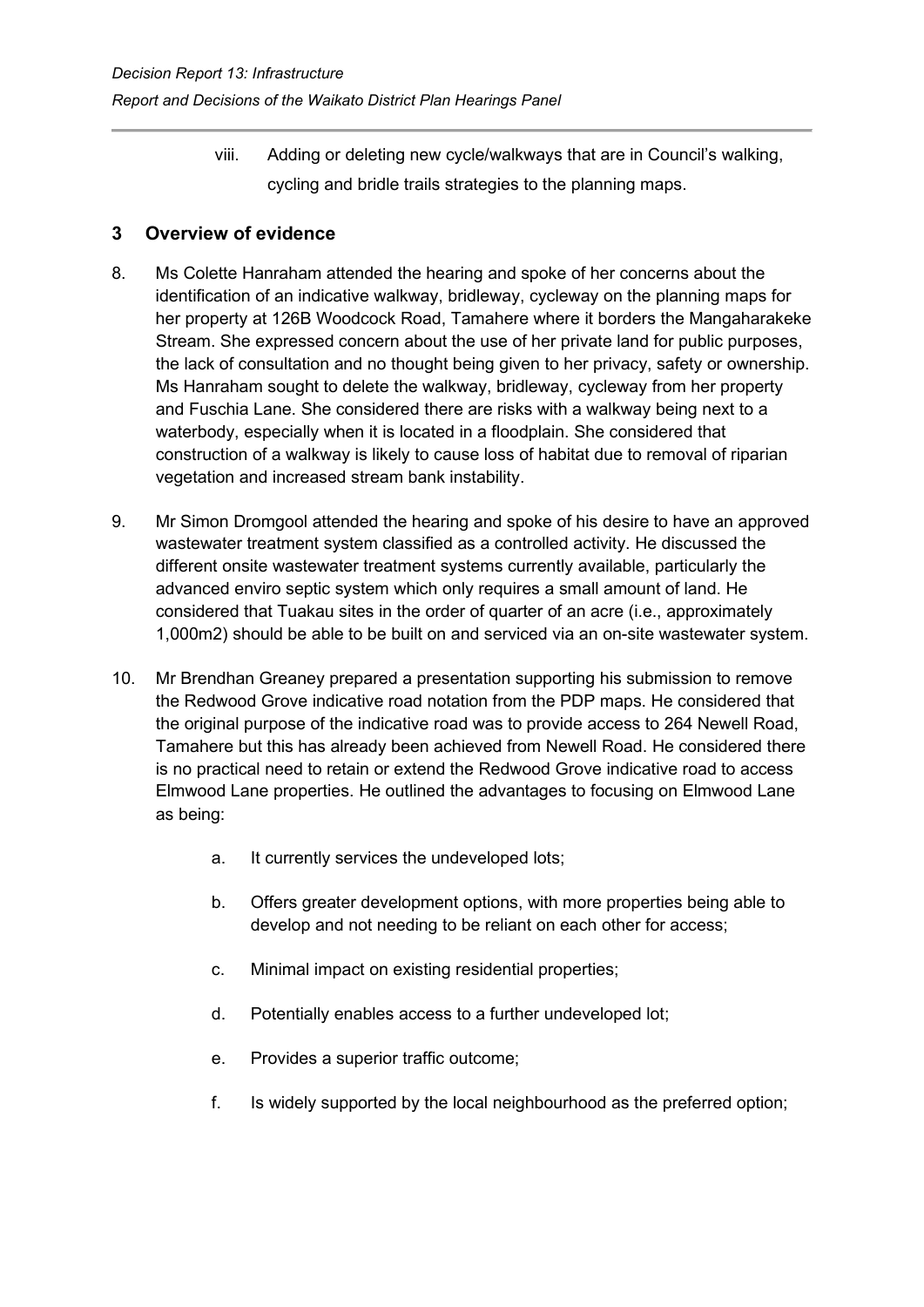viii. Adding or deleting new cycle/walkways that are in Council's walking, cycling and bridle trails strategies to the planning maps.

## 3 Overview of evidence

8. Ms Colette Hanraham attended the hearing and spoke of her concerns about the identification of an indicative walkway, bridleway, cycleway on the planning maps for her property at 126B Woodcock Road, Tamahere where it borders the Mangaharakeke Stream. She expressed concern about the use of her private land for public purposes, the lack of consultation and no thought being given to her privacy, safety or ownership. Ms Hanraham sought to delete the walkway, bridleway, cycleway from her property and Fuschia Lane. She considered there are risks with a walkway being next to a waterbody, especially when it is located in a floodplain. She considered that construction of a walkway is likely to cause loss of habitat due to removal of riparian vegetation and increased stream bank instability.

9. Mr Simon Dromgool attended the hearing and spoke of his desire to have an approved wastewater treatment system classified as a controlled activity. He discussed the different onsite wastewater treatment systems currently available, particularly the advanced enviro septic system which only requires a small amount of land. He considered that Tuakau sites in the order of quarter of an acre (i.e., approximately 1,000m2) should be able to be built on and serviced via an on-site wastewater system.

10. Mr Brendhan Greaney prepared a presentation supporting his submission to remove the Redwood Grove indicative road notation from the PDP maps. He considered that the original purpose of the indicative road was to provide access to 264 Newell Road, Tamahere but this has already been achieved from Newell Road. He considered there is no practical need to retain or extend the Redwood Grove indicative road to access Elmwood Lane properties. He outlined the advantages to focusing on Elmwood Lane as being:

    a. It currently services the undeveloped lots;

    b. Offers greater development options, with more properties being able to develop and not needing to be reliant on each other for access;

    c. Minimal impact on existing residential properties;

    d. Potentially enables access to a further undeveloped lot;

    e. Provides a superior traffic outcome;

    f. Is widely supported by the local neighbourhood as the preferred option;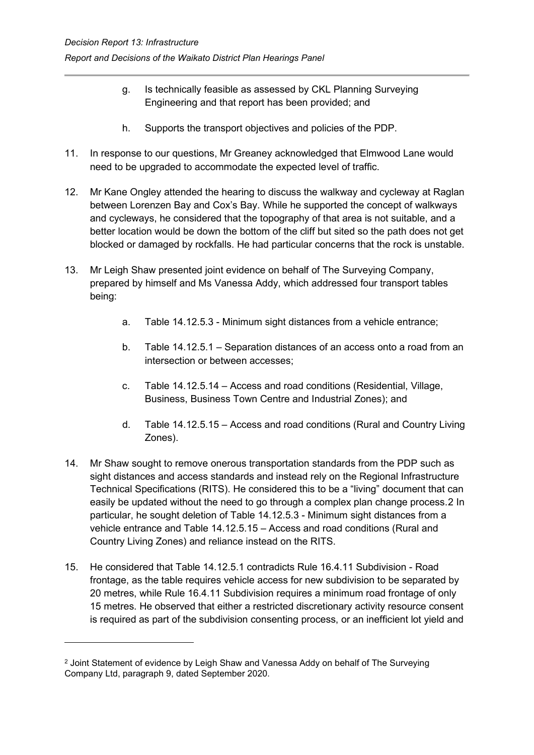g. Is technically feasible as assessed by CKL Planning Surveying Engineering and that report has been provided; and

h. Supports the transport objectives and policies of the PDP.

11. In response to our questions, Mr Greaney acknowledged that Elmwood Lane would need to be upgraded to accommodate the expected level of traffic.

12. Mr Kane Ongley attended the hearing to discuss the walkway and cycleway at Raglan between Lorenzen Bay and Cox's Bay. While he supported the concept of walkways and cycleways, he considered that the topography of that area is not suitable, and a better location would be down the bottom of the cliff but sited so the path does not get blocked or damaged by rockfalls. He had particular concerns that the rock is unstable.

13. Mr Leigh Shaw presented joint evidence on behalf of The Surveying Company, prepared by himself and Ms Vanessa Addy, which addressed four transport tables being:

    a. Table 14.12.5.3 - Minimum sight distances from a vehicle entrance;

    b. Table 14.12.5.1 – Separation distances of an access onto a road from an intersection or between accesses;

    c. Table 14.12.5.14 – Access and road conditions (Residential, Village, Business, Business Town Centre and Industrial Zones); and

    d. Table 14.12.5.15 – Access and road conditions (Rural and Country Living Zones).

14. Mr Shaw sought to remove onerous transportation standards from the PDP such as sight distances and access standards and instead rely on the Regional Infrastructure Technical Specifications (RITS). He considered this to be a "living" document that can easily be updated without the need to go through a complex plan change process.[2] In particular, he sought deletion of Table 14.12.5.3 - Minimum sight distances from a vehicle entrance and Table 14.12.5.15 – Access and road conditions (Rural and Country Living Zones) and reliance instead on the RITS.

15. He considered that Table 14.12.5.1 contradicts Rule 16.4.11 Subdivision - Road frontage, as the table requires vehicle access for new subdivision to be separated by 20 metres, while Rule 16.4.11 Subdivision requires a minimum road frontage of only 15 metres. He observed that either a restricted discretionary activity resource consent is required as part of the subdivision consenting process, or an inefficient lot yield and

[2] Joint Statement of evidence by Leigh Shaw and Vanessa Addy on behalf of The Surveying Company Ltd, paragraph 9, dated September 2020.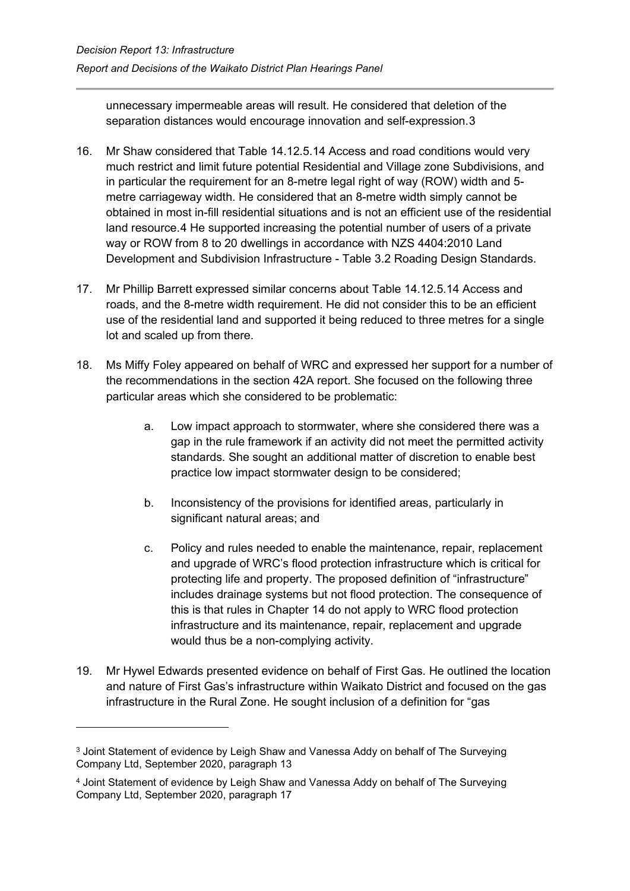unnecessary impermeable areas will result. He considered that deletion of the separation distances would encourage innovation and self-expression.[3]

16. Mr Shaw considered that Table 14.12.5.14 Access and road conditions would very much restrict and limit future potential Residential and Village zone Subdivisions, and in particular the requirement for an 8-metre legal right of way (ROW) width and 5-metre carriageway width. He considered that an 8-metre width simply cannot be obtained in most in-fill residential situations and is not an efficient use of the residential land resource.[4] He supported increasing the potential number of users of a private way or ROW from 8 to 20 dwellings in accordance with NZS 4404:2010 Land Development and Subdivision Infrastructure - Table 3.2 Roading Design Standards.

17. Mr Phillip Barrett expressed similar concerns about Table 14.12.5.14 Access and roads, and the 8-metre width requirement. He did not consider this to be an efficient use of the residential land and supported it being reduced to three metres for a single lot and scaled up from there.

18. Ms Miffy Foley appeared on behalf of WRC and expressed her support for a number of the recommendations in the section 42A report. She focused on the following three particular areas which she considered to be problematic:

    a. Low impact approach to stormwater, where she considered there was a gap in the rule framework if an activity did not meet the permitted activity standards. She sought an additional matter of discretion to enable best practice low impact stormwater design to be considered;

    b. Inconsistency of the provisions for identified areas, particularly in significant natural areas; and

    c. Policy and rules needed to enable the maintenance, repair, replacement and upgrade of WRC's flood protection infrastructure which is critical for protecting life and property. The proposed definition of "infrastructure" includes drainage systems but not flood protection. The consequence of this is that rules in Chapter 14 do not apply to WRC flood protection infrastructure and its maintenance, repair, replacement and upgrade would thus be a non-complying activity.

19. Mr Hywel Edwards presented evidence on behalf of First Gas. He outlined the location and nature of First Gas's infrastructure within Waikato District and focused on the gas infrastructure in the Rural Zone. He sought inclusion of a definition for "gas

---

[3] Joint Statement of evidence by Leigh Shaw and Vanessa Addy on behalf of The Surveying Company Ltd, September 2020, paragraph 13

[4] Joint Statement of evidence by Leigh Shaw and Vanessa Addy on behalf of The Surveying Company Ltd, September 2020, paragraph 17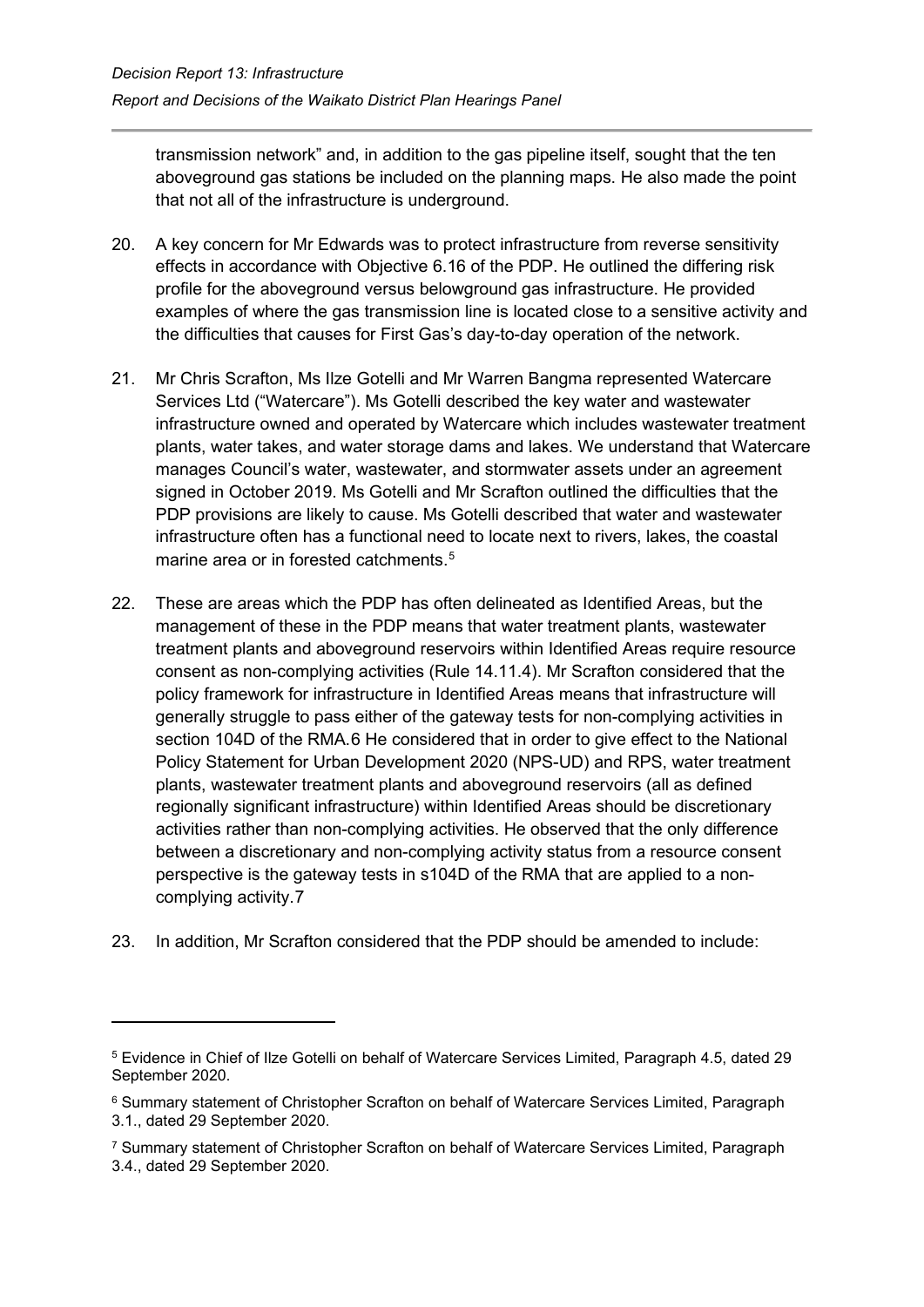transmission network" and, in addition to the gas pipeline itself, sought that the ten aboveground gas stations be included on the planning maps. He also made the point that not all of the infrastructure is underground.

20. A key concern for Mr Edwards was to protect infrastructure from reverse sensitivity effects in accordance with Objective 6.16 of the PDP. He outlined the differing risk profile for the aboveground versus belowground gas infrastructure. He provided examples of where the gas transmission line is located close to a sensitive activity and the difficulties that causes for First Gas's day-to-day operation of the network.

21. Mr Chris Scrafton, Ms Ilze Gotelli and Mr Warren Bangma represented Watercare Services Ltd ("Watercare"). Ms Gotelli described the key water and wastewater infrastructure owned and operated by Watercare which includes wastewater treatment plants, water takes, and water storage dams and lakes. We understand that Watercare manages Council's water, wastewater, and stormwater assets under an agreement signed in October 2019. Ms Gotelli and Mr Scrafton outlined the difficulties that the PDP provisions are likely to cause. Ms Gotelli described that water and wastewater infrastructure often has a functional need to locate next to rivers, lakes, the coastal marine area or in forested catchments.[5]

22. These are areas which the PDP has often delineated as Identified Areas, but the management of these in the PDP means that water treatment plants, wastewater treatment plants and aboveground reservoirs within Identified Areas require resource consent as non-complying activities (Rule 14.11.4). Mr Scrafton considered that the policy framework for infrastructure in Identified Areas means that infrastructure will generally struggle to pass either of the gateway tests for non-complying activities in section 104D of the RMA.[6] He considered that in order to give effect to the National Policy Statement for Urban Development 2020 (NPS-UD) and RPS, water treatment plants, wastewater treatment plants and aboveground reservoirs (all as defined regionally significant infrastructure) within Identified Areas should be discretionary activities rather than non-complying activities. He observed that the only difference between a discretionary and non-complying activity status from a resource consent perspective is the gateway tests in s104D of the RMA that are applied to a non-complying activity.[7]

23. In addition, Mr Scrafton considered that the PDP should be amended to include:

---

[5] Evidence in Chief of Ilze Gotelli on behalf of Watercare Services Limited, Paragraph 4.5, dated 29 September 2020.

[6] Summary statement of Christopher Scrafton on behalf of Watercare Services Limited, Paragraph 3.1., dated 29 September 2020.

[7] Summary statement of Christopher Scrafton on behalf of Watercare Services Limited, Paragraph 3.4., dated 29 September 2020.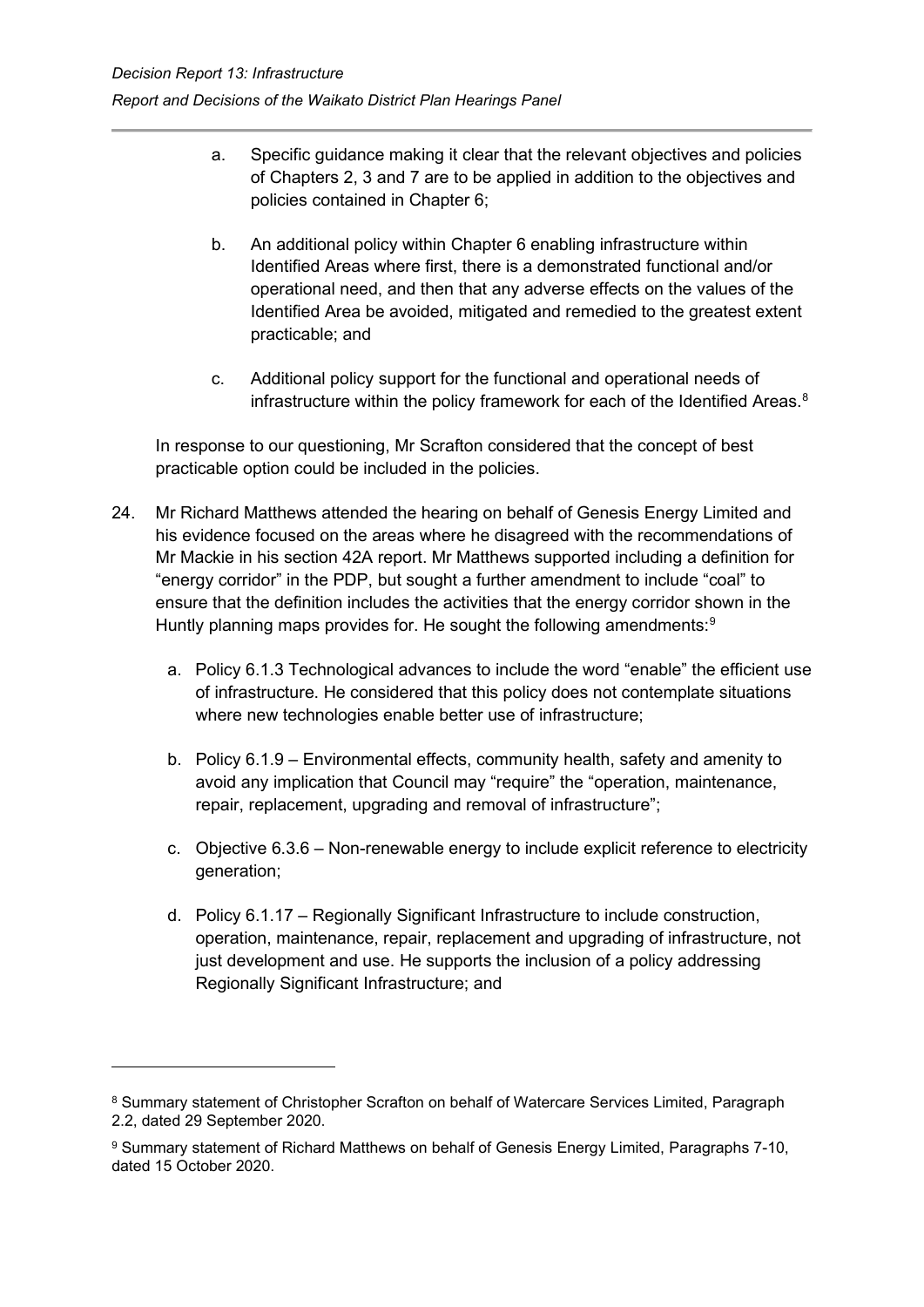a. Specific guidance making it clear that the relevant objectives and policies of Chapters 2, 3 and 7 are to be applied in addition to the objectives and policies contained in Chapter 6;

b. An additional policy within Chapter 6 enabling infrastructure within Identified Areas where first, there is a demonstrated functional and/or operational need, and then that any adverse effects on the values of the Identified Area be avoided, mitigated and remedied to the greatest extent practicable; and

c. Additional policy support for the functional and operational needs of infrastructure within the policy framework for each of the Identified Areas.[8]

In response to our questioning, Mr Scrafton considered that the concept of best practicable option could be included in the policies.

24. Mr Richard Matthews attended the hearing on behalf of Genesis Energy Limited and his evidence focused on the areas where he disagreed with the recommendations of Mr Mackie in his section 42A report. Mr Matthews supported including a definition for "energy corridor" in the PDP, but sought a further amendment to include "coal" to ensure that the definition includes the activities that the energy corridor shown in the Huntly planning maps provides for. He sought the following amendments:[9]

    a. Policy 6.1.3 Technological advances to include the word "enable" the efficient use of infrastructure. He considered that this policy does not contemplate situations where new technologies enable better use of infrastructure;

    b. Policy 6.1.9 – Environmental effects, community health, safety and amenity to avoid any implication that Council may "require" the "operation, maintenance, repair, replacement, upgrading and removal of infrastructure";

    c. Objective 6.3.6 – Non-renewable energy to include explicit reference to electricity generation;

    d. Policy 6.1.17 – Regionally Significant Infrastructure to include construction, operation, maintenance, repair, replacement and upgrading of infrastructure, not just development and use. He supports the inclusion of a policy addressing Regionally Significant Infrastructure; and

---

[8] Summary statement of Christopher Scrafton on behalf of Watercare Services Limited, Paragraph 2.2, dated 29 September 2020.

[9] Summary statement of Richard Matthews on behalf of Genesis Energy Limited, Paragraphs 7-10, dated 15 October 2020.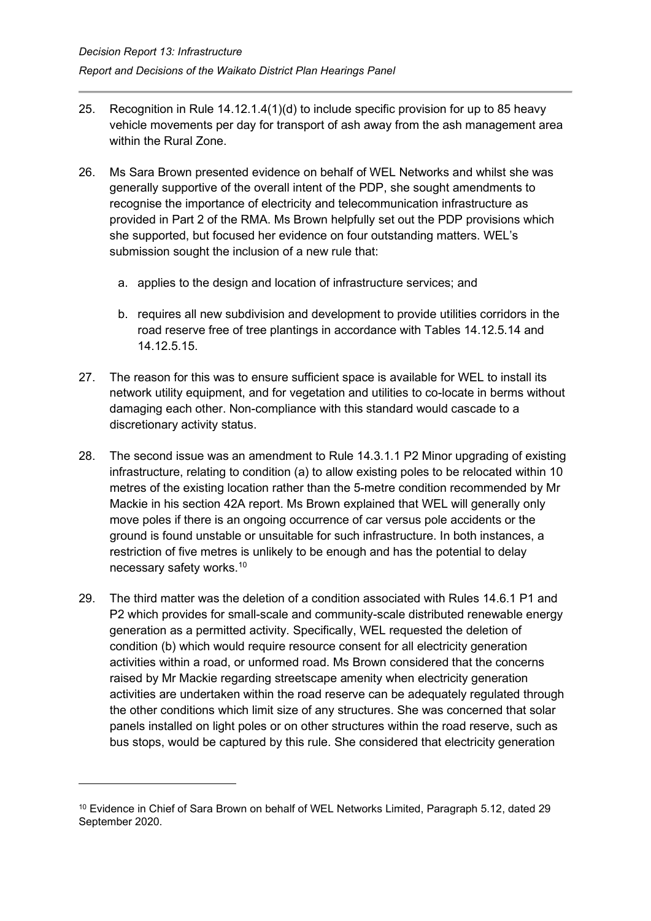25. Recognition in Rule 14.12.1.4(1)(d) to include specific provision for up to 85 heavy vehicle movements per day for transport of ash away from the ash management area within the Rural Zone.

26. Ms Sara Brown presented evidence on behalf of WEL Networks and whilst she was generally supportive of the overall intent of the PDP, she sought amendments to recognise the importance of electricity and telecommunication infrastructure as provided in Part 2 of the RMA. Ms Brown helpfully set out the PDP provisions which she supported, but focused her evidence on four outstanding matters. WEL's submission sought the inclusion of a new rule that:

    a. applies to the design and location of infrastructure services; and

    b. requires all new subdivision and development to provide utilities corridors in the road reserve free of tree plantings in accordance with Tables 14.12.5.14 and 14.12.5.15.

27. The reason for this was to ensure sufficient space is available for WEL to install its network utility equipment, and for vegetation and utilities to co-locate in berms without damaging each other. Non-compliance with this standard would cascade to a discretionary activity status.

28. The second issue was an amendment to Rule 14.3.1.1 P2 Minor upgrading of existing infrastructure, relating to condition (a) to allow existing poles to be relocated within 10 metres of the existing location rather than the 5-metre condition recommended by Mr Mackie in his section 42A report. Ms Brown explained that WEL will generally only move poles if there is an ongoing occurrence of car versus pole accidents or the ground is found unstable or unsuitable for such infrastructure. In both instances, a restriction of five metres is unlikely to be enough and has the potential to delay necessary safety works.[10]

29. The third matter was the deletion of a condition associated with Rules 14.6.1 P1 and P2 which provides for small-scale and community-scale distributed renewable energy generation as a permitted activity. Specifically, WEL requested the deletion of condition (b) which would require resource consent for all electricity generation activities within a road, or unformed road. Ms Brown considered that the concerns raised by Mr Mackie regarding streetscape amenity when electricity generation activities are undertaken within the road reserve can be adequately regulated through the other conditions which limit size of any structures. She was concerned that solar panels installed on light poles or on other structures within the road reserve, such as bus stops, would be captured by this rule. She considered that electricity generation

---

[10] Evidence in Chief of Sara Brown on behalf of WEL Networks Limited, Paragraph 5.12, dated 29 September 2020.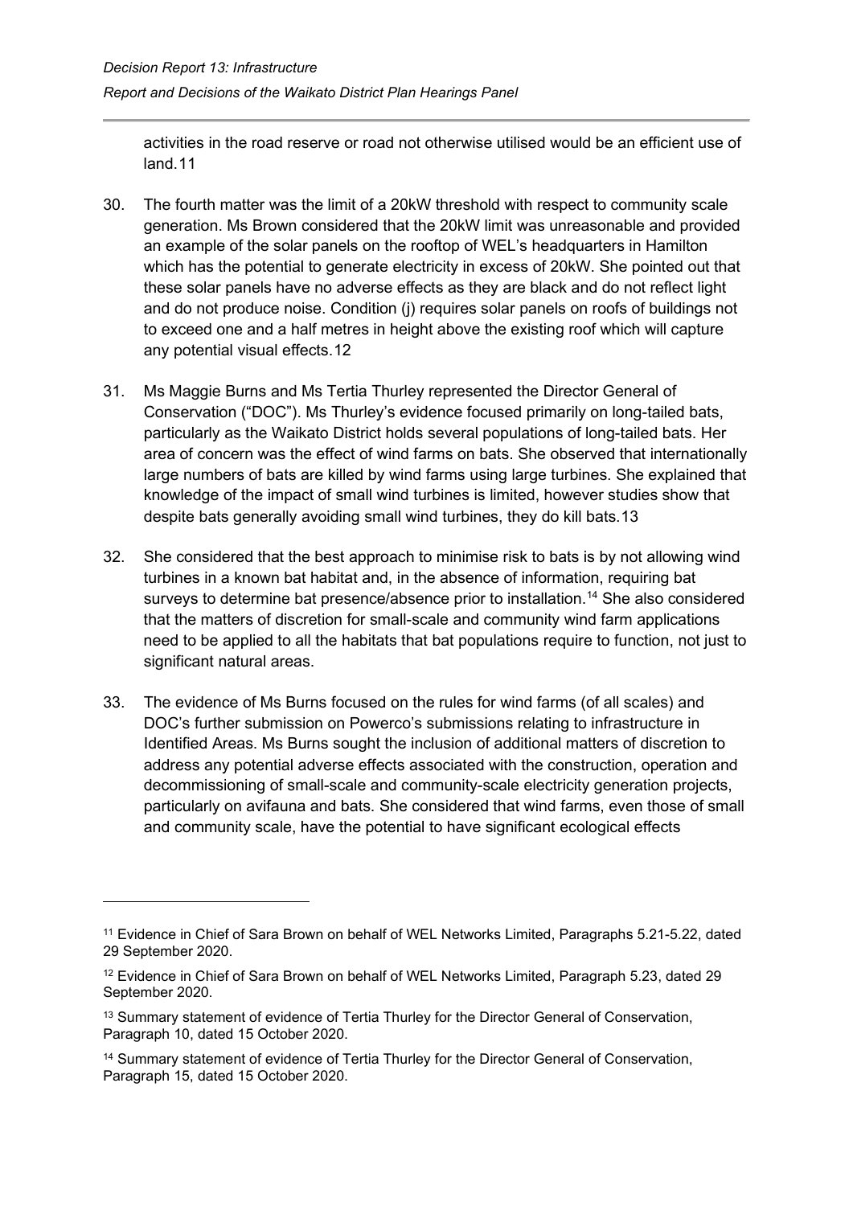activities in the road reserve or road not otherwise utilised would be an efficient use of land.[11]

30. The fourth matter was the limit of a 20kW threshold with respect to community scale generation. Ms Brown considered that the 20kW limit was unreasonable and provided an example of the solar panels on the rooftop of WEL's headquarters in Hamilton which has the potential to generate electricity in excess of 20kW. She pointed out that these solar panels have no adverse effects as they are black and do not reflect light and do not produce noise. Condition (j) requires solar panels on roofs of buildings not to exceed one and a half metres in height above the existing roof which will capture any potential visual effects.[12]

31. Ms Maggie Burns and Ms Tertia Thurley represented the Director General of Conservation ("DOC"). Ms Thurley's evidence focused primarily on long-tailed bats, particularly as the Waikato District holds several populations of long-tailed bats. Her area of concern was the effect of wind farms on bats. She observed that internationally large numbers of bats are killed by wind farms using large turbines. She explained that knowledge of the impact of small wind turbines is limited, however studies show that despite bats generally avoiding small wind turbines, they do kill bats.[13]

32. She considered that the best approach to minimise risk to bats is by not allowing wind turbines in a known bat habitat and, in the absence of information, requiring bat surveys to determine bat presence/absence prior to installation.[14] She also considered that the matters of discretion for small-scale and community wind farm applications need to be applied to all the habitats that bat populations require to function, not just to significant natural areas.

33. The evidence of Ms Burns focused on the rules for wind farms (of all scales) and DOC's further submission on Powerco's submissions relating to infrastructure in Identified Areas. Ms Burns sought the inclusion of additional matters of discretion to address any potential adverse effects associated with the construction, operation and decommissioning of small-scale and community-scale electricity generation projects, particularly on avifauna and bats. She considered that wind farms, even those of small and community scale, have the potential to have significant ecological effects

---

[11] Evidence in Chief of Sara Brown on behalf of WEL Networks Limited, Paragraphs 5.21-5.22, dated 29 September 2020.

[12] Evidence in Chief of Sara Brown on behalf of WEL Networks Limited, Paragraph 5.23, dated 29 September 2020.

[13] Summary statement of evidence of Tertia Thurley for the Director General of Conservation, Paragraph 10, dated 15 October 2020.

[14] Summary statement of evidence of Tertia Thurley for the Director General of Conservation, Paragraph 15, dated 15 October 2020.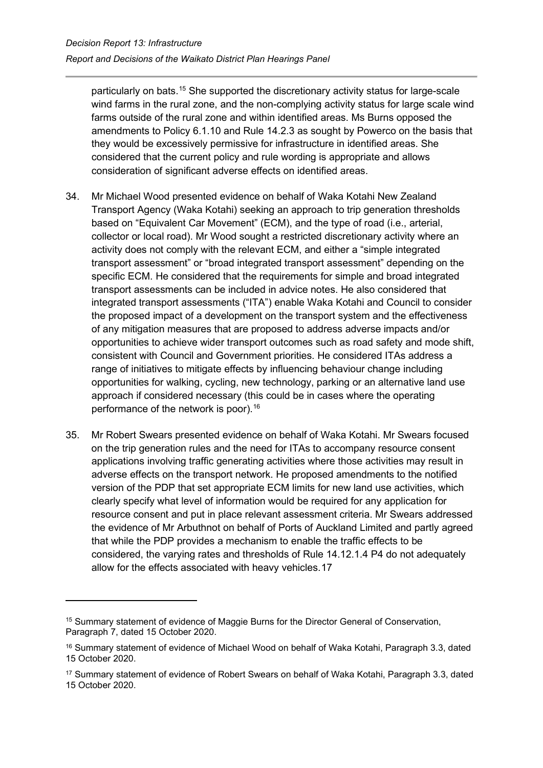particularly on bats.[15] She supported the discretionary activity status for large-scale wind farms in the rural zone, and the non-complying activity status for large scale wind farms outside of the rural zone and within identified areas. Ms Burns opposed the amendments to Policy 6.1.10 and Rule 14.2.3 as sought by Powerco on the basis that they would be excessively permissive for infrastructure in identified areas. She considered that the current policy and rule wording is appropriate and allows consideration of significant adverse effects on identified areas.

34. Mr Michael Wood presented evidence on behalf of Waka Kotahi New Zealand Transport Agency (Waka Kotahi) seeking an approach to trip generation thresholds based on "Equivalent Car Movement" (ECM), and the type of road (i.e., arterial, collector or local road). Mr Wood sought a restricted discretionary activity where an activity does not comply with the relevant ECM, and either a "simple integrated transport assessment" or "broad integrated transport assessment" depending on the specific ECM. He considered that the requirements for simple and broad integrated transport assessments can be included in advice notes. He also considered that integrated transport assessments ("ITA") enable Waka Kotahi and Council to consider the proposed impact of a development on the transport system and the effectiveness of any mitigation measures that are proposed to address adverse impacts and/or opportunities to achieve wider transport outcomes such as road safety and mode shift, consistent with Council and Government priorities. He considered ITAs address a range of initiatives to mitigate effects by influencing behaviour change including opportunities for walking, cycling, new technology, parking or an alternative land use approach if considered necessary (this could be in cases where the operating performance of the network is poor).[16]

35. Mr Robert Swears presented evidence on behalf of Waka Kotahi. Mr Swears focused on the trip generation rules and the need for ITAs to accompany resource consent applications involving traffic generating activities where those activities may result in adverse effects on the transport network. He proposed amendments to the notified version of the PDP that set appropriate ECM limits for new land use activities, which clearly specify what level of information would be required for any application for resource consent and put in place relevant assessment criteria. Mr Swears addressed the evidence of Mr Arbuthnot on behalf of Ports of Auckland Limited and partly agreed that while the PDP provides a mechanism to enable the traffic effects to be considered, the varying rates and thresholds of Rule 14.12.1.4 P4 do not adequately allow for the effects associated with heavy vehicles.[17]

---

[15] Summary statement of evidence of Maggie Burns for the Director General of Conservation, Paragraph 7, dated 15 October 2020.

[16] Summary statement of evidence of Michael Wood on behalf of Waka Kotahi, Paragraph 3.3, dated 15 October 2020.

[17] Summary statement of evidence of Robert Swears on behalf of Waka Kotahi, Paragraph 3.3, dated 15 October 2020.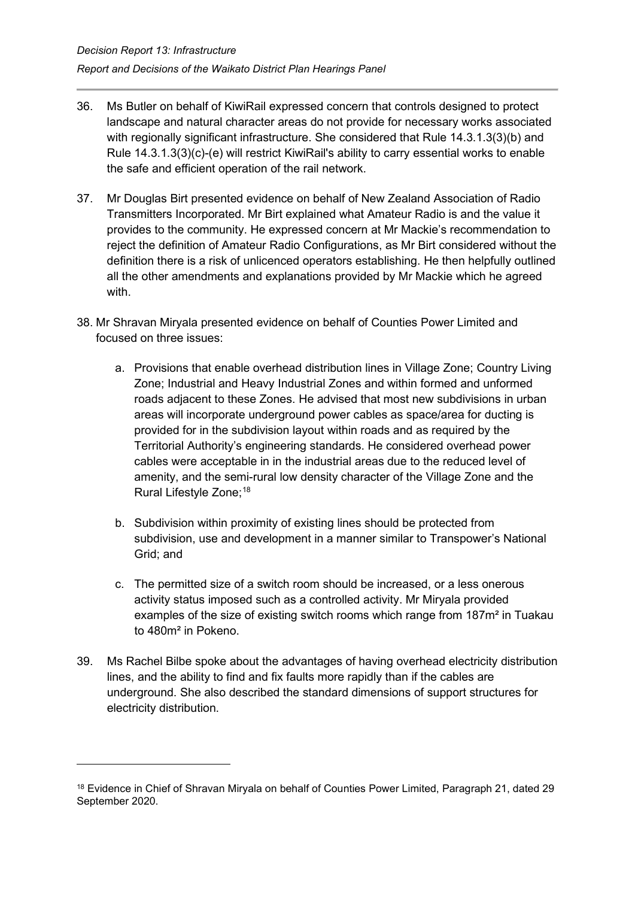36. Ms Butler on behalf of KiwiRail expressed concern that controls designed to protect landscape and natural character areas do not provide for necessary works associated with regionally significant infrastructure. She considered that Rule 14.3.1.3(3)(b) and Rule 14.3.1.3(3)(c)-(e) will restrict KiwiRail's ability to carry essential works to enable the safe and efficient operation of the rail network.

37. Mr Douglas Birt presented evidence on behalf of New Zealand Association of Radio Transmitters Incorporated. Mr Birt explained what Amateur Radio is and the value it provides to the community. He expressed concern at Mr Mackie's recommendation to reject the definition of Amateur Radio Configurations, as Mr Birt considered without the definition there is a risk of unlicenced operators establishing. He then helpfully outlined all the other amendments and explanations provided by Mr Mackie which he agreed with.

38. Mr Shravan Miryala presented evidence on behalf of Counties Power Limited and focused on three issues:

    a. Provisions that enable overhead distribution lines in Village Zone; Country Living Zone; Industrial and Heavy Industrial Zones and within formed and unformed roads adjacent to these Zones. He advised that most new subdivisions in urban areas will incorporate underground power cables as space/area for ducting is provided for in the subdivision layout within roads and as required by the Territorial Authority's engineering standards. He considered overhead power cables were acceptable in in the industrial areas due to the reduced level of amenity, and the semi-rural low density character of the Village Zone and the Rural Lifestyle Zone;[18]

    b. Subdivision within proximity of existing lines should be protected from subdivision, use and development in a manner similar to Transpower's National Grid; and

    c. The permitted size of a switch room should be increased, or a less onerous activity status imposed such as a controlled activity. Mr Miryala provided examples of the size of existing switch rooms which range from 187m² in Tuakau to 480m² in Pokeno.

39. Ms Rachel Bilbe spoke about the advantages of having overhead electricity distribution lines, and the ability to find and fix faults more rapidly than if the cables are underground. She also described the standard dimensions of support structures for electricity distribution.

---

[18] Evidence in Chief of Shravan Miryala on behalf of Counties Power Limited, Paragraph 21, dated 29 September 2020.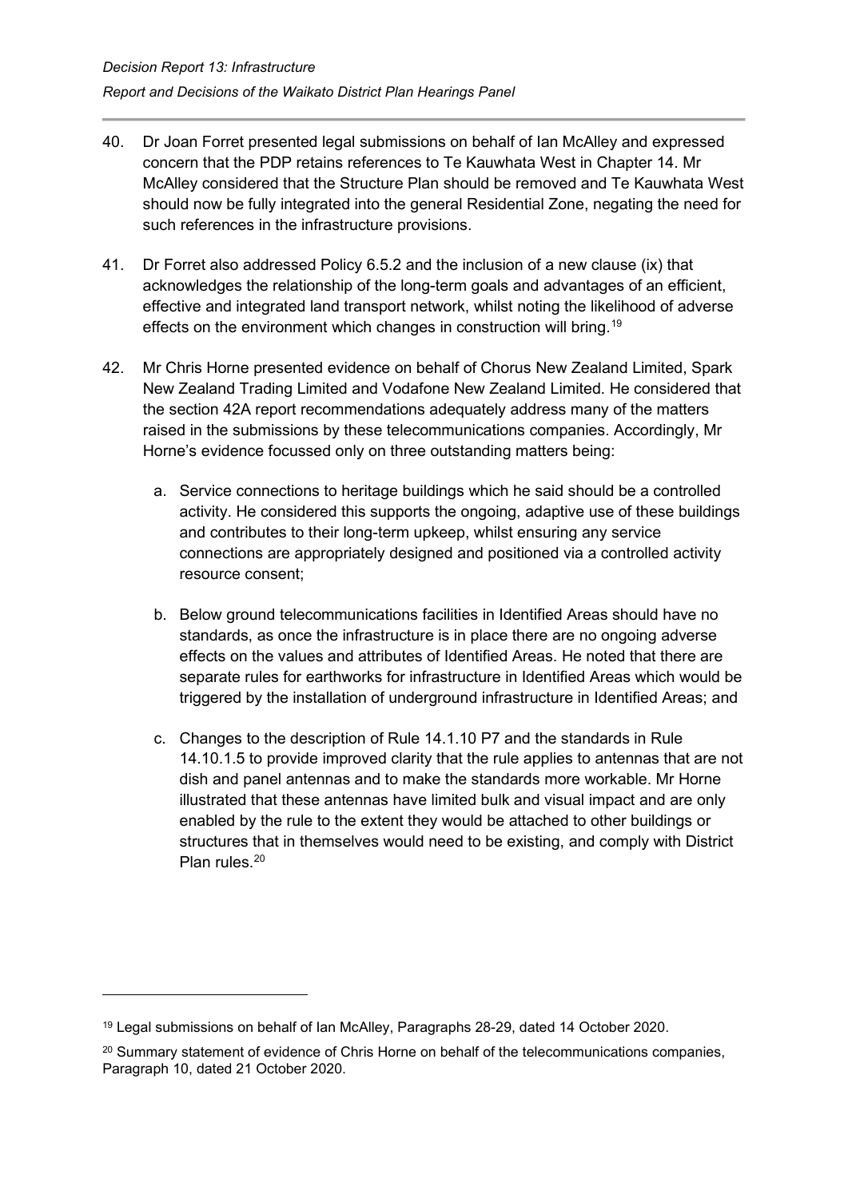40. Dr Joan Forret presented legal submissions on behalf of Ian McAlley and expressed concern that the PDP retains references to Te Kauwhata West in Chapter 14. Mr McAlley considered that the Structure Plan should be removed and Te Kauwhata West should now be fully integrated into the general Residential Zone, negating the need for such references in the infrastructure provisions.

41. Dr Forret also addressed Policy 6.5.2 and the inclusion of a new clause (ix) that acknowledges the relationship of the long-term goals and advantages of an efficient, effective and integrated land transport network, whilst noting the likelihood of adverse effects on the environment which changes in construction will bring.[19]

42. Mr Chris Horne presented evidence on behalf of Chorus New Zealand Limited, Spark New Zealand Trading Limited and Vodafone New Zealand Limited. He considered that the section 42A report recommendations adequately address many of the matters raised in the submissions by these telecommunications companies. Accordingly, Mr Horne's evidence focussed only on three outstanding matters being:

    a. Service connections to heritage buildings which he said should be a controlled activity. He considered this supports the ongoing, adaptive use of these buildings and contributes to their long-term upkeep, whilst ensuring any service connections are appropriately designed and positioned via a controlled activity resource consent;

    b. Below ground telecommunications facilities in Identified Areas should have no standards, as once the infrastructure is in place there are no ongoing adverse effects on the values and attributes of Identified Areas. He noted that there are separate rules for earthworks for infrastructure in Identified Areas which would be triggered by the installation of underground infrastructure in Identified Areas; and

    c. Changes to the description of Rule 14.1.10 P7 and the standards in Rule 14.10.1.5 to provide improved clarity that the rule applies to antennas that are not dish and panel antennas and to make the standards more workable. Mr Horne illustrated that these antennas have limited bulk and visual impact and are only enabled by the rule to the extent they would be attached to other buildings or structures that in themselves would need to be existing, and comply with District Plan rules.[20]

---

[19] Legal submissions on behalf of Ian McAlley, Paragraphs 28-29, dated 14 October 2020.

[20] Summary statement of evidence of Chris Horne on behalf of the telecommunications companies, Paragraph 10, dated 21 October 2020.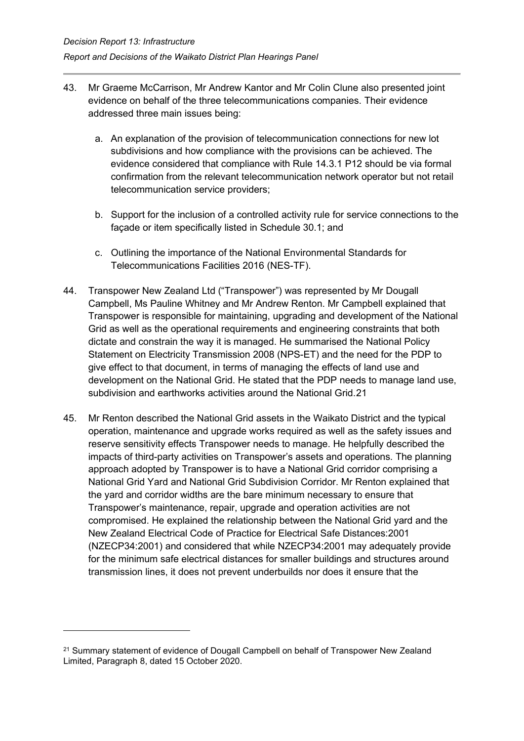43. Mr Graeme McCarrison, Mr Andrew Kantor and Mr Colin Clune also presented joint evidence on behalf of the three telecommunications companies. Their evidence addressed three main issues being:

    a. An explanation of the provision of telecommunication connections for new lot subdivisions and how compliance with the provisions can be achieved. The evidence considered that compliance with Rule 14.3.1 P12 should be via formal confirmation from the relevant telecommunication network operator but not retail telecommunication service providers;

    b. Support for the inclusion of a controlled activity rule for service connections to the façade or item specifically listed in Schedule 30.1; and

    c. Outlining the importance of the National Environmental Standards for Telecommunications Facilities 2016 (NES-TF).

44. Transpower New Zealand Ltd ("Transpower") was represented by Mr Dougall Campbell, Ms Pauline Whitney and Mr Andrew Renton. Mr Campbell explained that Transpower is responsible for maintaining, upgrading and development of the National Grid as well as the operational requirements and engineering constraints that both dictate and constrain the way it is managed. He summarised the National Policy Statement on Electricity Transmission 2008 (NPS-ET) and the need for the PDP to give effect to that document, in terms of managing the effects of land use and development on the National Grid. He stated that the PDP needs to manage land use, subdivision and earthworks activities around the National Grid.[21]

45. Mr Renton described the National Grid assets in the Waikato District and the typical operation, maintenance and upgrade works required as well as the safety issues and reserve sensitivity effects Transpower needs to manage. He helpfully described the impacts of third-party activities on Transpower's assets and operations. The planning approach adopted by Transpower is to have a National Grid corridor comprising a National Grid Yard and National Grid Subdivision Corridor. Mr Renton explained that the yard and corridor widths are the bare minimum necessary to ensure that Transpower's maintenance, repair, upgrade and operation activities are not compromised. He explained the relationship between the National Grid yard and the New Zealand Electrical Code of Practice for Electrical Safe Distances:2001 (NZECP34:2001) and considered that while NZECP34:2001 may adequately provide for the minimum safe electrical distances for smaller buildings and structures around transmission lines, it does not prevent underbuilds nor does it ensure that the

---

[21] Summary statement of evidence of Dougall Campbell on behalf of Transpower New Zealand Limited, Paragraph 8, dated 15 October 2020.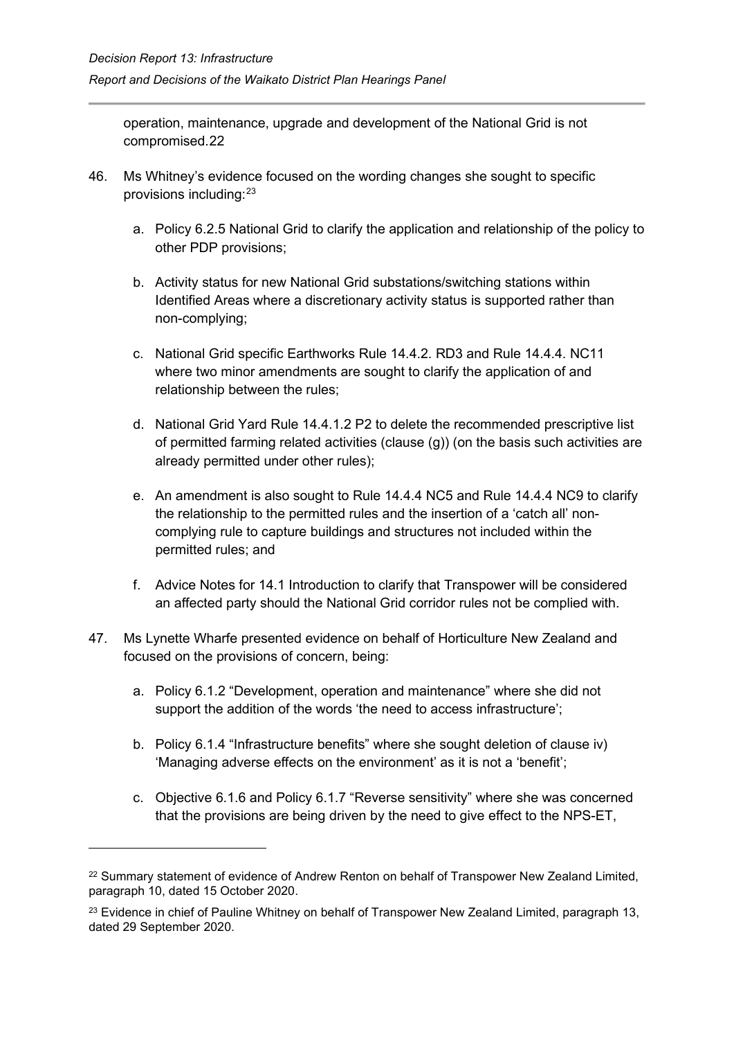operation, maintenance, upgrade and development of the National Grid is not compromised.[22]

46. Ms Whitney's evidence focused on the wording changes she sought to specific provisions including:[23]

    a. Policy 6.2.5 National Grid to clarify the application and relationship of the policy to other PDP provisions;

    b. Activity status for new National Grid substations/switching stations within Identified Areas where a discretionary activity status is supported rather than non-complying;

    c. National Grid specific Earthworks Rule 14.4.2. RD3 and Rule 14.4.4. NC11 where two minor amendments are sought to clarify the application of and relationship between the rules;

    d. National Grid Yard Rule 14.4.1.2 P2 to delete the recommended prescriptive list of permitted farming related activities (clause (g)) (on the basis such activities are already permitted under other rules);

    e. An amendment is also sought to Rule 14.4.4 NC5 and Rule 14.4.4 NC9 to clarify the relationship to the permitted rules and the insertion of a 'catch all' non-complying rule to capture buildings and structures not included within the permitted rules; and

    f. Advice Notes for 14.1 Introduction to clarify that Transpower will be considered an affected party should the National Grid corridor rules not be complied with.

47. Ms Lynette Wharfe presented evidence on behalf of Horticulture New Zealand and focused on the provisions of concern, being:

    a. Policy 6.1.2 "Development, operation and maintenance" where she did not support the addition of the words 'the need to access infrastructure';

    b. Policy 6.1.4 "Infrastructure benefits" where she sought deletion of clause iv) 'Managing adverse effects on the environment' as it is not a 'benefit';

    c. Objective 6.1.6 and Policy 6.1.7 "Reverse sensitivity" where she was concerned that the provisions are being driven by the need to give effect to the NPS-ET,

---

[22] Summary statement of evidence of Andrew Renton on behalf of Transpower New Zealand Limited, paragraph 10, dated 15 October 2020.

[23] Evidence in chief of Pauline Whitney on behalf of Transpower New Zealand Limited, paragraph 13, dated 29 September 2020.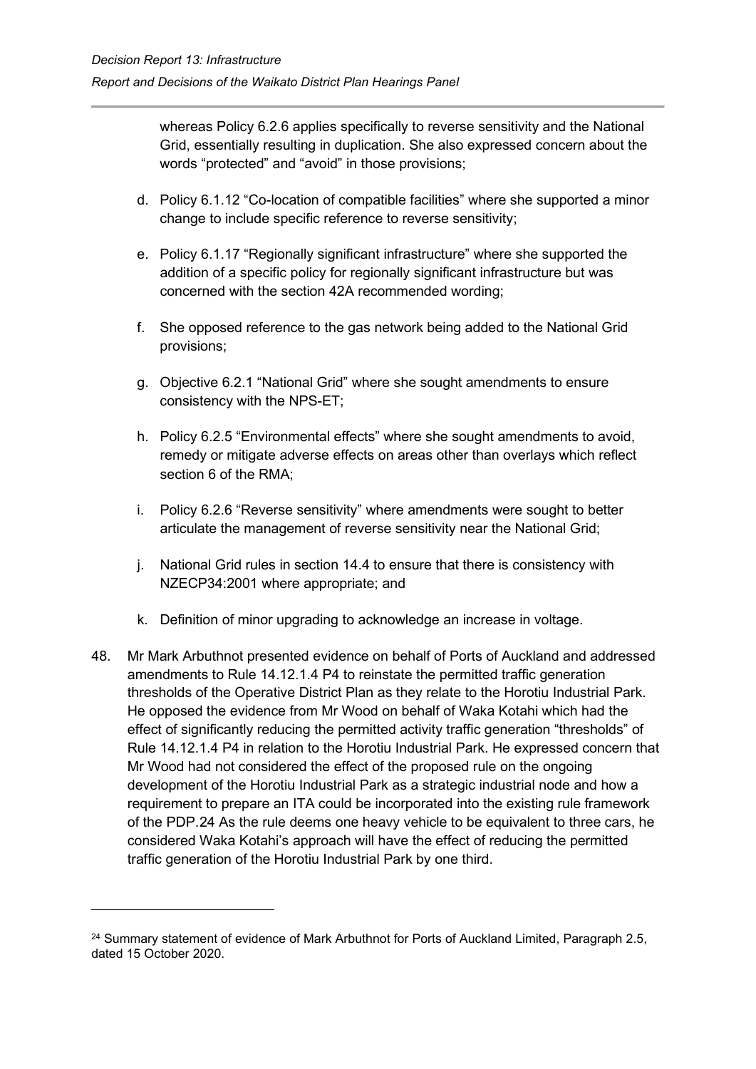whereas Policy 6.2.6 applies specifically to reverse sensitivity and the National Grid, essentially resulting in duplication. She also expressed concern about the words “protected” and “avoid” in those provisions;

d. Policy 6.1.12 “Co-location of compatible facilities” where she supported a minor change to include specific reference to reverse sensitivity;

e. Policy 6.1.17 “Regionally significant infrastructure” where she supported the addition of a specific policy for regionally significant infrastructure but was concerned with the section 42A recommended wording;

f. She opposed reference to the gas network being added to the National Grid provisions;

g. Objective 6.2.1 “National Grid” where she sought amendments to ensure consistency with the NPS-ET;

h. Policy 6.2.5 “Environmental effects” where she sought amendments to avoid, remedy or mitigate adverse effects on areas other than overlays which reflect section 6 of the RMA;

i. Policy 6.2.6 “Reverse sensitivity” where amendments were sought to better articulate the management of reverse sensitivity near the National Grid;

j. National Grid rules in section 14.4 to ensure that there is consistency with NZECP34:2001 where appropriate; and

k. Definition of minor upgrading to acknowledge an increase in voltage.

48. Mr Mark Arbuthnot presented evidence on behalf of Ports of Auckland and addressed amendments to Rule 14.12.1.4 P4 to reinstate the permitted traffic generation thresholds of the Operative District Plan as they relate to the Horotiu Industrial Park. He opposed the evidence from Mr Wood on behalf of Waka Kotahi which had the effect of significantly reducing the permitted activity traffic generation “thresholds” of Rule 14.12.1.4 P4 in relation to the Horotiu Industrial Park. He expressed concern that Mr Wood had not considered the effect of the proposed rule on the ongoing development of the Horotiu Industrial Park as a strategic industrial node and how a requirement to prepare an ITA could be incorporated into the existing rule framework of the PDP.[24] As the rule deems one heavy vehicle to be equivalent to three cars, he considered Waka Kotahi’s approach will have the effect of reducing the permitted traffic generation of the Horotiu Industrial Park by one third.

[24] Summary statement of evidence of Mark Arbuthnot for Ports of Auckland Limited, Paragraph 2.5, dated 15 October 2020.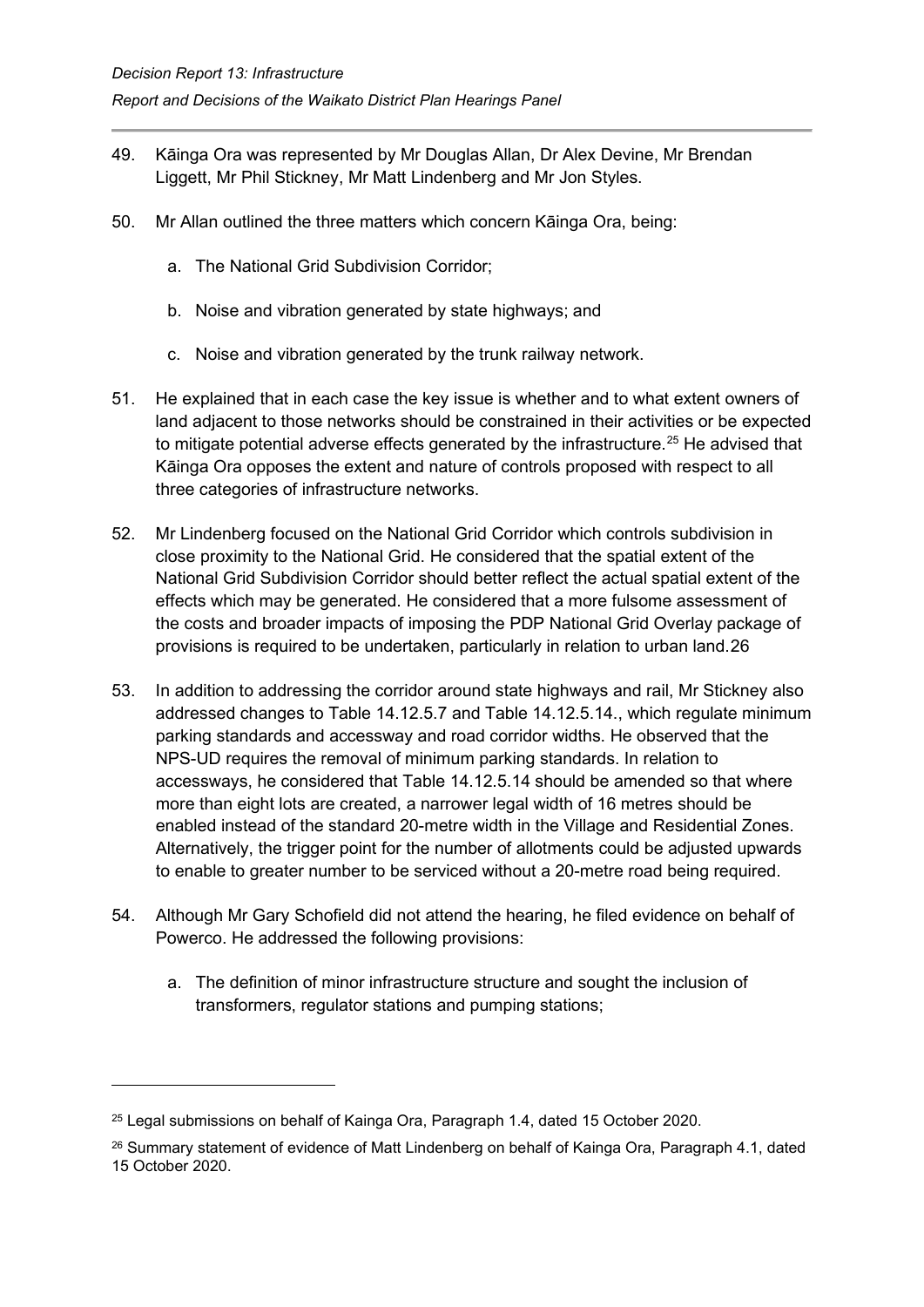49. Kāinga Ora was represented by Mr Douglas Allan, Dr Alex Devine, Mr Brendan Liggett, Mr Phil Stickney, Mr Matt Lindenberg and Mr Jon Styles.

50. Mr Allan outlined the three matters which concern Kāinga Ora, being:

    a. The National Grid Subdivision Corridor;

    b. Noise and vibration generated by state highways; and

    c. Noise and vibration generated by the trunk railway network.

51. He explained that in each case the key issue is whether and to what extent owners of land adjacent to those networks should be constrained in their activities or be expected to mitigate potential adverse effects generated by the infrastructure.[25] He advised that Kāinga Ora opposes the extent and nature of controls proposed with respect to all three categories of infrastructure networks.

52. Mr Lindenberg focused on the National Grid Corridor which controls subdivision in close proximity to the National Grid. He considered that the spatial extent of the National Grid Subdivision Corridor should better reflect the actual spatial extent of the effects which may be generated. He considered that a more fulsome assessment of the costs and broader impacts of imposing the PDP National Grid Overlay package of provisions is required to be undertaken, particularly in relation to urban land.26

53. In addition to addressing the corridor around state highways and rail, Mr Stickney also addressed changes to Table 14.12.5.7 and Table 14.12.5.14., which regulate minimum parking standards and accessway and road corridor widths. He observed that the NPS-UD requires the removal of minimum parking standards. In relation to accessways, he considered that Table 14.12.5.14 should be amended so that where more than eight lots are created, a narrower legal width of 16 metres should be enabled instead of the standard 20-metre width in the Village and Residential Zones. Alternatively, the trigger point for the number of allotments could be adjusted upwards to enable to greater number to be serviced without a 20-metre road being required.

54. Although Mr Gary Schofield did not attend the hearing, he filed evidence on behalf of Powerco. He addressed the following provisions:

    a. The definition of minor infrastructure structure and sought the inclusion of transformers, regulator stations and pumping stations;

---

[25] Legal submissions on behalf of Kainga Ora, Paragraph 1.4, dated 15 October 2020.

[26] Summary statement of evidence of Matt Lindenberg on behalf of Kainga Ora, Paragraph 4.1, dated 15 October 2020.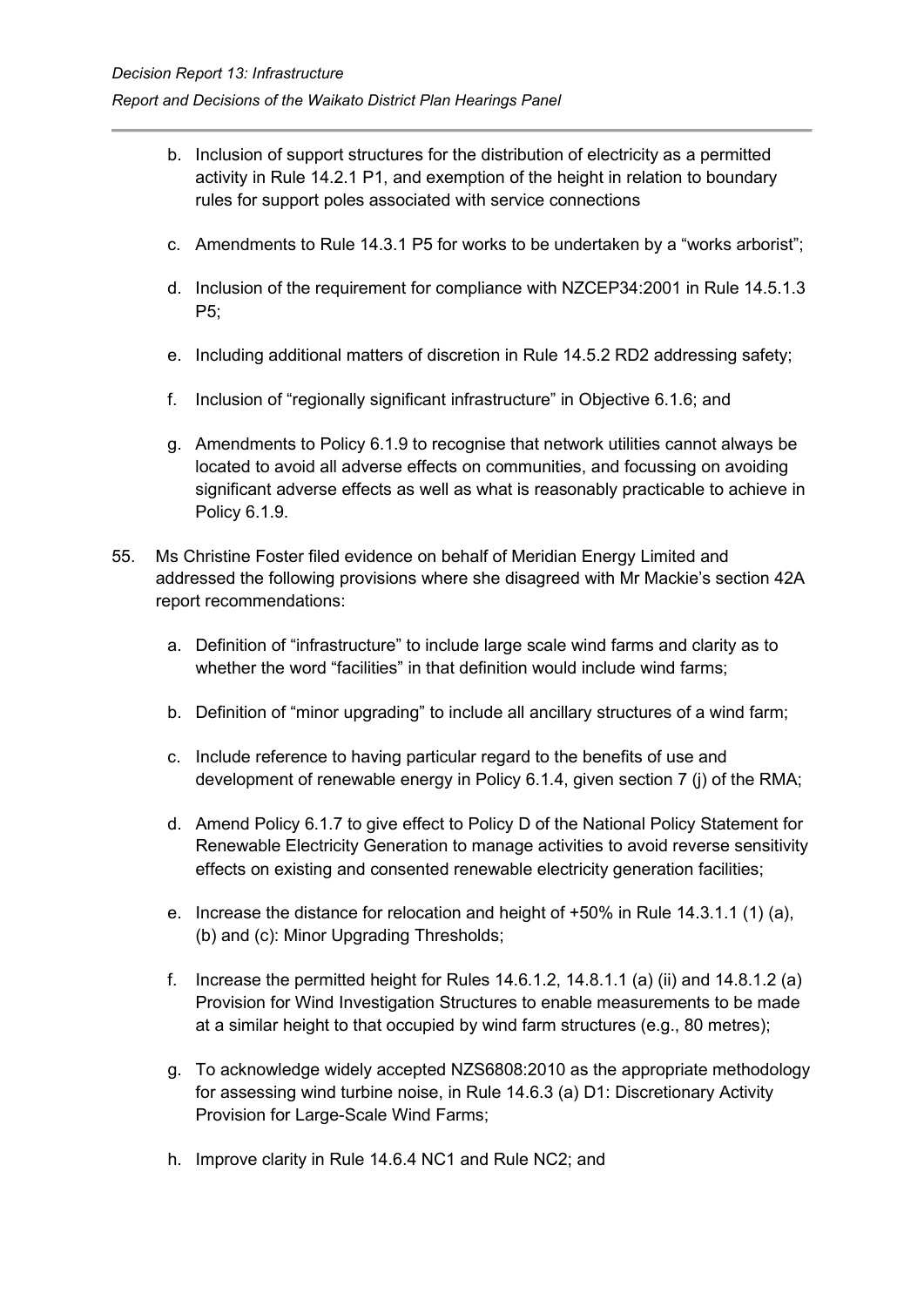b. Inclusion of support structures for the distribution of electricity as a permitted activity in Rule 14.2.1 P1, and exemption of the height in relation to boundary rules for support poles associated with service connections

c. Amendments to Rule 14.3.1 P5 for works to be undertaken by a "works arborist";

d. Inclusion of the requirement for compliance with NZCEP34:2001 in Rule 14.5.1.3 P5;

e. Including additional matters of discretion in Rule 14.5.2 RD2 addressing safety;

f. Inclusion of "regionally significant infrastructure" in Objective 6.1.6; and

g. Amendments to Policy 6.1.9 to recognise that network utilities cannot always be located to avoid all adverse effects on communities, and focussing on avoiding significant adverse effects as well as what is reasonably practicable to achieve in Policy 6.1.9.

55. Ms Christine Foster filed evidence on behalf of Meridian Energy Limited and addressed the following provisions where she disagreed with Mr Mackie's section 42A report recommendations:

    a. Definition of "infrastructure" to include large scale wind farms and clarity as to whether the word "facilities" in that definition would include wind farms;

    b. Definition of "minor upgrading" to include all ancillary structures of a wind farm;

    c. Include reference to having particular regard to the benefits of use and development of renewable energy in Policy 6.1.4, given section 7 (j) of the RMA;

    d. Amend Policy 6.1.7 to give effect to Policy D of the National Policy Statement for Renewable Electricity Generation to manage activities to avoid reverse sensitivity effects on existing and consented renewable electricity generation facilities;

    e. Increase the distance for relocation and height of +50% in Rule 14.3.1.1 (1) (a), (b) and (c): Minor Upgrading Thresholds;

    f. Increase the permitted height for Rules 14.6.1.2, 14.8.1.1 (a) (ii) and 14.8.1.2 (a) Provision for Wind Investigation Structures to enable measurements to be made at a similar height to that occupied by wind farm structures (e.g., 80 metres);

    g. To acknowledge widely accepted NZS6808:2010 as the appropriate methodology for assessing wind turbine noise, in Rule 14.6.3 (a) D1: Discretionary Activity Provision for Large-Scale Wind Farms;

    h. Improve clarity in Rule 14.6.4 NC1 and Rule NC2; and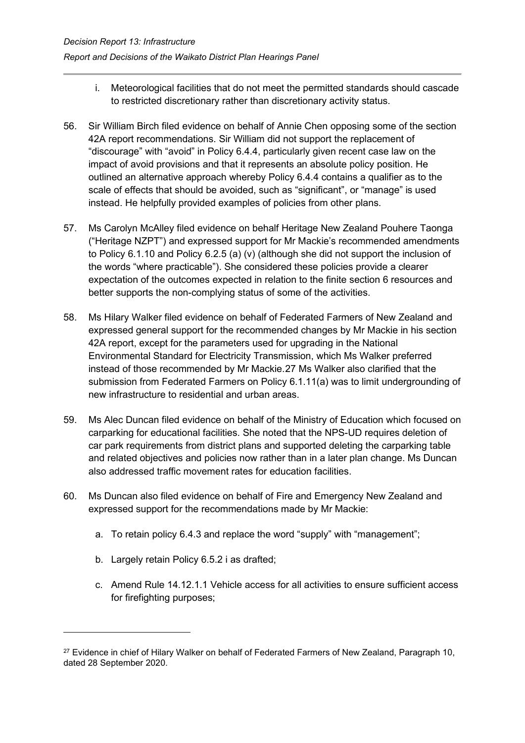i. Meteorological facilities that do not meet the permitted standards should cascade to restricted discretionary rather than discretionary activity status.

56. Sir William Birch filed evidence on behalf of Annie Chen opposing some of the section 42A report recommendations. Sir William did not support the replacement of "discourage" with "avoid" in Policy 6.4.4, particularly given recent case law on the impact of avoid provisions and that it represents an absolute policy position. He outlined an alternative approach whereby Policy 6.4.4 contains a qualifier as to the scale of effects that should be avoided, such as "significant", or "manage" is used instead. He helpfully provided examples of policies from other plans.

57. Ms Carolyn McAlley filed evidence on behalf Heritage New Zealand Pouhere Taonga ("Heritage NZPT") and expressed support for Mr Mackie's recommended amendments to Policy 6.1.10 and Policy 6.2.5 (a) (v) (although she did not support the inclusion of the words "where practicable"). She considered these policies provide a clearer expectation of the outcomes expected in relation to the finite section 6 resources and better supports the non-complying status of some of the activities.

58. Ms Hilary Walker filed evidence on behalf of Federated Farmers of New Zealand and expressed general support for the recommended changes by Mr Mackie in his section 42A report, except for the parameters used for upgrading in the National Environmental Standard for Electricity Transmission, which Ms Walker preferred instead of those recommended by Mr Mackie.[27] Ms Walker also clarified that the submission from Federated Farmers on Policy 6.1.11(a) was to limit undergrounding of new infrastructure to residential and urban areas.

59. Ms Alec Duncan filed evidence on behalf of the Ministry of Education which focused on carparking for educational facilities. She noted that the NPS-UD requires deletion of car park requirements from district plans and supported deleting the carparking table and related objectives and policies now rather than in a later plan change. Ms Duncan also addressed traffic movement rates for education facilities.

60. Ms Duncan also filed evidence on behalf of Fire and Emergency New Zealand and expressed support for the recommendations made by Mr Mackie:

    a. To retain policy 6.4.3 and replace the word "supply" with "management";

    b. Largely retain Policy 6.5.2 i as drafted;

    c. Amend Rule 14.12.1.1 Vehicle access for all activities to ensure sufficient access for firefighting purposes;

---

[27] Evidence in chief of Hilary Walker on behalf of Federated Farmers of New Zealand, Paragraph 10, dated 28 September 2020.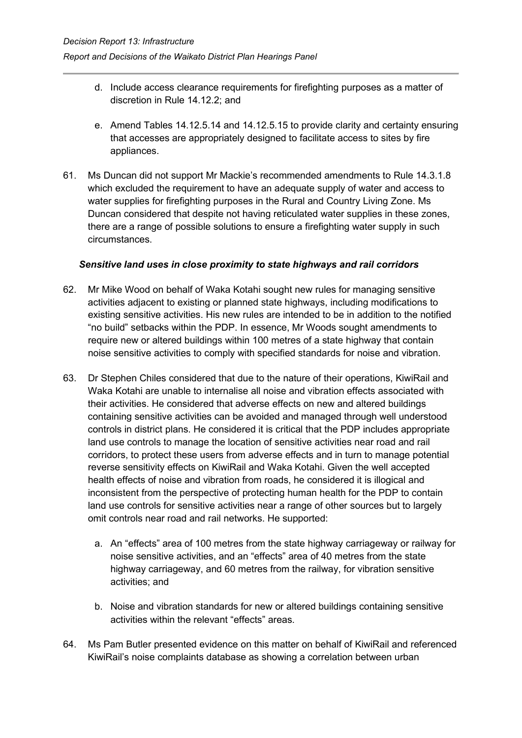d. Include access clearance requirements for firefighting purposes as a matter of discretion in Rule 14.12.2; and

e. Amend Tables 14.12.5.14 and 14.12.5.15 to provide clarity and certainty ensuring that accesses are appropriately designed to facilitate access to sites by fire appliances.

61. Ms Duncan did not support Mr Mackie's recommended amendments to Rule 14.3.1.8 which excluded the requirement to have an adequate supply of water and access to water supplies for firefighting purposes in the Rural and Country Living Zone. Ms Duncan considered that despite not having reticulated water supplies in these zones, there are a range of possible solutions to ensure a firefighting water supply in such circumstances.

### *Sensitive land uses in close proximity to state highways and rail corridors*

62. Mr Mike Wood on behalf of Waka Kotahi sought new rules for managing sensitive activities adjacent to existing or planned state highways, including modifications to existing sensitive activities. His new rules are intended to be in addition to the notified "no build" setbacks within the PDP. In essence, Mr Woods sought amendments to require new or altered buildings within 100 metres of a state highway that contain noise sensitive activities to comply with specified standards for noise and vibration.

63. Dr Stephen Chiles considered that due to the nature of their operations, KiwiRail and Waka Kotahi are unable to internalise all noise and vibration effects associated with their activities. He considered that adverse effects on new and altered buildings containing sensitive activities can be avoided and managed through well understood controls in district plans. He considered it is critical that the PDP includes appropriate land use controls to manage the location of sensitive activities near road and rail corridors, to protect these users from adverse effects and in turn to manage potential reverse sensitivity effects on KiwiRail and Waka Kotahi. Given the well accepted health effects of noise and vibration from roads, he considered it is illogical and inconsistent from the perspective of protecting human health for the PDP to contain land use controls for sensitive activities near a range of other sources but to largely omit controls near road and rail networks. He supported:

a. An "effects" area of 100 metres from the state highway carriageway or railway for noise sensitive activities, and an "effects" area of 40 metres from the state highway carriageway, and 60 metres from the railway, for vibration sensitive activities; and

b. Noise and vibration standards for new or altered buildings containing sensitive activities within the relevant "effects" areas.

64. Ms Pam Butler presented evidence on this matter on behalf of KiwiRail and referenced KiwiRail's noise complaints database as showing a correlation between urban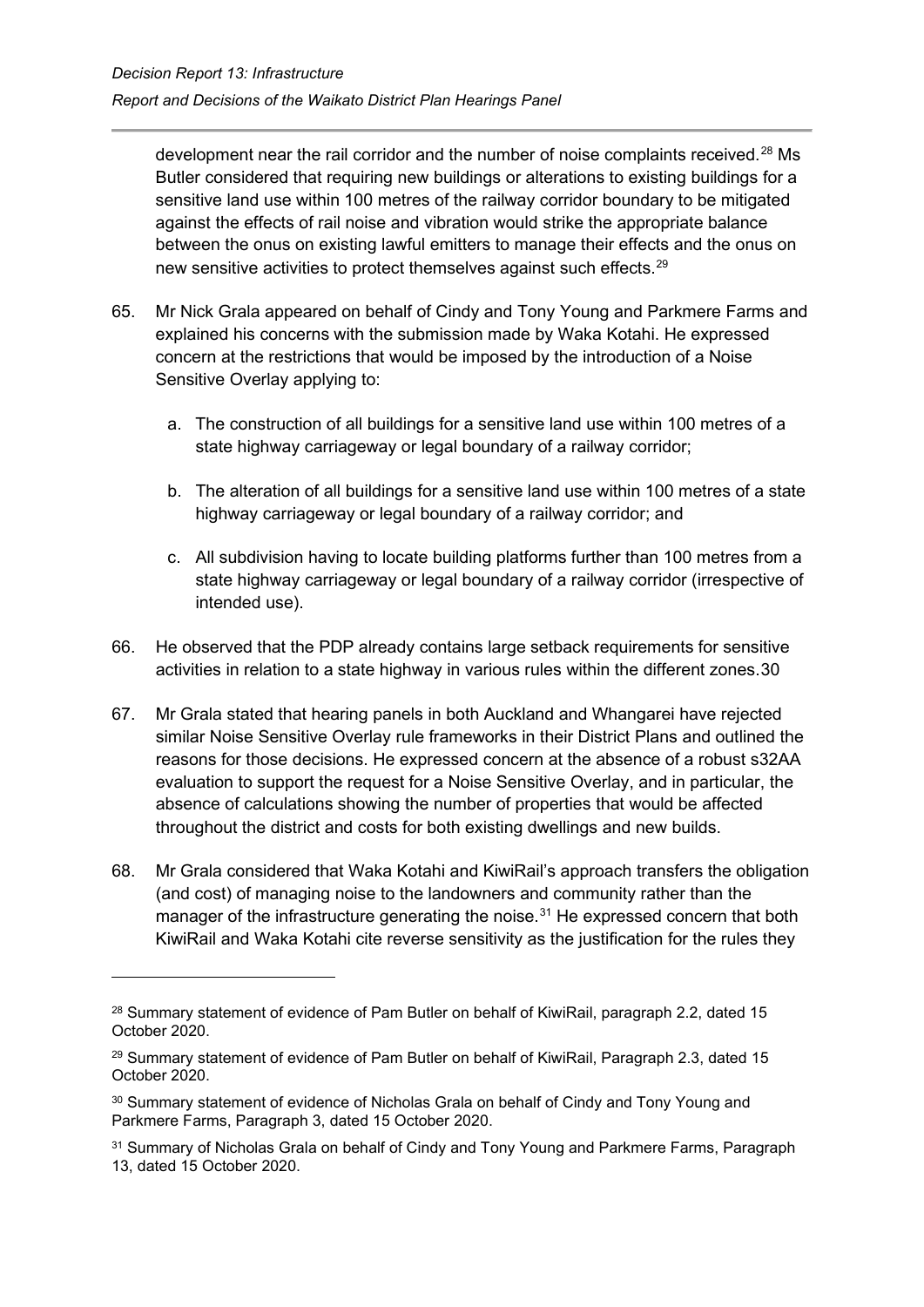development near the rail corridor and the number of noise complaints received.[28] Ms Butler considered that requiring new buildings or alterations to existing buildings for a sensitive land use within 100 metres of the railway corridor boundary to be mitigated against the effects of rail noise and vibration would strike the appropriate balance between the onus on existing lawful emitters to manage their effects and the onus on new sensitive activities to protect themselves against such effects.[29]

65. Mr Nick Grala appeared on behalf of Cindy and Tony Young and Parkmere Farms and explained his concerns with the submission made by Waka Kotahi. He expressed concern at the restrictions that would be imposed by the introduction of a Noise Sensitive Overlay applying to:

    a. The construction of all buildings for a sensitive land use within 100 metres of a state highway carriageway or legal boundary of a railway corridor;

    b. The alteration of all buildings for a sensitive land use within 100 metres of a state highway carriageway or legal boundary of a railway corridor; and

    c. All subdivision having to locate building platforms further than 100 metres from a state highway carriageway or legal boundary of a railway corridor (irrespective of intended use).

66. He observed that the PDP already contains large setback requirements for sensitive activities in relation to a state highway in various rules within the different zones.30

67. Mr Grala stated that hearing panels in both Auckland and Whangarei have rejected similar Noise Sensitive Overlay rule frameworks in their District Plans and outlined the reasons for those decisions. He expressed concern at the absence of a robust s32AA evaluation to support the request for a Noise Sensitive Overlay, and in particular, the absence of calculations showing the number of properties that would be affected throughout the district and costs for both existing dwellings and new builds.

68. Mr Grala considered that Waka Kotahi and KiwiRail's approach transfers the obligation (and cost) of managing noise to the landowners and community rather than the manager of the infrastructure generating the noise.[31] He expressed concern that both KiwiRail and Waka Kotahi cite reverse sensitivity as the justification for the rules they

---

[28] Summary statement of evidence of Pam Butler on behalf of KiwiRail, paragraph 2.2, dated 15 October 2020.

[29] Summary statement of evidence of Pam Butler on behalf of KiwiRail, Paragraph 2.3, dated 15 October 2020.

[30] Summary statement of evidence of Nicholas Grala on behalf of Cindy and Tony Young and Parkmere Farms, Paragraph 3, dated 15 October 2020.

[31] Summary of Nicholas Grala on behalf of Cindy and Tony Young and Parkmere Farms, Paragraph 13, dated 15 October 2020.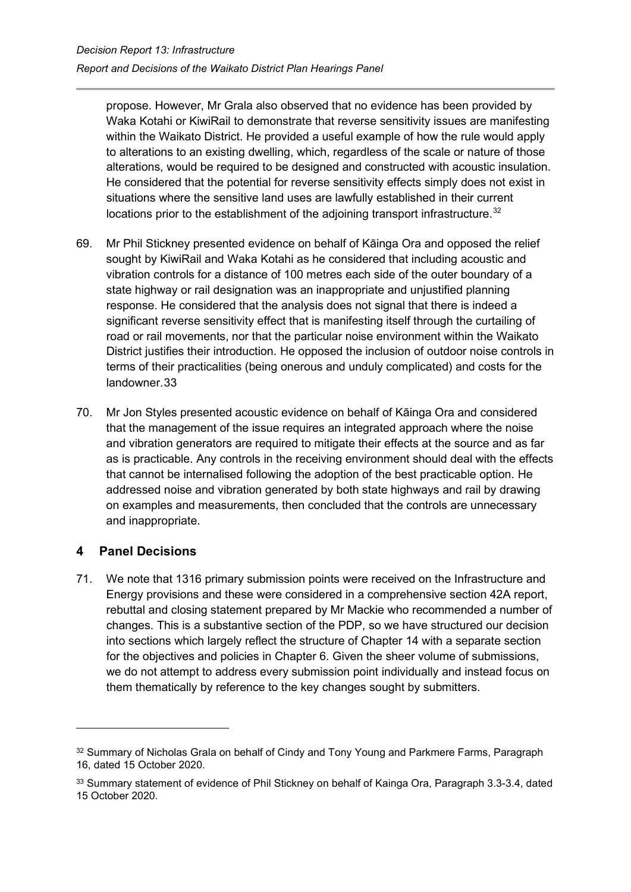propose. However, Mr Grala also observed that no evidence has been provided by Waka Kotahi or KiwiRail to demonstrate that reverse sensitivity issues are manifesting within the Waikato District. He provided a useful example of how the rule would apply to alterations to an existing dwelling, which, regardless of the scale or nature of those alterations, would be required to be designed and constructed with acoustic insulation. He considered that the potential for reverse sensitivity effects simply does not exist in situations where the sensitive land uses are lawfully established in their current locations prior to the establishment of the adjoining transport infrastructure.[32]

69. Mr Phil Stickney presented evidence on behalf of Kāinga Ora and opposed the relief sought by KiwiRail and Waka Kotahi as he considered that including acoustic and vibration controls for a distance of 100 metres each side of the outer boundary of a state highway or rail designation was an inappropriate and unjustified planning response. He considered that the analysis does not signal that there is indeed a significant reverse sensitivity effect that is manifesting itself through the curtailing of road or rail movements, nor that the particular noise environment within the Waikato District justifies their introduction. He opposed the inclusion of outdoor noise controls in terms of their practicalities (being onerous and unduly complicated) and costs for the landowner.33

70. Mr Jon Styles presented acoustic evidence on behalf of Kāinga Ora and considered that the management of the issue requires an integrated approach where the noise and vibration generators are required to mitigate their effects at the source and as far as is practicable. Any controls in the receiving environment should deal with the effects that cannot be internalised following the adoption of the best practicable option. He addressed noise and vibration generated by both state highways and rail by drawing on examples and measurements, then concluded that the controls are unnecessary and inappropriate.

## 4 Panel Decisions

71. We note that 1316 primary submission points were received on the Infrastructure and Energy provisions and these were considered in a comprehensive section 42A report, rebuttal and closing statement prepared by Mr Mackie who recommended a number of changes. This is a substantive section of the PDP, so we have structured our decision into sections which largely reflect the structure of Chapter 14 with a separate section for the objectives and policies in Chapter 6. Given the sheer volume of submissions, we do not attempt to address every submission point individually and instead focus on them thematically by reference to the key changes sought by submitters.

---

[32] Summary of Nicholas Grala on behalf of Cindy and Tony Young and Parkmere Farms, Paragraph 16, dated 15 October 2020.

[33] Summary statement of evidence of Phil Stickney on behalf of Kainga Ora, Paragraph 3.3-3.4, dated 15 October 2020.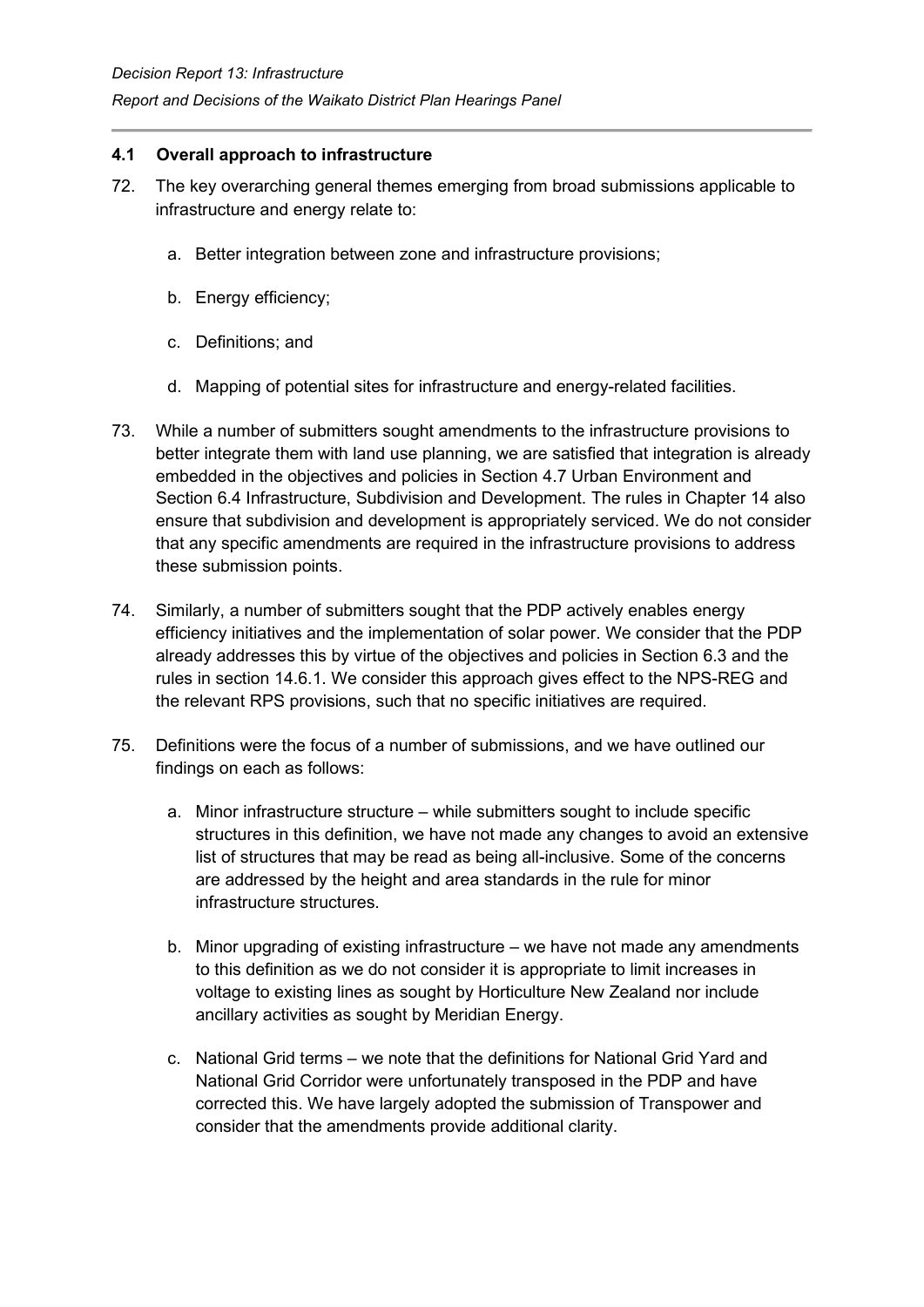### 4.1 Overall approach to infrastructure

72. The key overarching general themes emerging from broad submissions applicable to infrastructure and energy relate to:

    a. Better integration between zone and infrastructure provisions;

    b. Energy efficiency;

    c. Definitions; and

    d. Mapping of potential sites for infrastructure and energy-related facilities.

73. While a number of submitters sought amendments to the infrastructure provisions to better integrate them with land use planning, we are satisfied that integration is already embedded in the objectives and policies in Section 4.7 Urban Environment and Section 6.4 Infrastructure, Subdivision and Development. The rules in Chapter 14 also ensure that subdivision and development is appropriately serviced. We do not consider that any specific amendments are required in the infrastructure provisions to address these submission points.

74. Similarly, a number of submitters sought that the PDP actively enables energy efficiency initiatives and the implementation of solar power. We consider that the PDP already addresses this by virtue of the objectives and policies in Section 6.3 and the rules in section 14.6.1. We consider this approach gives effect to the NPS-REG and the relevant RPS provisions, such that no specific initiatives are required.

75. Definitions were the focus of a number of submissions, and we have outlined our findings on each as follows:

    a. Minor infrastructure structure – while submitters sought to include specific structures in this definition, we have not made any changes to avoid an extensive list of structures that may be read as being all-inclusive. Some of the concerns are addressed by the height and area standards in the rule for minor infrastructure structures.

    b. Minor upgrading of existing infrastructure – we have not made any amendments to this definition as we do not consider it is appropriate to limit increases in voltage to existing lines as sought by Horticulture New Zealand nor include ancillary activities as sought by Meridian Energy.

    c. National Grid terms – we note that the definitions for National Grid Yard and National Grid Corridor were unfortunately transposed in the PDP and have corrected this. We have largely adopted the submission of Transpower and consider that the amendments provide additional clarity.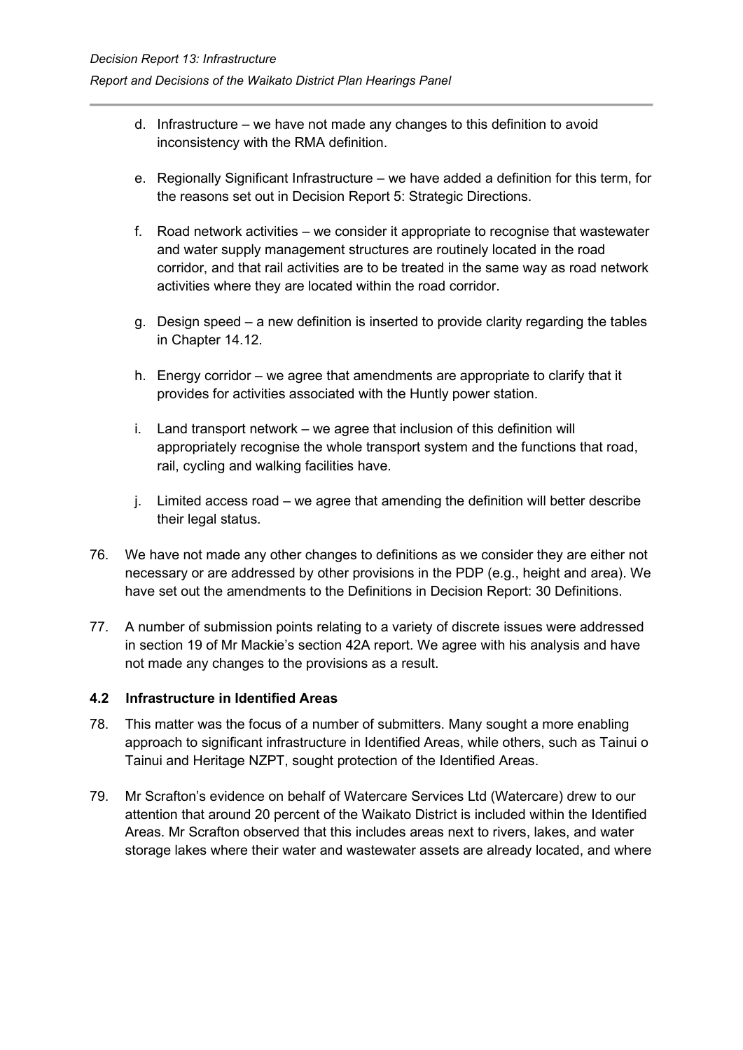d. Infrastructure – we have not made any changes to this definition to avoid inconsistency with the RMA definition.

e. Regionally Significant Infrastructure – we have added a definition for this term, for the reasons set out in Decision Report 5: Strategic Directions.

f. Road network activities – we consider it appropriate to recognise that wastewater and water supply management structures are routinely located in the road corridor, and that rail activities are to be treated in the same way as road network activities where they are located within the road corridor.

g. Design speed – a new definition is inserted to provide clarity regarding the tables in Chapter 14.12.

h. Energy corridor – we agree that amendments are appropriate to clarify that it provides for activities associated with the Huntly power station.

i. Land transport network – we agree that inclusion of this definition will appropriately recognise the whole transport system and the functions that road, rail, cycling and walking facilities have.

j. Limited access road – we agree that amending the definition will better describe their legal status.

76. We have not made any other changes to definitions as we consider they are either not necessary or are addressed by other provisions in the PDP (e.g., height and area). We have set out the amendments to the Definitions in Decision Report: 30 Definitions.

77. A number of submission points relating to a variety of discrete issues were addressed in section 19 of Mr Mackie's section 42A report. We agree with his analysis and have not made any changes to the provisions as a result.

### 4.2 Infrastructure in Identified Areas

78. This matter was the focus of a number of submitters. Many sought a more enabling approach to significant infrastructure in Identified Areas, while others, such as Tainui o Tainui and Heritage NZPT, sought protection of the Identified Areas.

79. Mr Scrafton's evidence on behalf of Watercare Services Ltd (Watercare) drew to our attention that around 20 percent of the Waikato District is included within the Identified Areas. Mr Scrafton observed that this includes areas next to rivers, lakes, and water storage lakes where their water and wastewater assets are already located, and where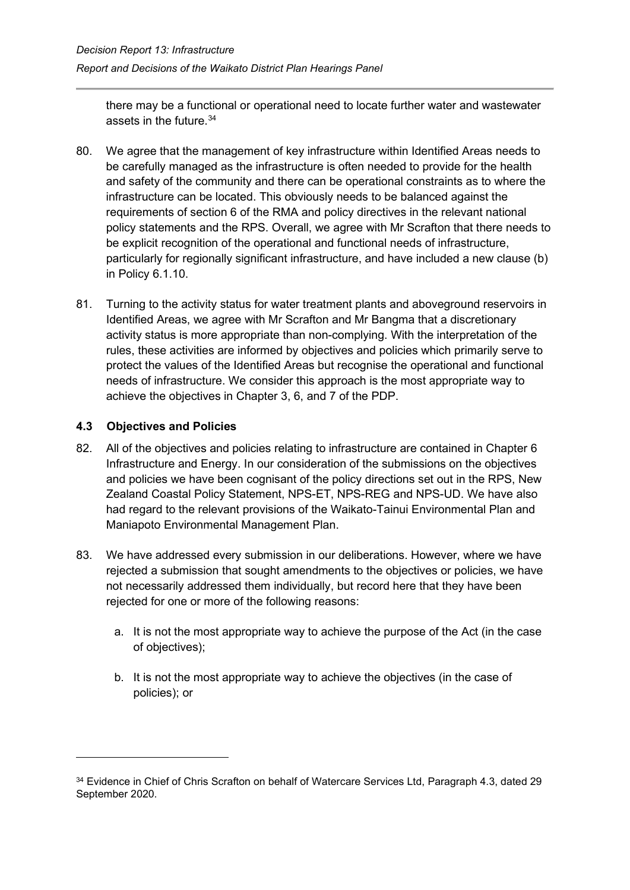there may be a functional or operational need to locate further water and wastewater assets in the future.[34]

80. We agree that the management of key infrastructure within Identified Areas needs to be carefully managed as the infrastructure is often needed to provide for the health and safety of the community and there can be operational constraints as to where the infrastructure can be located. This obviously needs to be balanced against the requirements of section 6 of the RMA and policy directives in the relevant national policy statements and the RPS. Overall, we agree with Mr Scrafton that there needs to be explicit recognition of the operational and functional needs of infrastructure, particularly for regionally significant infrastructure, and have included a new clause (b) in Policy 6.1.10.

81. Turning to the activity status for water treatment plants and aboveground reservoirs in Identified Areas, we agree with Mr Scrafton and Mr Bangma that a discretionary activity status is more appropriate than non-complying. With the interpretation of the rules, these activities are informed by objectives and policies which primarily serve to protect the values of the Identified Areas but recognise the operational and functional needs of infrastructure. We consider this approach is the most appropriate way to achieve the objectives in Chapter 3, 6, and 7 of the PDP.

### 4.3 Objectives and Policies

82. All of the objectives and policies relating to infrastructure are contained in Chapter 6 Infrastructure and Energy. In our consideration of the submissions on the objectives and policies we have been cognisant of the policy directions set out in the RPS, New Zealand Coastal Policy Statement, NPS-ET, NPS-REG and NPS-UD. We have also had regard to the relevant provisions of the Waikato-Tainui Environmental Plan and Maniapoto Environmental Management Plan.

83. We have addressed every submission in our deliberations. However, where we have rejected a submission that sought amendments to the objectives or policies, we have not necessarily addressed them individually, but record here that they have been rejected for one or more of the following reasons:

    a. It is not the most appropriate way to achieve the purpose of the Act (in the case of objectives);

    b. It is not the most appropriate way to achieve the objectives (in the case of policies); or

---

[34] Evidence in Chief of Chris Scrafton on behalf of Watercare Services Ltd, Paragraph 4.3, dated 29 September 2020.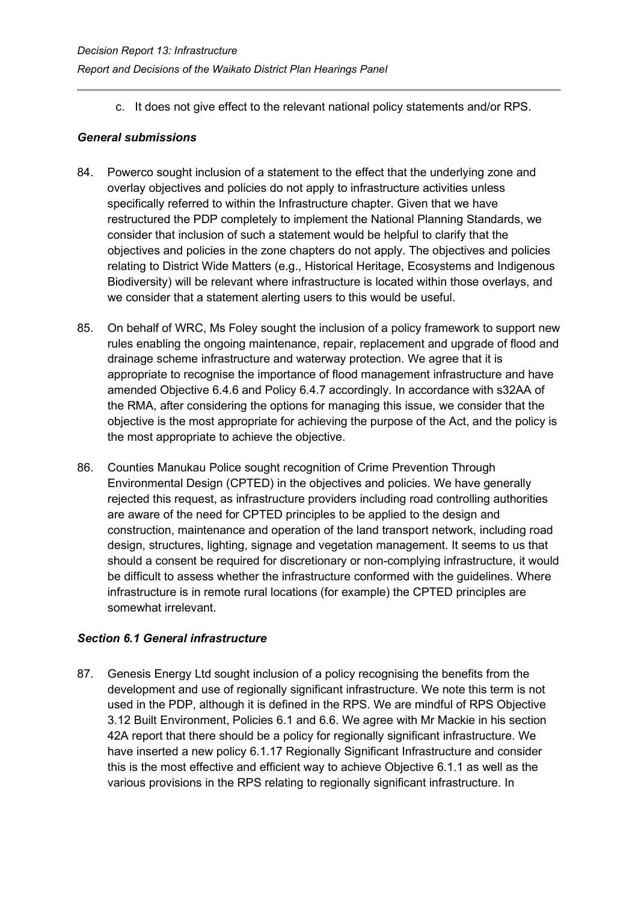c. It does not give effect to the relevant national policy statements and/or RPS.

### *General submissions*

84. Powerco sought inclusion of a statement to the effect that the underlying zone and overlay objectives and policies do not apply to infrastructure activities unless specifically referred to within the Infrastructure chapter. Given that we have restructured the PDP completely to implement the National Planning Standards, we consider that inclusion of such a statement would be helpful to clarify that the objectives and policies in the zone chapters do not apply. The objectives and policies relating to District Wide Matters (e.g., Historical Heritage, Ecosystems and Indigenous Biodiversity) will be relevant where infrastructure is located within those overlays, and we consider that a statement alerting users to this would be useful.

85. On behalf of WRC, Ms Foley sought the inclusion of a policy framework to support new rules enabling the ongoing maintenance, repair, replacement and upgrade of flood and drainage scheme infrastructure and waterway protection. We agree that it is appropriate to recognise the importance of flood management infrastructure and have amended Objective 6.4.6 and Policy 6.4.7 accordingly. In accordance with s32AA of the RMA, after considering the options for managing this issue, we consider that the objective is the most appropriate for achieving the purpose of the Act, and the policy is the most appropriate to achieve the objective.

86. Counties Manukau Police sought recognition of Crime Prevention Through Environmental Design (CPTED) in the objectives and policies. We have generally rejected this request, as infrastructure providers including road controlling authorities are aware of the need for CPTED principles to be applied to the design and construction, maintenance and operation of the land transport network, including road design, structures, lighting, signage and vegetation management. It seems to us that should a consent be required for discretionary or non-complying infrastructure, it would be difficult to assess whether the infrastructure conformed with the guidelines. Where infrastructure is in remote rural locations (for example) the CPTED principles are somewhat irrelevant.

### *Section 6.1 General infrastructure*

87. Genesis Energy Ltd sought inclusion of a policy recognising the benefits from the development and use of regionally significant infrastructure. We note this term is not used in the PDP, although it is defined in the RPS. We are mindful of RPS Objective 3.12 Built Environment, Policies 6.1 and 6.6. We agree with Mr Mackie in his section 42A report that there should be a policy for regionally significant infrastructure. We have inserted a new policy 6.1.17 Regionally Significant Infrastructure and consider this is the most effective and efficient way to achieve Objective 6.1.1 as well as the various provisions in the RPS relating to regionally significant infrastructure. In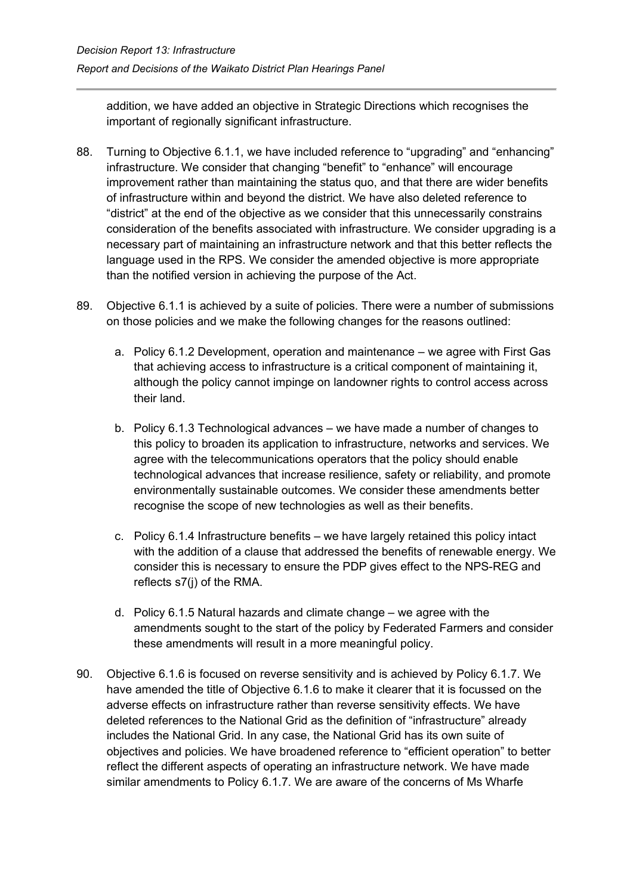addition, we have added an objective in Strategic Directions which recognises the important of regionally significant infrastructure.

88. Turning to Objective 6.1.1, we have included reference to "upgrading" and "enhancing" infrastructure. We consider that changing "benefit" to "enhance" will encourage improvement rather than maintaining the status quo, and that there are wider benefits of infrastructure within and beyond the district. We have also deleted reference to "district" at the end of the objective as we consider that this unnecessarily constrains consideration of the benefits associated with infrastructure. We consider upgrading is a necessary part of maintaining an infrastructure network and that this better reflects the language used in the RPS. We consider the amended objective is more appropriate than the notified version in achieving the purpose of the Act.

89. Objective 6.1.1 is achieved by a suite of policies. There were a number of submissions on those policies and we make the following changes for the reasons outlined:

    a. Policy 6.1.2 Development, operation and maintenance – we agree with First Gas that achieving access to infrastructure is a critical component of maintaining it, although the policy cannot impinge on landowner rights to control access across their land.

    b. Policy 6.1.3 Technological advances – we have made a number of changes to this policy to broaden its application to infrastructure, networks and services. We agree with the telecommunications operators that the policy should enable technological advances that increase resilience, safety or reliability, and promote environmentally sustainable outcomes. We consider these amendments better recognise the scope of new technologies as well as their benefits.

    c. Policy 6.1.4 Infrastructure benefits – we have largely retained this policy intact with the addition of a clause that addressed the benefits of renewable energy. We consider this is necessary to ensure the PDP gives effect to the NPS-REG and reflects s7(j) of the RMA.

    d. Policy 6.1.5 Natural hazards and climate change – we agree with the amendments sought to the start of the policy by Federated Farmers and consider these amendments will result in a more meaningful policy.

90. Objective 6.1.6 is focused on reverse sensitivity and is achieved by Policy 6.1.7. We have amended the title of Objective 6.1.6 to make it clearer that it is focussed on the adverse effects on infrastructure rather than reverse sensitivity effects. We have deleted references to the National Grid as the definition of "infrastructure" already includes the National Grid. In any case, the National Grid has its own suite of objectives and policies. We have broadened reference to "efficient operation" to better reflect the different aspects of operating an infrastructure network. We have made similar amendments to Policy 6.1.7. We are aware of the concerns of Ms Wharfe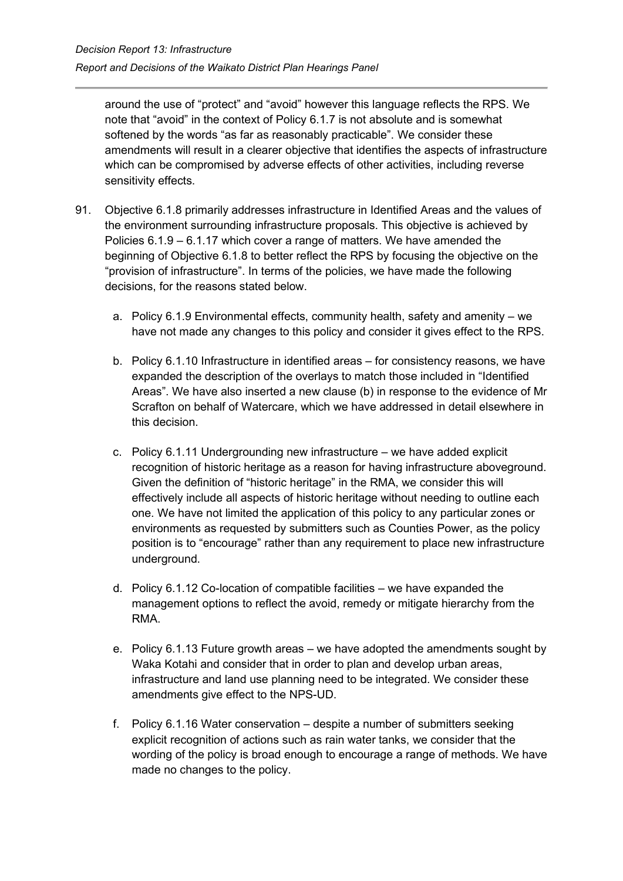around the use of "protect" and "avoid" however this language reflects the RPS. We note that "avoid" in the context of Policy 6.1.7 is not absolute and is somewhat softened by the words "as far as reasonably practicable". We consider these amendments will result in a clearer objective that identifies the aspects of infrastructure which can be compromised by adverse effects of other activities, including reverse sensitivity effects.

91. Objective 6.1.8 primarily addresses infrastructure in Identified Areas and the values of the environment surrounding infrastructure proposals. This objective is achieved by Policies 6.1.9 – 6.1.17 which cover a range of matters. We have amended the beginning of Objective 6.1.8 to better reflect the RPS by focusing the objective on the "provision of infrastructure". In terms of the policies, we have made the following decisions, for the reasons stated below.

    a. Policy 6.1.9 Environmental effects, community health, safety and amenity – we have not made any changes to this policy and consider it gives effect to the RPS.

    b. Policy 6.1.10 Infrastructure in identified areas – for consistency reasons, we have expanded the description of the overlays to match those included in "Identified Areas". We have also inserted a new clause (b) in response to the evidence of Mr Scrafton on behalf of Watercare, which we have addressed in detail elsewhere in this decision.

    c. Policy 6.1.11 Undergrounding new infrastructure – we have added explicit recognition of historic heritage as a reason for having infrastructure aboveground. Given the definition of "historic heritage" in the RMA, we consider this will effectively include all aspects of historic heritage without needing to outline each one. We have not limited the application of this policy to any particular zones or environments as requested by submitters such as Counties Power, as the policy position is to "encourage" rather than any requirement to place new infrastructure underground.

    d. Policy 6.1.12 Co-location of compatible facilities – we have expanded the management options to reflect the avoid, remedy or mitigate hierarchy from the RMA.

    e. Policy 6.1.13 Future growth areas – we have adopted the amendments sought by Waka Kotahi and consider that in order to plan and develop urban areas, infrastructure and land use planning need to be integrated. We consider these amendments give effect to the NPS-UD.

    f. Policy 6.1.16 Water conservation – despite a number of submitters seeking explicit recognition of actions such as rain water tanks, we consider that the wording of the policy is broad enough to encourage a range of methods. We have made no changes to the policy.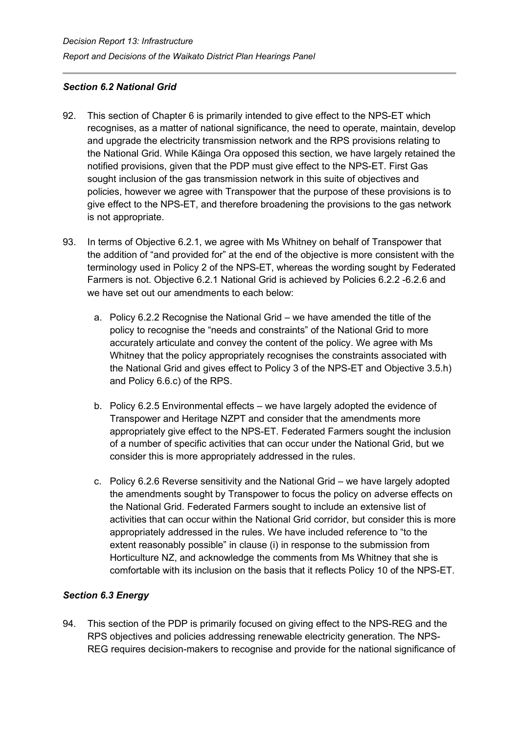### *Section 6.2 National Grid*

92. This section of Chapter 6 is primarily intended to give effect to the NPS-ET which recognises, as a matter of national significance, the need to operate, maintain, develop and upgrade the electricity transmission network and the RPS provisions relating to the National Grid. While Kāinga Ora opposed this section, we have largely retained the notified provisions, given that the PDP must give effect to the NPS-ET. First Gas sought inclusion of the gas transmission network in this suite of objectives and policies, however we agree with Transpower that the purpose of these provisions is to give effect to the NPS-ET, and therefore broadening the provisions to the gas network is not appropriate.

93. In terms of Objective 6.2.1, we agree with Ms Whitney on behalf of Transpower that the addition of "and provided for" at the end of the objective is more consistent with the terminology used in Policy 2 of the NPS-ET, whereas the wording sought by Federated Farmers is not. Objective 6.2.1 National Grid is achieved by Policies 6.2.2 -6.2.6 and we have set out our amendments to each below:

    a. Policy 6.2.2 Recognise the National Grid – we have amended the title of the policy to recognise the "needs and constraints" of the National Grid to more accurately articulate and convey the content of the policy. We agree with Ms Whitney that the policy appropriately recognises the constraints associated with the National Grid and gives effect to Policy 3 of the NPS-ET and Objective 3.5.h) and Policy 6.6.c) of the RPS.

    b. Policy 6.2.5 Environmental effects – we have largely adopted the evidence of Transpower and Heritage NZPT and consider that the amendments more appropriately give effect to the NPS-ET. Federated Farmers sought the inclusion of a number of specific activities that can occur under the National Grid, but we consider this is more appropriately addressed in the rules.

    c. Policy 6.2.6 Reverse sensitivity and the National Grid – we have largely adopted the amendments sought by Transpower to focus the policy on adverse effects on the National Grid. Federated Farmers sought to include an extensive list of activities that can occur within the National Grid corridor, but consider this is more appropriately addressed in the rules. We have included reference to "to the extent reasonably possible" in clause (i) in response to the submission from Horticulture NZ, and acknowledge the comments from Ms Whitney that she is comfortable with its inclusion on the basis that it reflects Policy 10 of the NPS-ET.

### *Section 6.3 Energy*

94. This section of the PDP is primarily focused on giving effect to the NPS-REG and the RPS objectives and policies addressing renewable electricity generation. The NPS-REG requires decision-makers to recognise and provide for the national significance of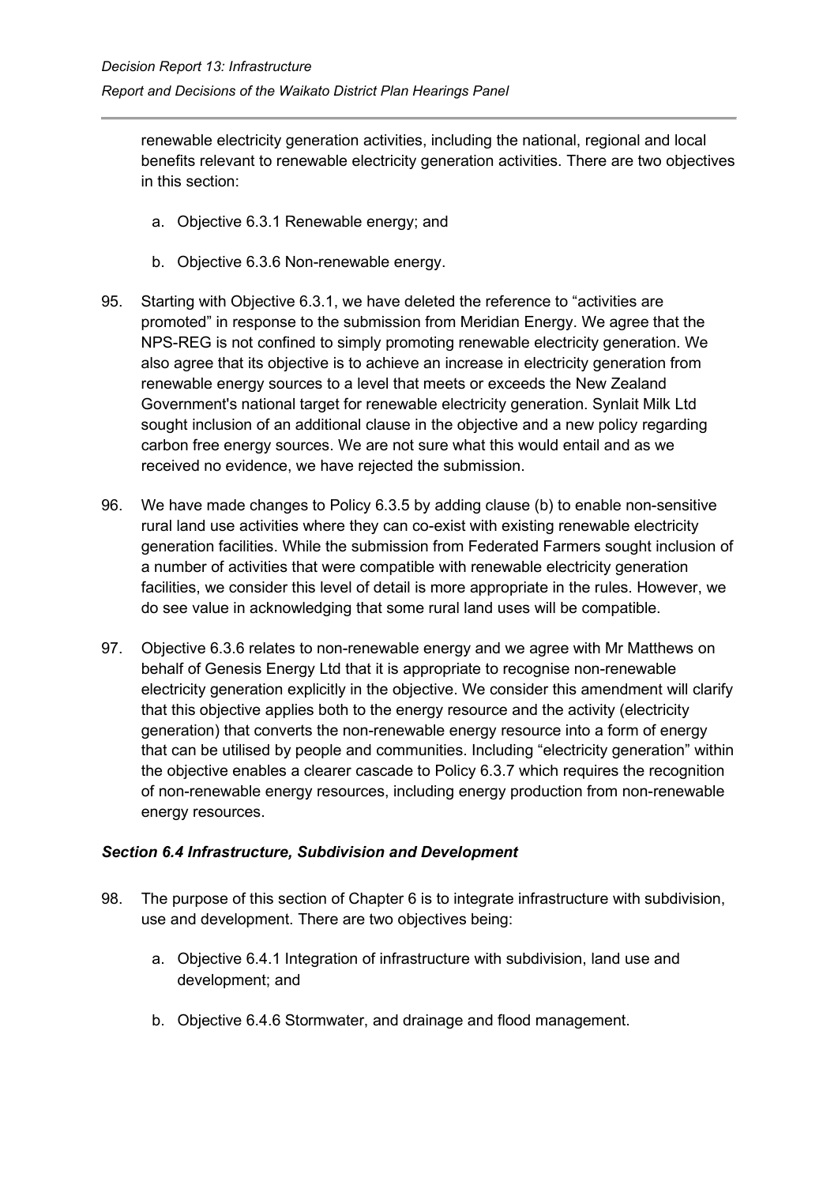renewable electricity generation activities, including the national, regional and local benefits relevant to renewable electricity generation activities. There are two objectives in this section:

a. Objective 6.3.1 Renewable energy; and

b. Objective 6.3.6 Non-renewable energy.

95. Starting with Objective 6.3.1, we have deleted the reference to "activities are promoted" in response to the submission from Meridian Energy. We agree that the NPS-REG is not confined to simply promoting renewable electricity generation. We also agree that its objective is to achieve an increase in electricity generation from renewable energy sources to a level that meets or exceeds the New Zealand Government's national target for renewable electricity generation. Synlait Milk Ltd sought inclusion of an additional clause in the objective and a new policy regarding carbon free energy sources. We are not sure what this would entail and as we received no evidence, we have rejected the submission.

96. We have made changes to Policy 6.3.5 by adding clause (b) to enable non-sensitive rural land use activities where they can co-exist with existing renewable electricity generation facilities. While the submission from Federated Farmers sought inclusion of a number of activities that were compatible with renewable electricity generation facilities, we consider this level of detail is more appropriate in the rules. However, we do see value in acknowledging that some rural land uses will be compatible.

97. Objective 6.3.6 relates to non-renewable energy and we agree with Mr Matthews on behalf of Genesis Energy Ltd that it is appropriate to recognise non-renewable electricity generation explicitly in the objective. We consider this amendment will clarify that this objective applies both to the energy resource and the activity (electricity generation) that converts the non-renewable energy resource into a form of energy that can be utilised by people and communities. Including "electricity generation" within the objective enables a clearer cascade to Policy 6.3.7 which requires the recognition of non-renewable energy resources, including energy production from non-renewable energy resources.

### *Section 6.4 Infrastructure, Subdivision and Development*

98. The purpose of this section of Chapter 6 is to integrate infrastructure with subdivision, use and development. There are two objectives being:

a. Objective 6.4.1 Integration of infrastructure with subdivision, land use and development; and

b. Objective 6.4.6 Stormwater, and drainage and flood management.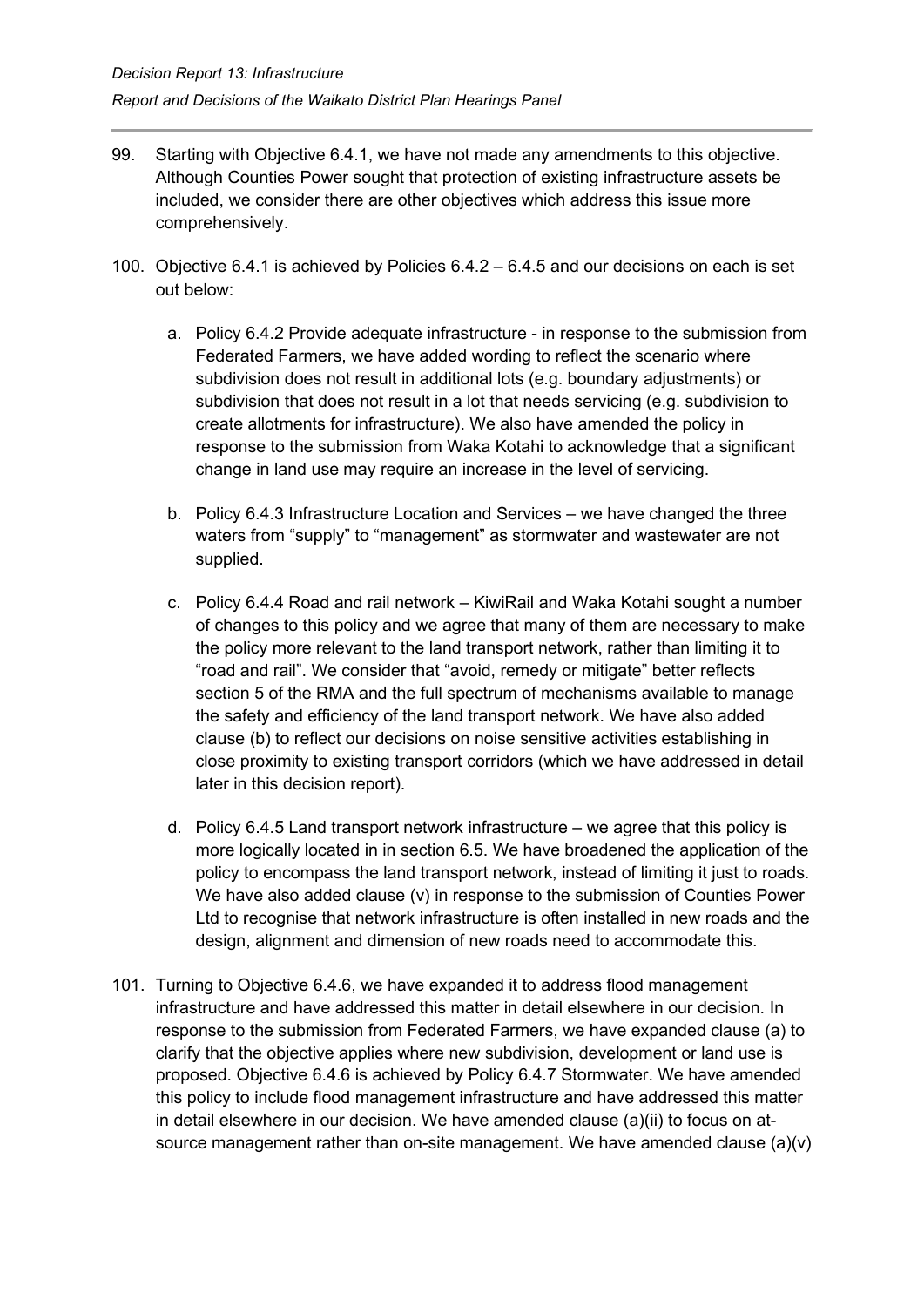99. Starting with Objective 6.4.1, we have not made any amendments to this objective. Although Counties Power sought that protection of existing infrastructure assets be included, we consider there are other objectives which address this issue more comprehensively.

100. Objective 6.4.1 is achieved by Policies 6.4.2 – 6.4.5 and our decisions on each is set out below:

    a. Policy 6.4.2 Provide adequate infrastructure - in response to the submission from Federated Farmers, we have added wording to reflect the scenario where subdivision does not result in additional lots (e.g. boundary adjustments) or subdivision that does not result in a lot that needs servicing (e.g. subdivision to create allotments for infrastructure). We also have amended the policy in response to the submission from Waka Kotahi to acknowledge that a significant change in land use may require an increase in the level of servicing.

    b. Policy 6.4.3 Infrastructure Location and Services – we have changed the three waters from "supply" to "management" as stormwater and wastewater are not supplied.

    c. Policy 6.4.4 Road and rail network – KiwiRail and Waka Kotahi sought a number of changes to this policy and we agree that many of them are necessary to make the policy more relevant to the land transport network, rather than limiting it to "road and rail". We consider that "avoid, remedy or mitigate" better reflects section 5 of the RMA and the full spectrum of mechanisms available to manage the safety and efficiency of the land transport network. We have also added clause (b) to reflect our decisions on noise sensitive activities establishing in close proximity to existing transport corridors (which we have addressed in detail later in this decision report).

    d. Policy 6.4.5 Land transport network infrastructure – we agree that this policy is more logically located in in section 6.5. We have broadened the application of the policy to encompass the land transport network, instead of limiting it just to roads. We have also added clause (v) in response to the submission of Counties Power Ltd to recognise that network infrastructure is often installed in new roads and the design, alignment and dimension of new roads need to accommodate this.

101. Turning to Objective 6.4.6, we have expanded it to address flood management infrastructure and have addressed this matter in detail elsewhere in our decision. In response to the submission from Federated Farmers, we have expanded clause (a) to clarify that the objective applies where new subdivision, development or land use is proposed. Objective 6.4.6 is achieved by Policy 6.4.7 Stormwater. We have amended this policy to include flood management infrastructure and have addressed this matter in detail elsewhere in our decision. We have amended clause (a)(ii) to focus on at-source management rather than on-site management. We have amended clause (a)(v)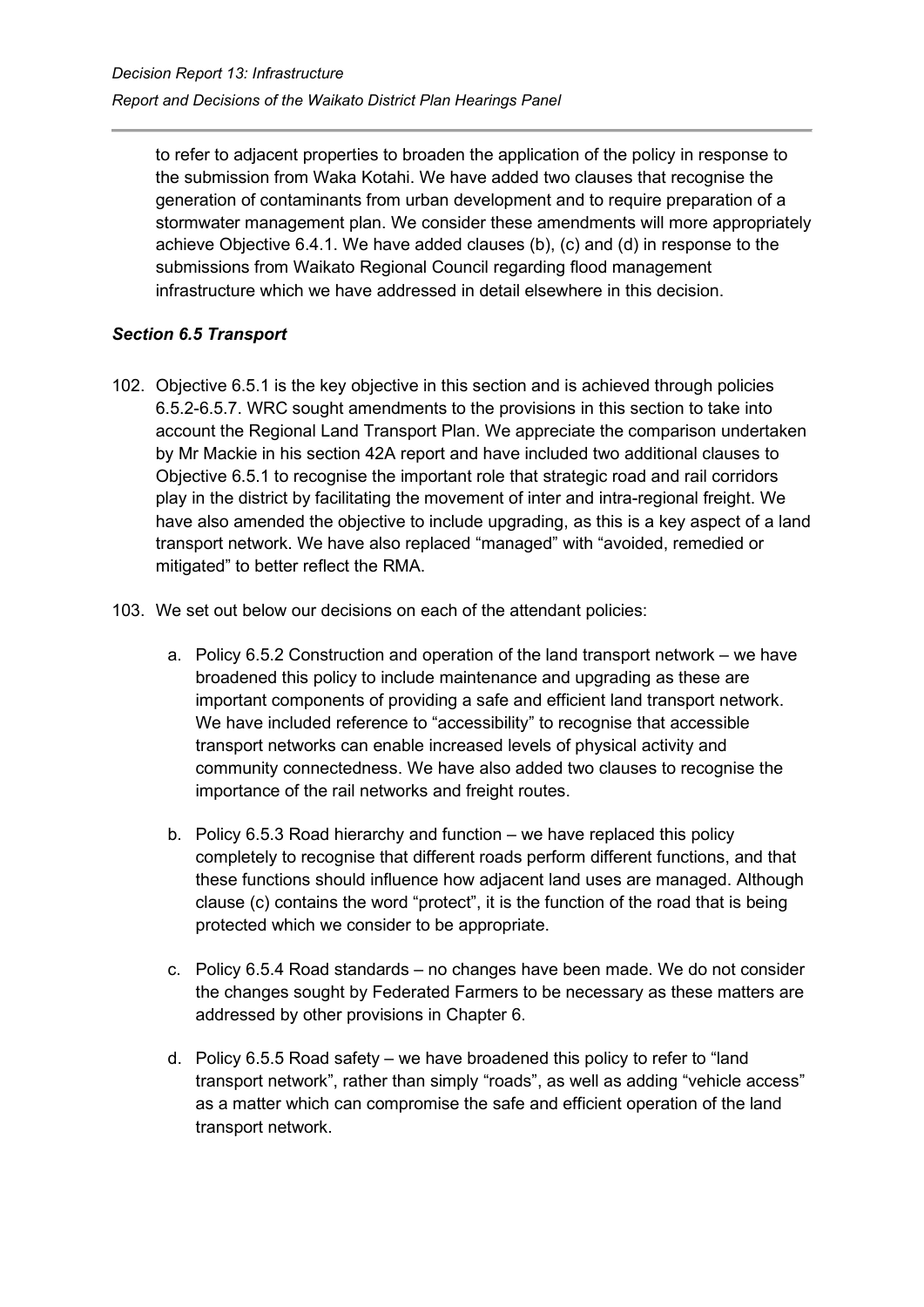to refer to adjacent properties to broaden the application of the policy in response to the submission from Waka Kotahi. We have added two clauses that recognise the generation of contaminants from urban development and to require preparation of a stormwater management plan. We consider these amendments will more appropriately achieve Objective 6.4.1. We have added clauses (b), (c) and (d) in response to the submissions from Waikato Regional Council regarding flood management infrastructure which we have addressed in detail elsewhere in this decision.

### *Section 6.5 Transport*

102. Objective 6.5.1 is the key objective in this section and is achieved through policies 6.5.2-6.5.7. WRC sought amendments to the provisions in this section to take into account the Regional Land Transport Plan. We appreciate the comparison undertaken by Mr Mackie in his section 42A report and have included two additional clauses to Objective 6.5.1 to recognise the important role that strategic road and rail corridors play in the district by facilitating the movement of inter and intra-regional freight. We have also amended the objective to include upgrading, as this is a key aspect of a land transport network. We have also replaced "managed" with "avoided, remedied or mitigated" to better reflect the RMA.

103. We set out below our decisions on each of the attendant policies:

    a. Policy 6.5.2 Construction and operation of the land transport network – we have broadened this policy to include maintenance and upgrading as these are important components of providing a safe and efficient land transport network. We have included reference to "accessibility" to recognise that accessible transport networks can enable increased levels of physical activity and community connectedness. We have also added two clauses to recognise the importance of the rail networks and freight routes.

    b. Policy 6.5.3 Road hierarchy and function – we have replaced this policy completely to recognise that different roads perform different functions, and that these functions should influence how adjacent land uses are managed. Although clause (c) contains the word "protect", it is the function of the road that is being protected which we consider to be appropriate.

    c. Policy 6.5.4 Road standards – no changes have been made. We do not consider the changes sought by Federated Farmers to be necessary as these matters are addressed by other provisions in Chapter 6.

    d. Policy 6.5.5 Road safety – we have broadened this policy to refer to "land transport network", rather than simply "roads", as well as adding "vehicle access" as a matter which can compromise the safe and efficient operation of the land transport network.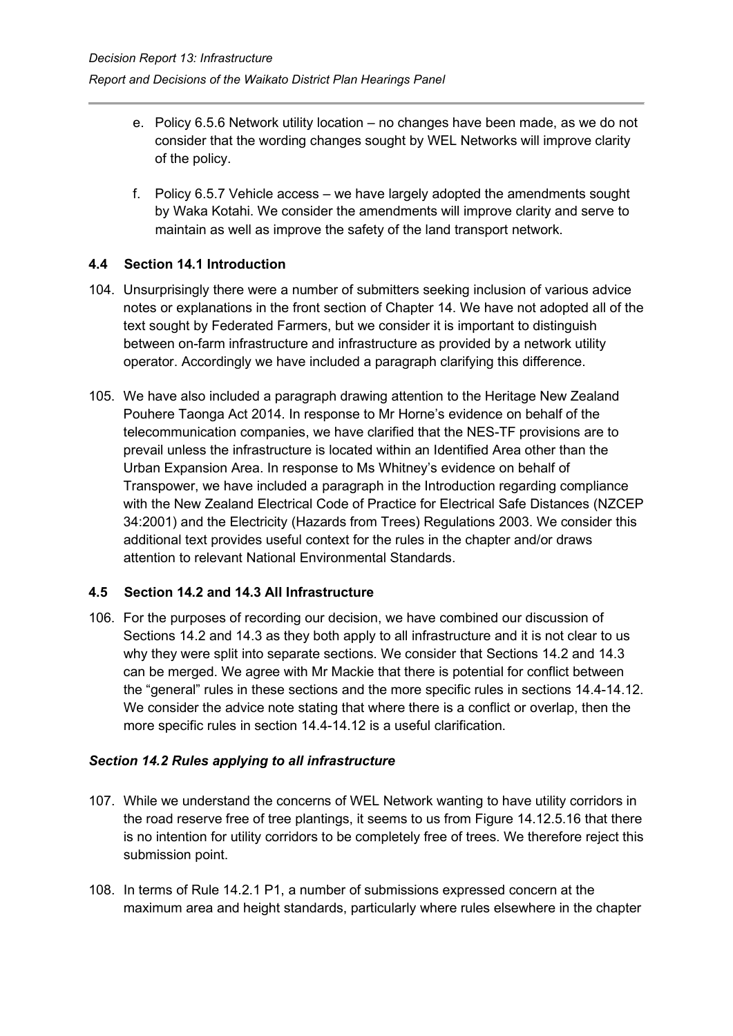e. Policy 6.5.6 Network utility location – no changes have been made, as we do not consider that the wording changes sought by WEL Networks will improve clarity of the policy.

f. Policy 6.5.7 Vehicle access – we have largely adopted the amendments sought by Waka Kotahi. We consider the amendments will improve clarity and serve to maintain as well as improve the safety of the land transport network.

### 4.4 Section 14.1 Introduction

104. Unsurprisingly there were a number of submitters seeking inclusion of various advice notes or explanations in the front section of Chapter 14. We have not adopted all of the text sought by Federated Farmers, but we consider it is important to distinguish between on-farm infrastructure and infrastructure as provided by a network utility operator. Accordingly we have included a paragraph clarifying this difference.

105. We have also included a paragraph drawing attention to the Heritage New Zealand Pouhere Taonga Act 2014. In response to Mr Horne's evidence on behalf of the telecommunication companies, we have clarified that the NES-TF provisions are to prevail unless the infrastructure is located within an Identified Area other than the Urban Expansion Area. In response to Ms Whitney's evidence on behalf of Transpower, we have included a paragraph in the Introduction regarding compliance with the New Zealand Electrical Code of Practice for Electrical Safe Distances (NZCEP 34:2001) and the Electricity (Hazards from Trees) Regulations 2003. We consider this additional text provides useful context for the rules in the chapter and/or draws attention to relevant National Environmental Standards.

### 4.5 Section 14.2 and 14.3 All Infrastructure

106. For the purposes of recording our decision, we have combined our discussion of Sections 14.2 and 14.3 as they both apply to all infrastructure and it is not clear to us why they were split into separate sections. We consider that Sections 14.2 and 14.3 can be merged. We agree with Mr Mackie that there is potential for conflict between the "general" rules in these sections and the more specific rules in sections 14.4-14.12. We consider the advice note stating that where there is a conflict or overlap, then the more specific rules in section 14.4-14.12 is a useful clarification.

#### *Section 14.2 Rules applying to all infrastructure*

107. While we understand the concerns of WEL Network wanting to have utility corridors in the road reserve free of tree plantings, it seems to us from Figure 14.12.5.16 that there is no intention for utility corridors to be completely free of trees. We therefore reject this submission point.

108. In terms of Rule 14.2.1 P1, a number of submissions expressed concern at the maximum area and height standards, particularly where rules elsewhere in the chapter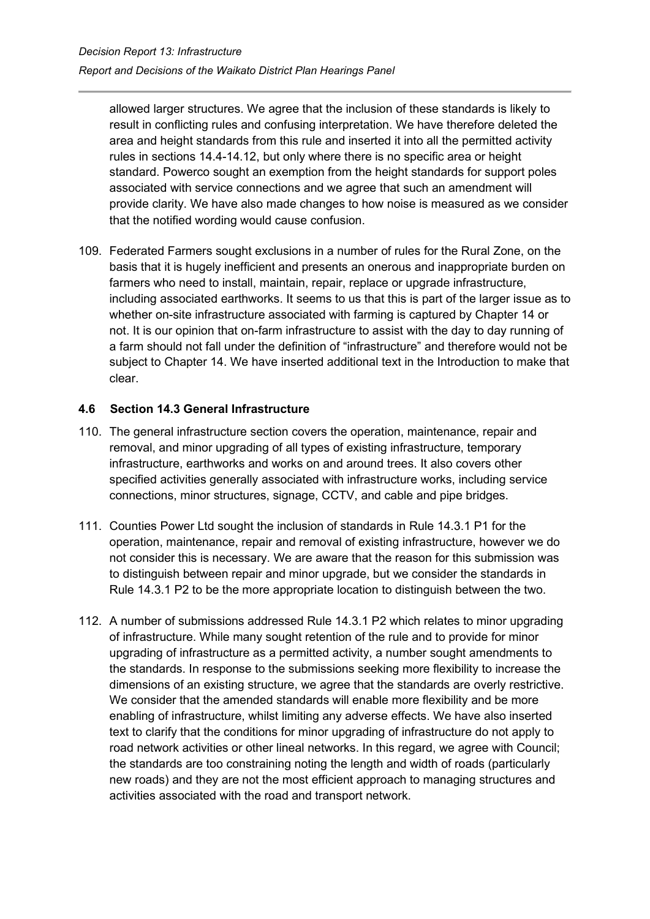allowed larger structures. We agree that the inclusion of these standards is likely to result in conflicting rules and confusing interpretation. We have therefore deleted the area and height standards from this rule and inserted it into all the permitted activity rules in sections 14.4-14.12, but only where there is no specific area or height standard. Powerco sought an exemption from the height standards for support poles associated with service connections and we agree that such an amendment will provide clarity. We have also made changes to how noise is measured as we consider that the notified wording would cause confusion.

109. Federated Farmers sought exclusions in a number of rules for the Rural Zone, on the basis that it is hugely inefficient and presents an onerous and inappropriate burden on farmers who need to install, maintain, repair, replace or upgrade infrastructure, including associated earthworks. It seems to us that this is part of the larger issue as to whether on-site infrastructure associated with farming is captured by Chapter 14 or not. It is our opinion that on-farm infrastructure to assist with the day to day running of a farm should not fall under the definition of "infrastructure" and therefore would not be subject to Chapter 14. We have inserted additional text in the Introduction to make that clear.

### 4.6 Section 14.3 General Infrastructure

110. The general infrastructure section covers the operation, maintenance, repair and removal, and minor upgrading of all types of existing infrastructure, temporary infrastructure, earthworks and works on and around trees. It also covers other specified activities generally associated with infrastructure works, including service connections, minor structures, signage, CCTV, and cable and pipe bridges.

111. Counties Power Ltd sought the inclusion of standards in Rule 14.3.1 P1 for the operation, maintenance, repair and removal of existing infrastructure, however we do not consider this is necessary. We are aware that the reason for this submission was to distinguish between repair and minor upgrade, but we consider the standards in Rule 14.3.1 P2 to be the more appropriate location to distinguish between the two.

112. A number of submissions addressed Rule 14.3.1 P2 which relates to minor upgrading of infrastructure. While many sought retention of the rule and to provide for minor upgrading of infrastructure as a permitted activity, a number sought amendments to the standards. In response to the submissions seeking more flexibility to increase the dimensions of an existing structure, we agree that the standards are overly restrictive. We consider that the amended standards will enable more flexibility and be more enabling of infrastructure, whilst limiting any adverse effects. We have also inserted text to clarify that the conditions for minor upgrading of infrastructure do not apply to road network activities or other lineal networks. In this regard, we agree with Council; the standards are too constraining noting the length and width of roads (particularly new roads) and they are not the most efficient approach to managing structures and activities associated with the road and transport network.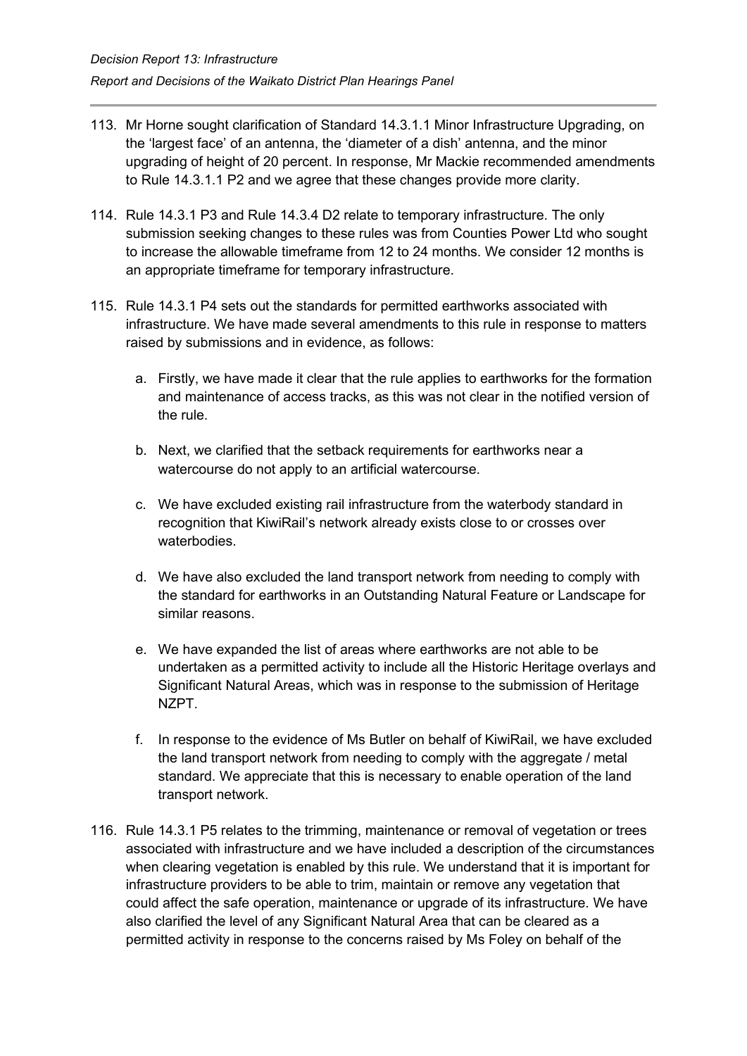113. Mr Horne sought clarification of Standard 14.3.1.1 Minor Infrastructure Upgrading, on the 'largest face' of an antenna, the 'diameter of a dish' antenna, and the minor upgrading of height of 20 percent. In response, Mr Mackie recommended amendments to Rule 14.3.1.1 P2 and we agree that these changes provide more clarity.

114. Rule 14.3.1 P3 and Rule 14.3.4 D2 relate to temporary infrastructure. The only submission seeking changes to these rules was from Counties Power Ltd who sought to increase the allowable timeframe from 12 to 24 months. We consider 12 months is an appropriate timeframe for temporary infrastructure.

115. Rule 14.3.1 P4 sets out the standards for permitted earthworks associated with infrastructure. We have made several amendments to this rule in response to matters raised by submissions and in evidence, as follows:

    a. Firstly, we have made it clear that the rule applies to earthworks for the formation and maintenance of access tracks, as this was not clear in the notified version of the rule.

    b. Next, we clarified that the setback requirements for earthworks near a watercourse do not apply to an artificial watercourse.

    c. We have excluded existing rail infrastructure from the waterbody standard in recognition that KiwiRail's network already exists close to or crosses over waterbodies.

    d. We have also excluded the land transport network from needing to comply with the standard for earthworks in an Outstanding Natural Feature or Landscape for similar reasons.

    e. We have expanded the list of areas where earthworks are not able to be undertaken as a permitted activity to include all the Historic Heritage overlays and Significant Natural Areas, which was in response to the submission of Heritage NZPT.

    f. In response to the evidence of Ms Butler on behalf of KiwiRail, we have excluded the land transport network from needing to comply with the aggregate / metal standard. We appreciate that this is necessary to enable operation of the land transport network.

116. Rule 14.3.1 P5 relates to the trimming, maintenance or removal of vegetation or trees associated with infrastructure and we have included a description of the circumstances when clearing vegetation is enabled by this rule. We understand that it is important for infrastructure providers to be able to trim, maintain or remove any vegetation that could affect the safe operation, maintenance or upgrade of its infrastructure. We have also clarified the level of any Significant Natural Area that can be cleared as a permitted activity in response to the concerns raised by Ms Foley on behalf of the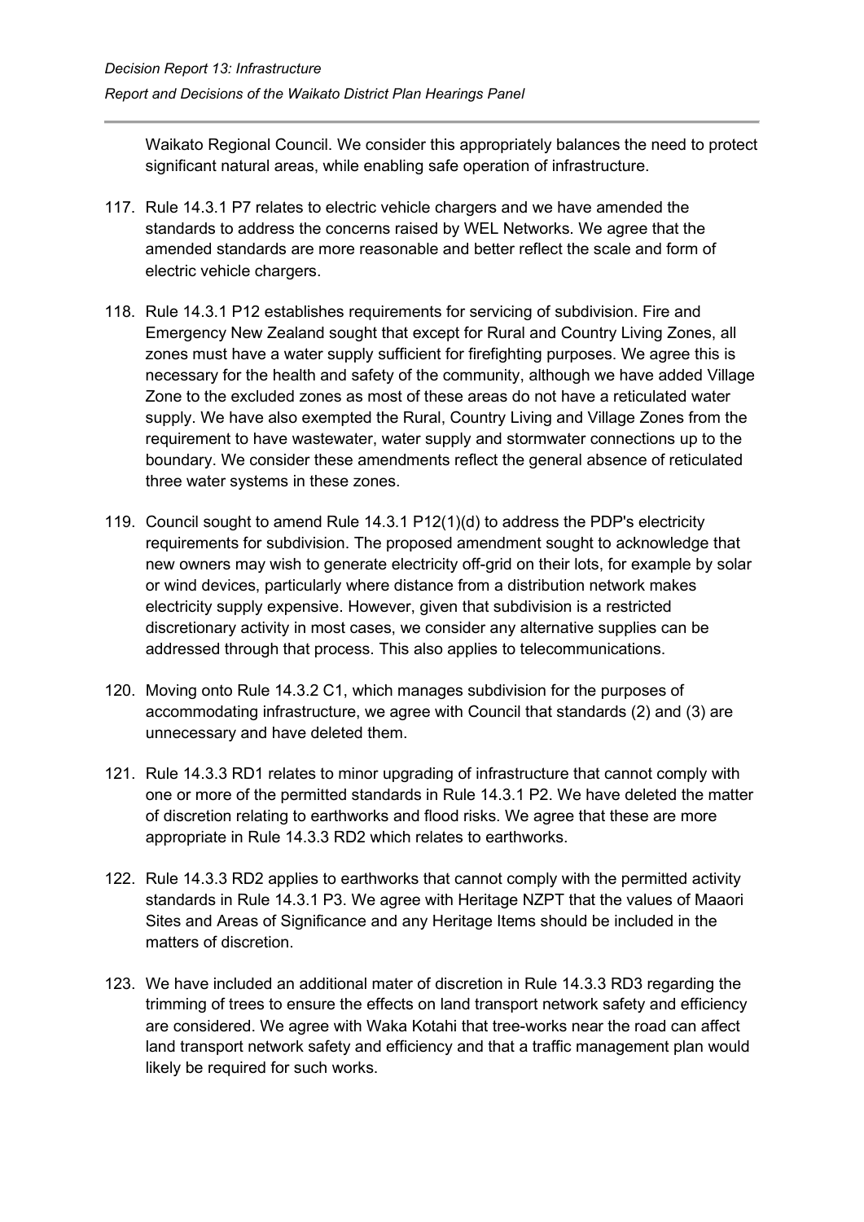Waikato Regional Council. We consider this appropriately balances the need to protect significant natural areas, while enabling safe operation of infrastructure.

117. Rule 14.3.1 P7 relates to electric vehicle chargers and we have amended the standards to address the concerns raised by WEL Networks. We agree that the amended standards are more reasonable and better reflect the scale and form of electric vehicle chargers.

118. Rule 14.3.1 P12 establishes requirements for servicing of subdivision. Fire and Emergency New Zealand sought that except for Rural and Country Living Zones, all zones must have a water supply sufficient for firefighting purposes. We agree this is necessary for the health and safety of the community, although we have added Village Zone to the excluded zones as most of these areas do not have a reticulated water supply. We have also exempted the Rural, Country Living and Village Zones from the requirement to have wastewater, water supply and stormwater connections up to the boundary. We consider these amendments reflect the general absence of reticulated three water systems in these zones.

119. Council sought to amend Rule 14.3.1 P12(1)(d) to address the PDP's electricity requirements for subdivision. The proposed amendment sought to acknowledge that new owners may wish to generate electricity off-grid on their lots, for example by solar or wind devices, particularly where distance from a distribution network makes electricity supply expensive. However, given that subdivision is a restricted discretionary activity in most cases, we consider any alternative supplies can be addressed through that process. This also applies to telecommunications.

120. Moving onto Rule 14.3.2 C1, which manages subdivision for the purposes of accommodating infrastructure, we agree with Council that standards (2) and (3) are unnecessary and have deleted them.

121. Rule 14.3.3 RD1 relates to minor upgrading of infrastructure that cannot comply with one or more of the permitted standards in Rule 14.3.1 P2. We have deleted the matter of discretion relating to earthworks and flood risks. We agree that these are more appropriate in Rule 14.3.3 RD2 which relates to earthworks.

122. Rule 14.3.3 RD2 applies to earthworks that cannot comply with the permitted activity standards in Rule 14.3.1 P3. We agree with Heritage NZPT that the values of Maaori Sites and Areas of Significance and any Heritage Items should be included in the matters of discretion.

123. We have included an additional mater of discretion in Rule 14.3.3 RD3 regarding the trimming of trees to ensure the effects on land transport network safety and efficiency are considered. We agree with Waka Kotahi that tree-works near the road can affect land transport network safety and efficiency and that a traffic management plan would likely be required for such works.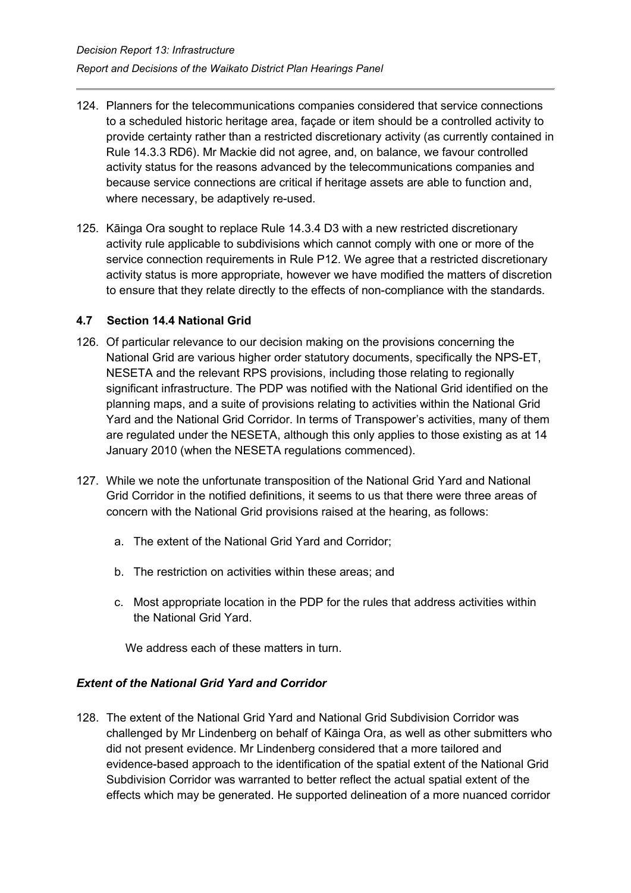124. Planners for the telecommunications companies considered that service connections to a scheduled historic heritage area, façade or item should be a controlled activity to provide certainty rather than a restricted discretionary activity (as currently contained in Rule 14.3.3 RD6). Mr Mackie did not agree, and, on balance, we favour controlled activity status for the reasons advanced by the telecommunications companies and because service connections are critical if heritage assets are able to function and, where necessary, be adaptively re-used.

125. Kāinga Ora sought to replace Rule 14.3.4 D3 with a new restricted discretionary activity rule applicable to subdivisions which cannot comply with one or more of the service connection requirements in Rule P12. We agree that a restricted discretionary activity status is more appropriate, however we have modified the matters of discretion to ensure that they relate directly to the effects of non-compliance with the standards.

### 4.7 Section 14.4 National Grid

126. Of particular relevance to our decision making on the provisions concerning the National Grid are various higher order statutory documents, specifically the NPS-ET, NESETA and the relevant RPS provisions, including those relating to regionally significant infrastructure. The PDP was notified with the National Grid identified on the planning maps, and a suite of provisions relating to activities within the National Grid Yard and the National Grid Corridor. In terms of Transpower's activities, many of them are regulated under the NESETA, although this only applies to those existing as at 14 January 2010 (when the NESETA regulations commenced).

127. While we note the unfortunate transposition of the National Grid Yard and National Grid Corridor in the notified definitions, it seems to us that there were three areas of concern with the National Grid provisions raised at the hearing, as follows:

    a. The extent of the National Grid Yard and Corridor;

    b. The restriction on activities within these areas; and

    c. Most appropriate location in the PDP for the rules that address activities within the National Grid Yard.

    We address each of these matters in turn.

#### *Extent of the National Grid Yard and Corridor*

128. The extent of the National Grid Yard and National Grid Subdivision Corridor was challenged by Mr Lindenberg on behalf of Kāinga Ora, as well as other submitters who did not present evidence. Mr Lindenberg considered that a more tailored and evidence-based approach to the identification of the spatial extent of the National Grid Subdivision Corridor was warranted to better reflect the actual spatial extent of the effects which may be generated. He supported delineation of a more nuanced corridor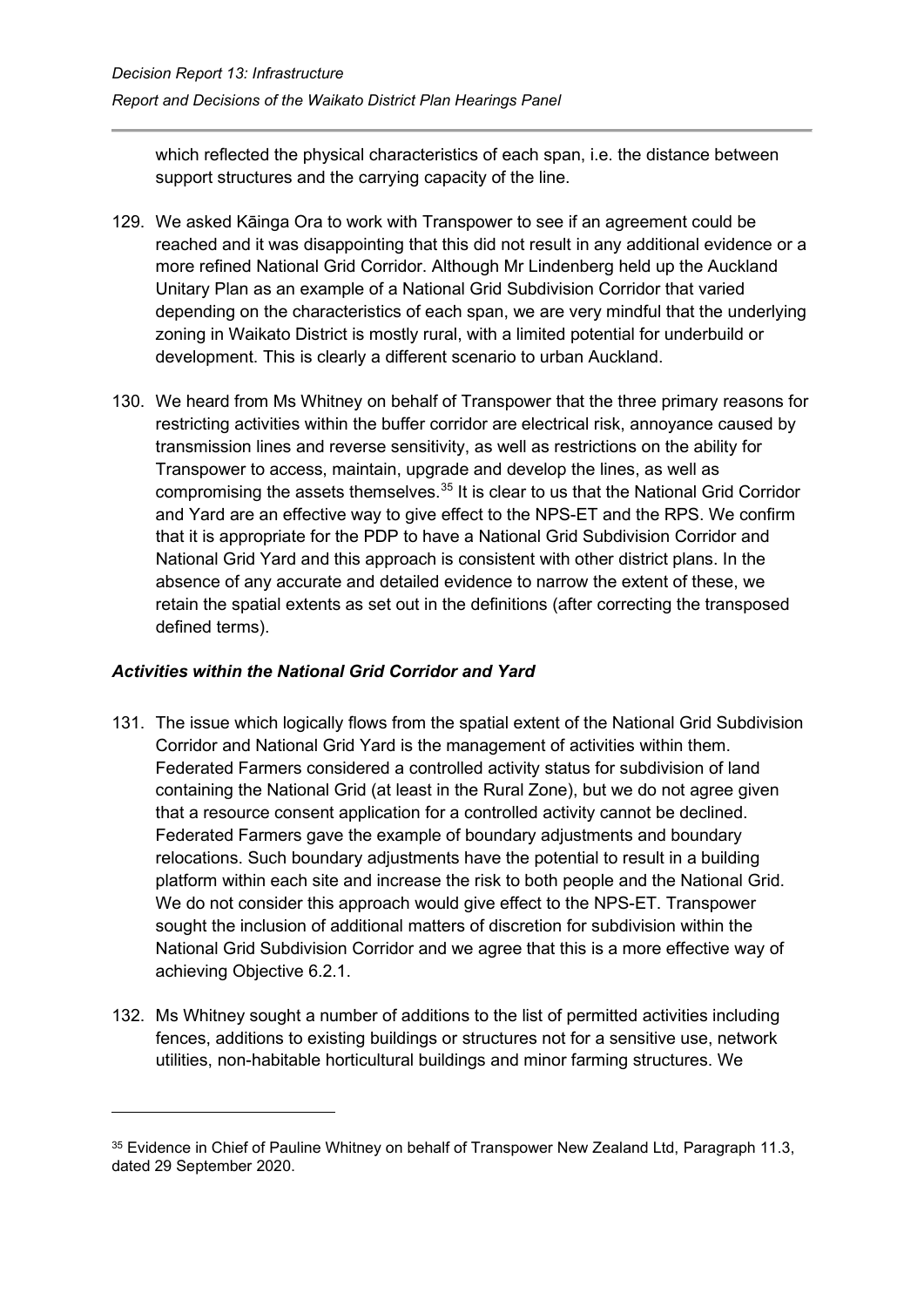which reflected the physical characteristics of each span, i.e. the distance between support structures and the carrying capacity of the line.

129. We asked Kāinga Ora to work with Transpower to see if an agreement could be reached and it was disappointing that this did not result in any additional evidence or a more refined National Grid Corridor. Although Mr Lindenberg held up the Auckland Unitary Plan as an example of a National Grid Subdivision Corridor that varied depending on the characteristics of each span, we are very mindful that the underlying zoning in Waikato District is mostly rural, with a limited potential for underbuild or development. This is clearly a different scenario to urban Auckland.

130. We heard from Ms Whitney on behalf of Transpower that the three primary reasons for restricting activities within the buffer corridor are electrical risk, annoyance caused by transmission lines and reverse sensitivity, as well as restrictions on the ability for Transpower to access, maintain, upgrade and develop the lines, as well as compromising the assets themselves.[35] It is clear to us that the National Grid Corridor and Yard are an effective way to give effect to the NPS-ET and the RPS. We confirm that it is appropriate for the PDP to have a National Grid Subdivision Corridor and National Grid Yard and this approach is consistent with other district plans. In the absence of any accurate and detailed evidence to narrow the extent of these, we retain the spatial extents as set out in the definitions (after correcting the transposed defined terms).

### *Activities within the National Grid Corridor and Yard*

131. The issue which logically flows from the spatial extent of the National Grid Subdivision Corridor and National Grid Yard is the management of activities within them. Federated Farmers considered a controlled activity status for subdivision of land containing the National Grid (at least in the Rural Zone), but we do not agree given that a resource consent application for a controlled activity cannot be declined. Federated Farmers gave the example of boundary adjustments and boundary relocations. Such boundary adjustments have the potential to result in a building platform within each site and increase the risk to both people and the National Grid. We do not consider this approach would give effect to the NPS-ET. Transpower sought the inclusion of additional matters of discretion for subdivision within the National Grid Subdivision Corridor and we agree that this is a more effective way of achieving Objective 6.2.1.

132. Ms Whitney sought a number of additions to the list of permitted activities including fences, additions to existing buildings or structures not for a sensitive use, network utilities, non-habitable horticultural buildings and minor farming structures. We

---

[35] Evidence in Chief of Pauline Whitney on behalf of Transpower New Zealand Ltd, Paragraph 11.3, dated 29 September 2020.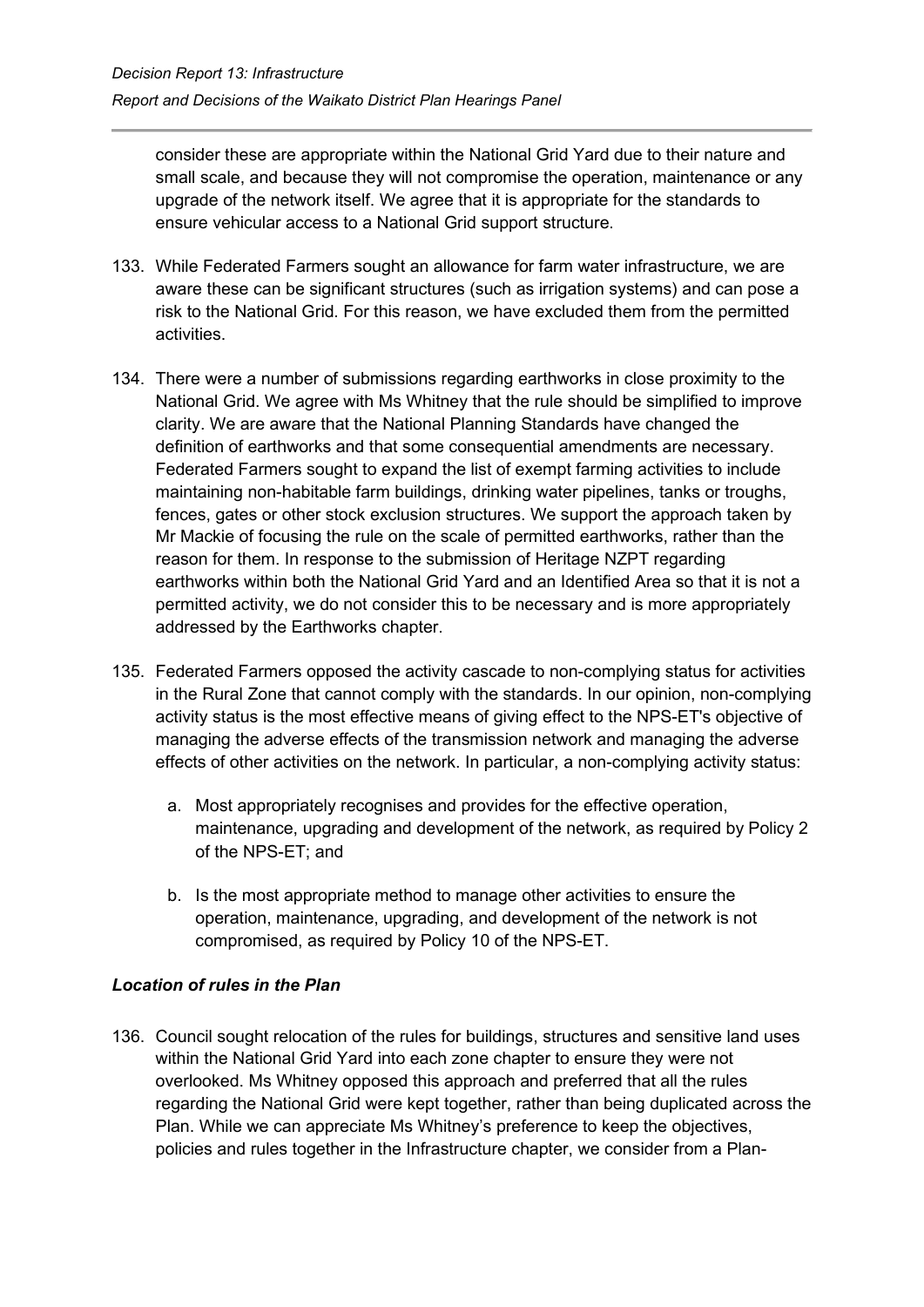consider these are appropriate within the National Grid Yard due to their nature and small scale, and because they will not compromise the operation, maintenance or any upgrade of the network itself. We agree that it is appropriate for the standards to ensure vehicular access to a National Grid support structure.

133. While Federated Farmers sought an allowance for farm water infrastructure, we are aware these can be significant structures (such as irrigation systems) and can pose a risk to the National Grid. For this reason, we have excluded them from the permitted activities.

134. There were a number of submissions regarding earthworks in close proximity to the National Grid. We agree with Ms Whitney that the rule should be simplified to improve clarity. We are aware that the National Planning Standards have changed the definition of earthworks and that some consequential amendments are necessary. Federated Farmers sought to expand the list of exempt farming activities to include maintaining non-habitable farm buildings, drinking water pipelines, tanks or troughs, fences, gates or other stock exclusion structures. We support the approach taken by Mr Mackie of focusing the rule on the scale of permitted earthworks, rather than the reason for them. In response to the submission of Heritage NZPT regarding earthworks within both the National Grid Yard and an Identified Area so that it is not a permitted activity, we do not consider this to be necessary and is more appropriately addressed by the Earthworks chapter.

135. Federated Farmers opposed the activity cascade to non-complying status for activities in the Rural Zone that cannot comply with the standards. In our opinion, non-complying activity status is the most effective means of giving effect to the NPS-ET's objective of managing the adverse effects of the transmission network and managing the adverse effects of other activities on the network. In particular, a non-complying activity status:

    a. Most appropriately recognises and provides for the effective operation, maintenance, upgrading and development of the network, as required by Policy 2 of the NPS-ET; and

    b. Is the most appropriate method to manage other activities to ensure the operation, maintenance, upgrading, and development of the network is not compromised, as required by Policy 10 of the NPS-ET.

### *Location of rules in the Plan*

136. Council sought relocation of the rules for buildings, structures and sensitive land uses within the National Grid Yard into each zone chapter to ensure they were not overlooked. Ms Whitney opposed this approach and preferred that all the rules regarding the National Grid were kept together, rather than being duplicated across the Plan. While we can appreciate Ms Whitney's preference to keep the objectives, policies and rules together in the Infrastructure chapter, we consider from a Plan-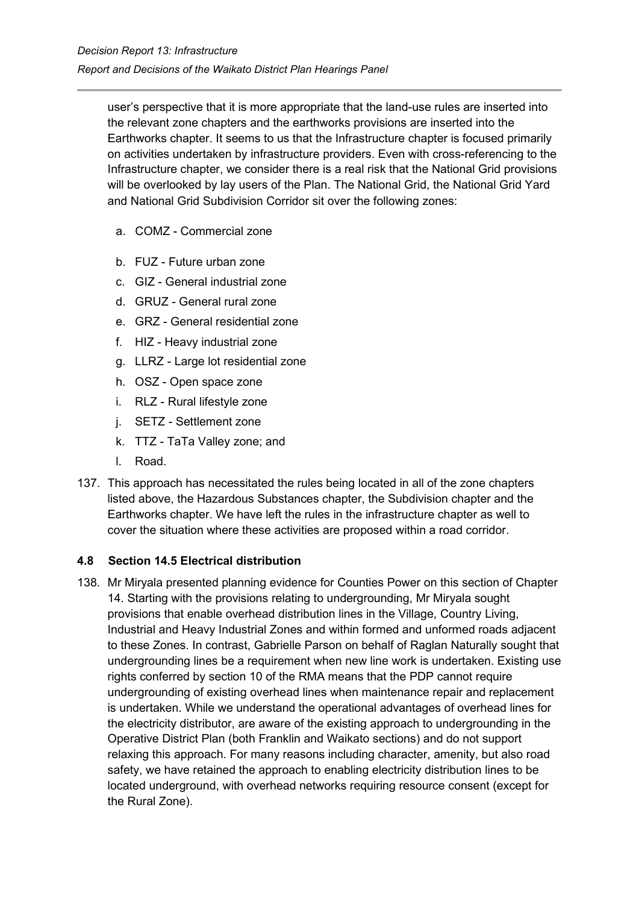user's perspective that it is more appropriate that the land-use rules are inserted into the relevant zone chapters and the earthworks provisions are inserted into the Earthworks chapter. It seems to us that the Infrastructure chapter is focused primarily on activities undertaken by infrastructure providers. Even with cross-referencing to the Infrastructure chapter, we consider there is a real risk that the National Grid provisions will be overlooked by lay users of the Plan. The National Grid, the National Grid Yard and National Grid Subdivision Corridor sit over the following zones:

a. COMZ - Commercial zone
b. FUZ - Future urban zone
c. GIZ - General industrial zone
d. GRUZ - General rural zone
e. GRZ - General residential zone
f. HIZ - Heavy industrial zone
g. LLRZ - Large lot residential zone
h. OSZ - Open space zone
i. RLZ - Rural lifestyle zone
j. SETZ - Settlement zone
k. TTZ - TaTa Valley zone; and
l. Road.

137. This approach has necessitated the rules being located in all of the zone chapters listed above, the Hazardous Substances chapter, the Subdivision chapter and the Earthworks chapter. We have left the rules in the infrastructure chapter as well to cover the situation where these activities are proposed within a road corridor.

### 4.8 Section 14.5 Electrical distribution

138. Mr Miryala presented planning evidence for Counties Power on this section of Chapter 14. Starting with the provisions relating to undergrounding, Mr Miryala sought provisions that enable overhead distribution lines in the Village, Country Living, Industrial and Heavy Industrial Zones and within formed and unformed roads adjacent to these Zones. In contrast, Gabrielle Parson on behalf of Raglan Naturally sought that undergrounding lines be a requirement when new line work is undertaken. Existing use rights conferred by section 10 of the RMA means that the PDP cannot require undergrounding of existing overhead lines when maintenance repair and replacement is undertaken. While we understand the operational advantages of overhead lines for the electricity distributor, are aware of the existing approach to undergrounding in the Operative District Plan (both Franklin and Waikato sections) and do not support relaxing this approach. For many reasons including character, amenity, but also road safety, we have retained the approach to enabling electricity distribution lines to be located underground, with overhead networks requiring resource consent (except for the Rural Zone).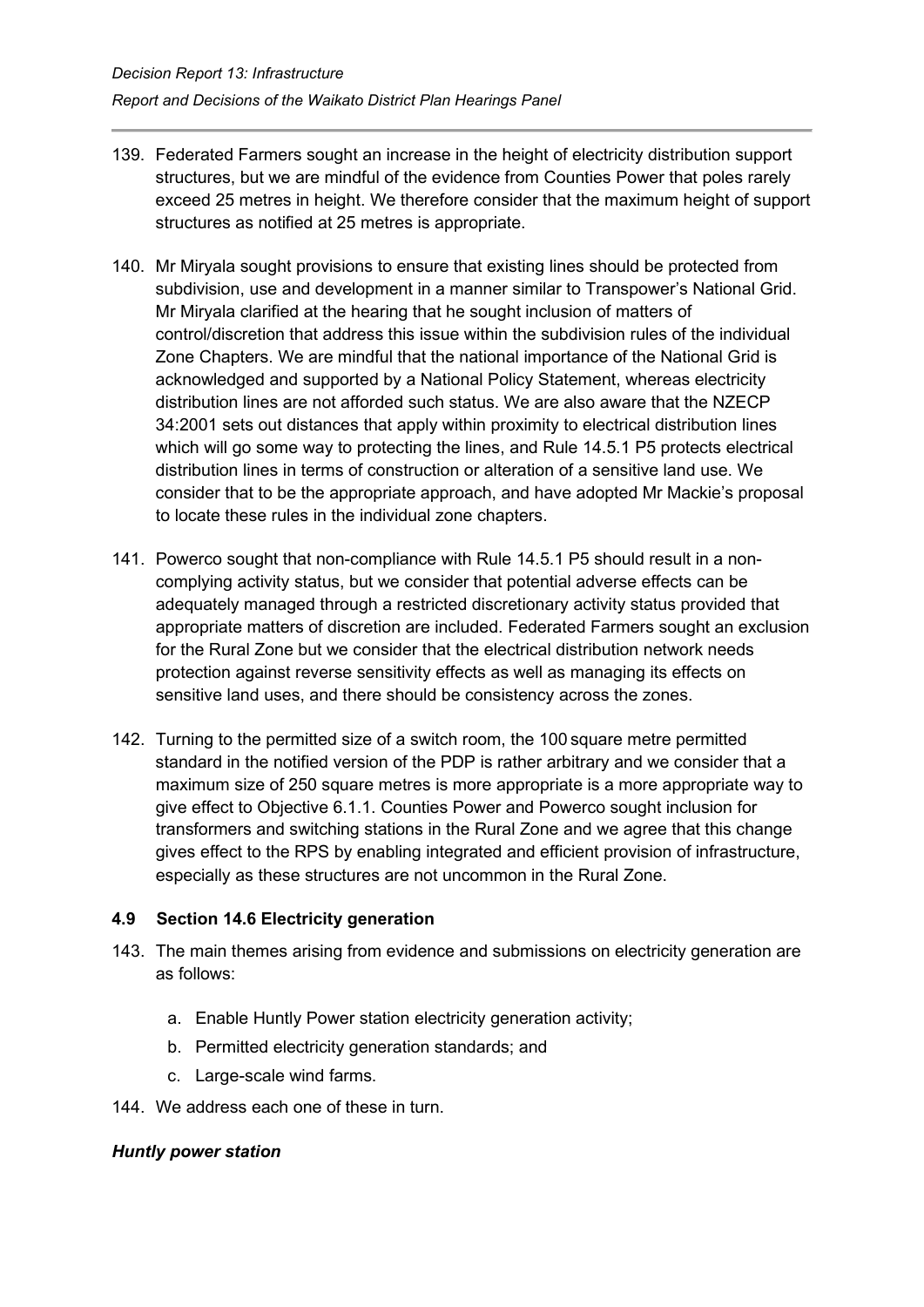139. Federated Farmers sought an increase in the height of electricity distribution support structures, but we are mindful of the evidence from Counties Power that poles rarely exceed 25 metres in height. We therefore consider that the maximum height of support structures as notified at 25 metres is appropriate.

140. Mr Miryala sought provisions to ensure that existing lines should be protected from subdivision, use and development in a manner similar to Transpower's National Grid. Mr Miryala clarified at the hearing that he sought inclusion of matters of control/discretion that address this issue within the subdivision rules of the individual Zone Chapters. We are mindful that the national importance of the National Grid is acknowledged and supported by a National Policy Statement, whereas electricity distribution lines are not afforded such status. We are also aware that the NZECP 34:2001 sets out distances that apply within proximity to electrical distribution lines which will go some way to protecting the lines, and Rule 14.5.1 P5 protects electrical distribution lines in terms of construction or alteration of a sensitive land use. We consider that to be the appropriate approach, and have adopted Mr Mackie's proposal to locate these rules in the individual zone chapters.

141. Powerco sought that non-compliance with Rule 14.5.1 P5 should result in a non-complying activity status, but we consider that potential adverse effects can be adequately managed through a restricted discretionary activity status provided that appropriate matters of discretion are included. Federated Farmers sought an exclusion for the Rural Zone but we consider that the electrical distribution network needs protection against reverse sensitivity effects as well as managing its effects on sensitive land uses, and there should be consistency across the zones.

142. Turning to the permitted size of a switch room, the 100 square metre permitted standard in the notified version of the PDP is rather arbitrary and we consider that a maximum size of 250 square metres is more appropriate is a more appropriate way to give effect to Objective 6.1.1. Counties Power and Powerco sought inclusion for transformers and switching stations in the Rural Zone and we agree that this change gives effect to the RPS by enabling integrated and efficient provision of infrastructure, especially as these structures are not uncommon in the Rural Zone.

### 4.9 Section 14.6 Electricity generation

143. The main themes arising from evidence and submissions on electricity generation are as follows:

    a. Enable Huntly Power station electricity generation activity;

    b. Permitted electricity generation standards; and

    c. Large-scale wind farms.

144. We address each one of these in turn.

#### *Huntly power station*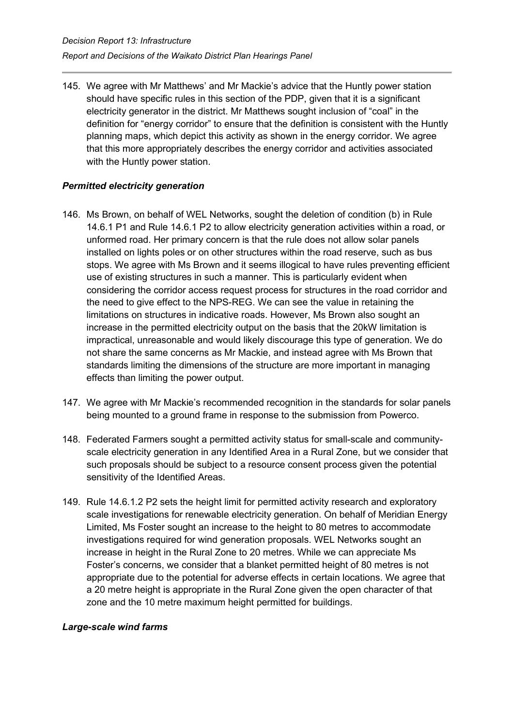145. We agree with Mr Matthews' and Mr Mackie's advice that the Huntly power station should have specific rules in this section of the PDP, given that it is a significant electricity generator in the district. Mr Matthews sought inclusion of "coal" in the definition for "energy corridor" to ensure that the definition is consistent with the Huntly planning maps, which depict this activity as shown in the energy corridor. We agree that this more appropriately describes the energy corridor and activities associated with the Huntly power station.

### *Permitted electricity generation*

146. Ms Brown, on behalf of WEL Networks, sought the deletion of condition (b) in Rule 14.6.1 P1 and Rule 14.6.1 P2 to allow electricity generation activities within a road, or unformed road. Her primary concern is that the rule does not allow solar panels installed on lights poles or on other structures within the road reserve, such as bus stops. We agree with Ms Brown and it seems illogical to have rules preventing efficient use of existing structures in such a manner. This is particularly evident when considering the corridor access request process for structures in the road corridor and the need to give effect to the NPS-REG. We can see the value in retaining the limitations on structures in indicative roads. However, Ms Brown also sought an increase in the permitted electricity output on the basis that the 20kW limitation is impractical, unreasonable and would likely discourage this type of generation. We do not share the same concerns as Mr Mackie, and instead agree with Ms Brown that standards limiting the dimensions of the structure are more important in managing effects than limiting the power output.

147. We agree with Mr Mackie's recommended recognition in the standards for solar panels being mounted to a ground frame in response to the submission from Powerco.

148. Federated Farmers sought a permitted activity status for small-scale and community-scale electricity generation in any Identified Area in a Rural Zone, but we consider that such proposals should be subject to a resource consent process given the potential sensitivity of the Identified Areas.

149. Rule 14.6.1.2 P2 sets the height limit for permitted activity research and exploratory scale investigations for renewable electricity generation. On behalf of Meridian Energy Limited, Ms Foster sought an increase to the height to 80 metres to accommodate investigations required for wind generation proposals. WEL Networks sought an increase in height in the Rural Zone to 20 metres. While we can appreciate Ms Foster's concerns, we consider that a blanket permitted height of 80 metres is not appropriate due to the potential for adverse effects in certain locations. We agree that a 20 metre height is appropriate in the Rural Zone given the open character of that zone and the 10 metre maximum height permitted for buildings.

### *Large-scale wind farms*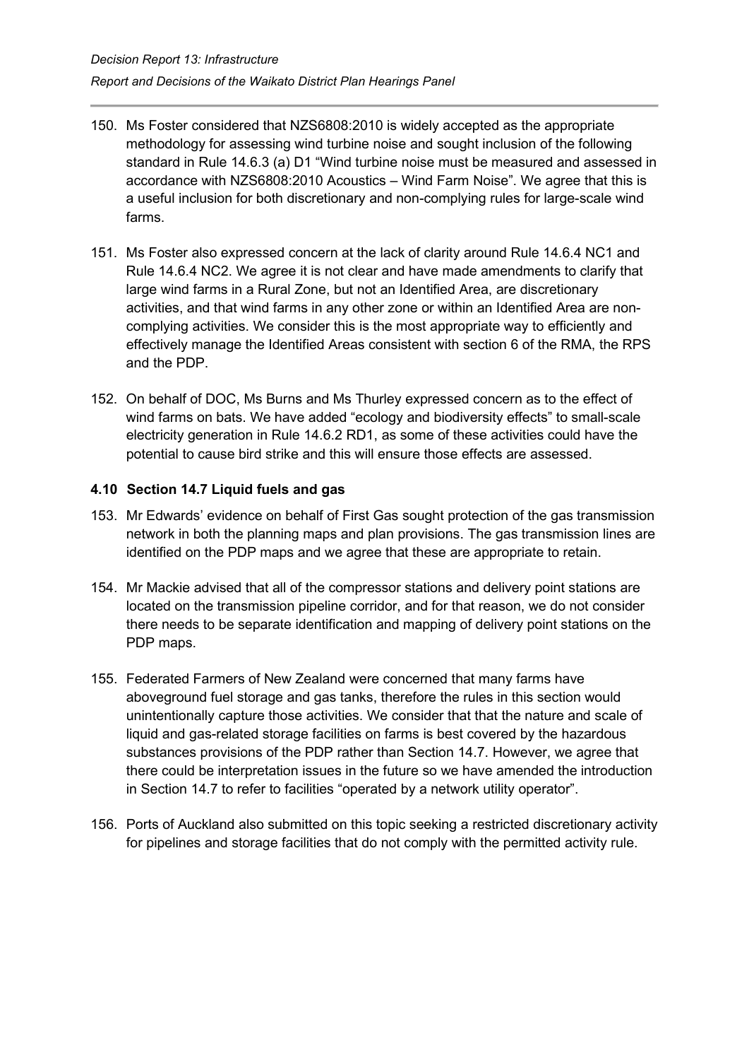150. Ms Foster considered that NZS6808:2010 is widely accepted as the appropriate methodology for assessing wind turbine noise and sought inclusion of the following standard in Rule 14.6.3 (a) D1 "Wind turbine noise must be measured and assessed in accordance with NZS6808:2010 Acoustics – Wind Farm Noise". We agree that this is a useful inclusion for both discretionary and non-complying rules for large-scale wind farms.

151. Ms Foster also expressed concern at the lack of clarity around Rule 14.6.4 NC1 and Rule 14.6.4 NC2. We agree it is not clear and have made amendments to clarify that large wind farms in a Rural Zone, but not an Identified Area, are discretionary activities, and that wind farms in any other zone or within an Identified Area are non-complying activities. We consider this is the most appropriate way to efficiently and effectively manage the Identified Areas consistent with section 6 of the RMA, the RPS and the PDP.

152. On behalf of DOC, Ms Burns and Ms Thurley expressed concern as to the effect of wind farms on bats. We have added "ecology and biodiversity effects" to small-scale electricity generation in Rule 14.6.2 RD1, as some of these activities could have the potential to cause bird strike and this will ensure those effects are assessed.

### 4.10 Section 14.7 Liquid fuels and gas

153. Mr Edwards' evidence on behalf of First Gas sought protection of the gas transmission network in both the planning maps and plan provisions. The gas transmission lines are identified on the PDP maps and we agree that these are appropriate to retain.

154. Mr Mackie advised that all of the compressor stations and delivery point stations are located on the transmission pipeline corridor, and for that reason, we do not consider there needs to be separate identification and mapping of delivery point stations on the PDP maps.

155. Federated Farmers of New Zealand were concerned that many farms have aboveground fuel storage and gas tanks, therefore the rules in this section would unintentionally capture those activities. We consider that that the nature and scale of liquid and gas-related storage facilities on farms is best covered by the hazardous substances provisions of the PDP rather than Section 14.7. However, we agree that there could be interpretation issues in the future so we have amended the introduction in Section 14.7 to refer to facilities "operated by a network utility operator".

156. Ports of Auckland also submitted on this topic seeking a restricted discretionary activity for pipelines and storage facilities that do not comply with the permitted activity rule.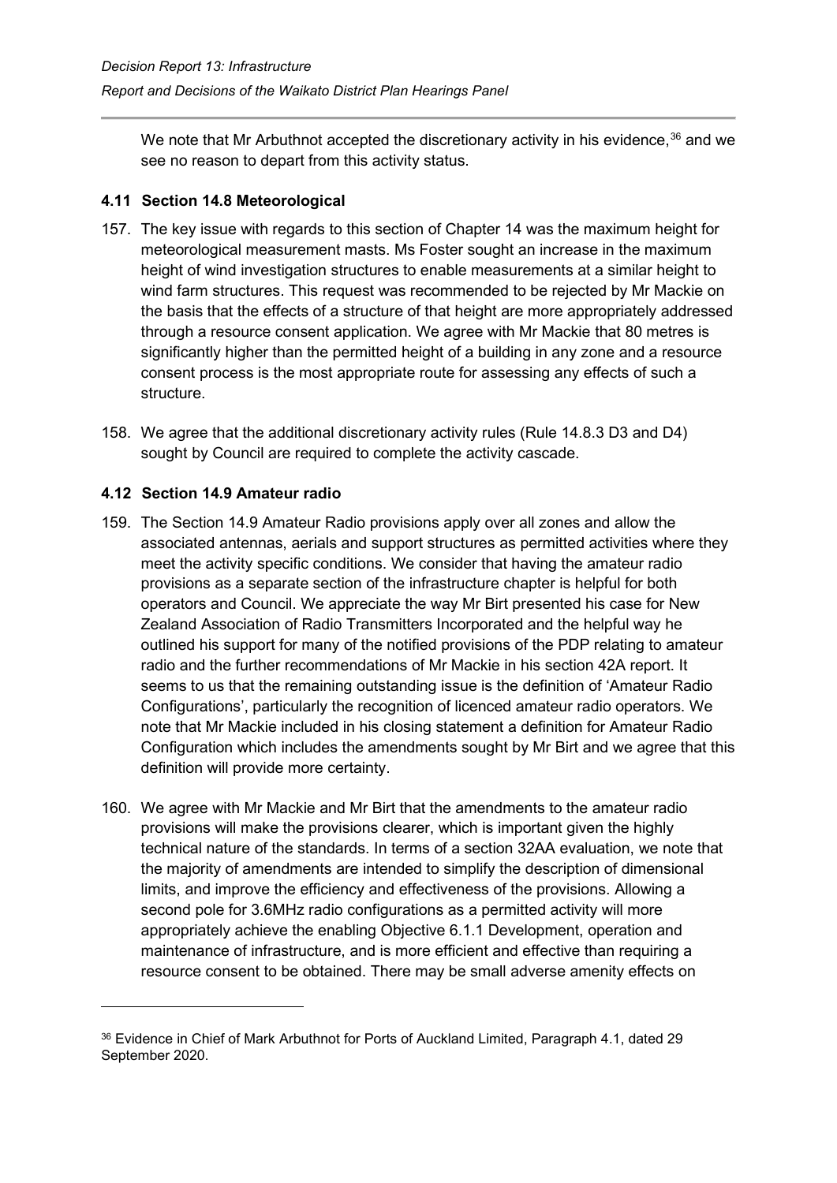We note that Mr Arbuthnot accepted the discretionary activity in his evidence,[36] and we see no reason to depart from this activity status.

### 4.11 Section 14.8 Meteorological

157. The key issue with regards to this section of Chapter 14 was the maximum height for meteorological measurement masts. Ms Foster sought an increase in the maximum height of wind investigation structures to enable measurements at a similar height to wind farm structures. This request was recommended to be rejected by Mr Mackie on the basis that the effects of a structure of that height are more appropriately addressed through a resource consent application. We agree with Mr Mackie that 80 metres is significantly higher than the permitted height of a building in any zone and a resource consent process is the most appropriate route for assessing any effects of such a structure.

158. We agree that the additional discretionary activity rules (Rule 14.8.3 D3 and D4) sought by Council are required to complete the activity cascade.

### 4.12 Section 14.9 Amateur radio

159. The Section 14.9 Amateur Radio provisions apply over all zones and allow the associated antennas, aerials and support structures as permitted activities where they meet the activity specific conditions. We consider that having the amateur radio provisions as a separate section of the infrastructure chapter is helpful for both operators and Council. We appreciate the way Mr Birt presented his case for New Zealand Association of Radio Transmitters Incorporated and the helpful way he outlined his support for many of the notified provisions of the PDP relating to amateur radio and the further recommendations of Mr Mackie in his section 42A report. It seems to us that the remaining outstanding issue is the definition of 'Amateur Radio Configurations', particularly the recognition of licenced amateur radio operators. We note that Mr Mackie included in his closing statement a definition for Amateur Radio Configuration which includes the amendments sought by Mr Birt and we agree that this definition will provide more certainty.

160. We agree with Mr Mackie and Mr Birt that the amendments to the amateur radio provisions will make the provisions clearer, which is important given the highly technical nature of the standards. In terms of a section 32AA evaluation, we note that the majority of amendments are intended to simplify the description of dimensional limits, and improve the efficiency and effectiveness of the provisions. Allowing a second pole for 3.6MHz radio configurations as a permitted activity will more appropriately achieve the enabling Objective 6.1.1 Development, operation and maintenance of infrastructure, and is more efficient and effective than requiring a resource consent to be obtained. There may be small adverse amenity effects on

[36] Evidence in Chief of Mark Arbuthnot for Ports of Auckland Limited, Paragraph 4.1, dated 29 September 2020.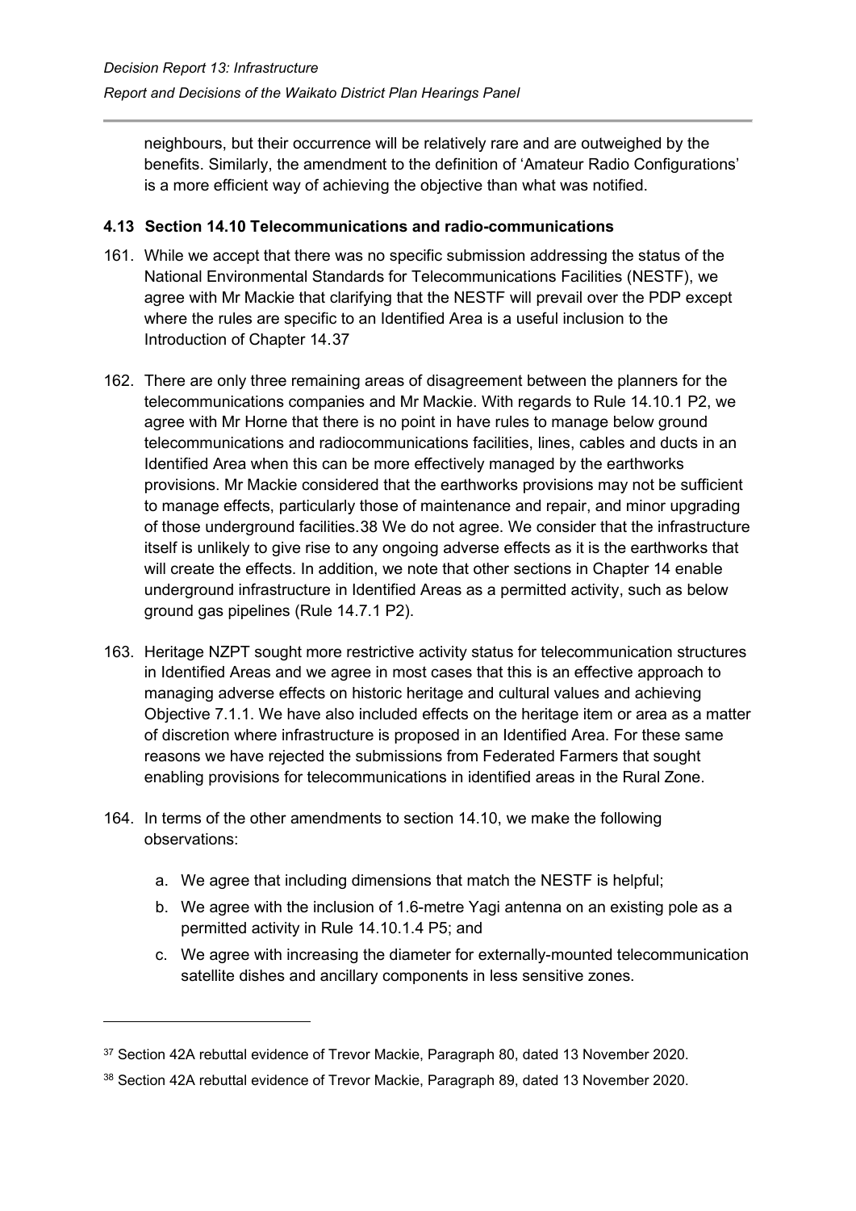neighbours, but their occurrence will be relatively rare and are outweighed by the benefits. Similarly, the amendment to the definition of 'Amateur Radio Configurations' is a more efficient way of achieving the objective than what was notified.

### 4.13 Section 14.10 Telecommunications and radio-communications

161. While we accept that there was no specific submission addressing the status of the National Environmental Standards for Telecommunications Facilities (NESTF), we agree with Mr Mackie that clarifying that the NESTF will prevail over the PDP except where the rules are specific to an Identified Area is a useful inclusion to the Introduction of Chapter 14.[37]

162. There are only three remaining areas of disagreement between the planners for the telecommunications companies and Mr Mackie. With regards to Rule 14.10.1 P2, we agree with Mr Horne that there is no point in have rules to manage below ground telecommunications and radiocommunications facilities, lines, cables and ducts in an Identified Area when this can be more effectively managed by the earthworks provisions. Mr Mackie considered that the earthworks provisions may not be sufficient to manage effects, particularly those of maintenance and repair, and minor upgrading of those underground facilities.[38] We do not agree. We consider that the infrastructure itself is unlikely to give rise to any ongoing adverse effects as it is the earthworks that will create the effects. In addition, we note that other sections in Chapter 14 enable underground infrastructure in Identified Areas as a permitted activity, such as below ground gas pipelines (Rule 14.7.1 P2).

163. Heritage NZPT sought more restrictive activity status for telecommunication structures in Identified Areas and we agree in most cases that this is an effective approach to managing adverse effects on historic heritage and cultural values and achieving Objective 7.1.1. We have also included effects on the heritage item or area as a matter of discretion where infrastructure is proposed in an Identified Area. For these same reasons we have rejected the submissions from Federated Farmers that sought enabling provisions for telecommunications in identified areas in the Rural Zone.

164. In terms of the other amendments to section 14.10, we make the following observations:

    a. We agree that including dimensions that match the NESTF is helpful;

    b. We agree with the inclusion of 1.6-metre Yagi antenna on an existing pole as a permitted activity in Rule 14.10.1.4 P5; and

    c. We agree with increasing the diameter for externally-mounted telecommunication satellite dishes and ancillary components in less sensitive zones.

---

[37] Section 42A rebuttal evidence of Trevor Mackie, Paragraph 80, dated 13 November 2020.

[38] Section 42A rebuttal evidence of Trevor Mackie, Paragraph 89, dated 13 November 2020.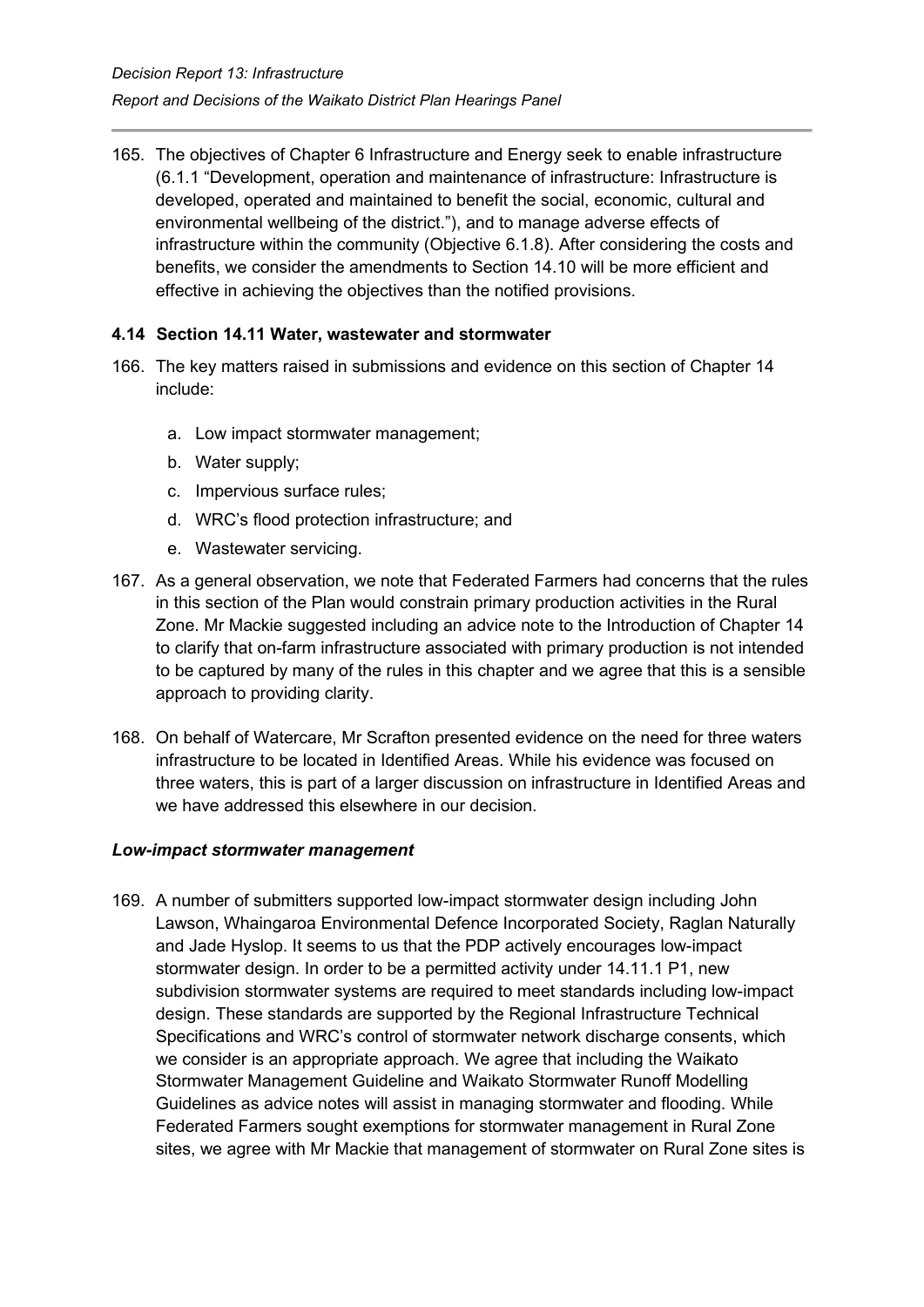165. The objectives of Chapter 6 Infrastructure and Energy seek to enable infrastructure (6.1.1 "Development, operation and maintenance of infrastructure: Infrastructure is developed, operated and maintained to benefit the social, economic, cultural and environmental wellbeing of the district."), and to manage adverse effects of infrastructure within the community (Objective 6.1.8). After considering the costs and benefits, we consider the amendments to Section 14.10 will be more efficient and effective in achieving the objectives than the notified provisions.

### 4.14 Section 14.11 Water, wastewater and stormwater

166. The key matters raised in submissions and evidence on this section of Chapter 14 include:

    a. Low impact stormwater management;

    b. Water supply;

    c. Impervious surface rules;

    d. WRC's flood protection infrastructure; and

    e. Wastewater servicing.

167. As a general observation, we note that Federated Farmers had concerns that the rules in this section of the Plan would constrain primary production activities in the Rural Zone. Mr Mackie suggested including an advice note to the Introduction of Chapter 14 to clarify that on-farm infrastructure associated with primary production is not intended to be captured by many of the rules in this chapter and we agree that this is a sensible approach to providing clarity.

168. On behalf of Watercare, Mr Scrafton presented evidence on the need for three waters infrastructure to be located in Identified Areas. While his evidence was focused on three waters, this is part of a larger discussion on infrastructure in Identified Areas and we have addressed this elsewhere in our decision.

#### *Low-impact stormwater management*

169. A number of submitters supported low-impact stormwater design including John Lawson, Whaingaroa Environmental Defence Incorporated Society, Raglan Naturally and Jade Hyslop. It seems to us that the PDP actively encourages low-impact stormwater design. In order to be a permitted activity under 14.11.1 P1, new subdivision stormwater systems are required to meet standards including low-impact design. These standards are supported by the Regional Infrastructure Technical Specifications and WRC's control of stormwater network discharge consents, which we consider is an appropriate approach. We agree that including the Waikato Stormwater Management Guideline and Waikato Stormwater Runoff Modelling Guidelines as advice notes will assist in managing stormwater and flooding. While Federated Farmers sought exemptions for stormwater management in Rural Zone sites, we agree with Mr Mackie that management of stormwater on Rural Zone sites is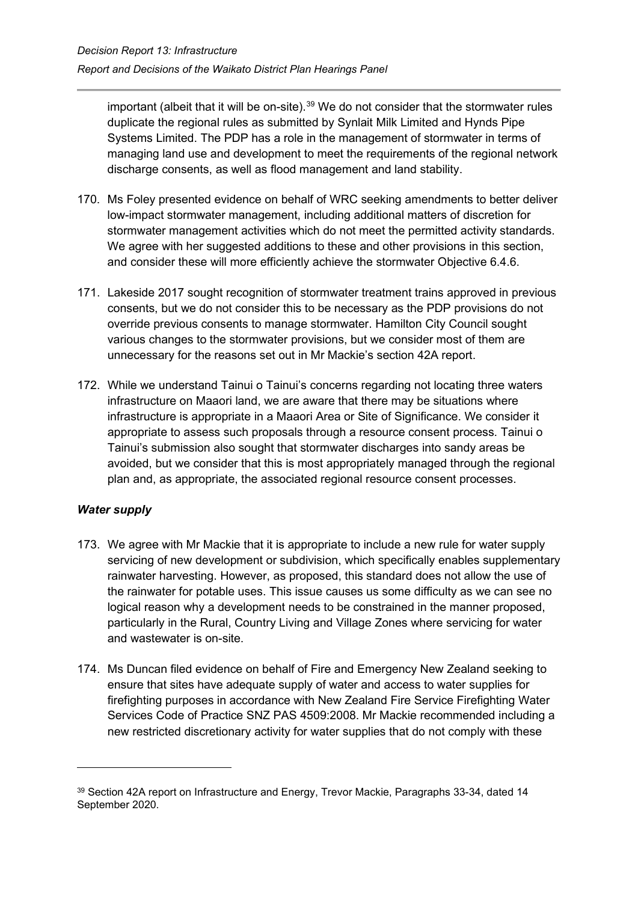important (albeit that it will be on-site).[39] We do not consider that the stormwater rules duplicate the regional rules as submitted by Synlait Milk Limited and Hynds Pipe Systems Limited. The PDP has a role in the management of stormwater in terms of managing land use and development to meet the requirements of the regional network discharge consents, as well as flood management and land stability.

170. Ms Foley presented evidence on behalf of WRC seeking amendments to better deliver low-impact stormwater management, including additional matters of discretion for stormwater management activities which do not meet the permitted activity standards. We agree with her suggested additions to these and other provisions in this section, and consider these will more efficiently achieve the stormwater Objective 6.4.6.

171. Lakeside 2017 sought recognition of stormwater treatment trains approved in previous consents, but we do not consider this to be necessary as the PDP provisions do not override previous consents to manage stormwater. Hamilton City Council sought various changes to the stormwater provisions, but we consider most of them are unnecessary for the reasons set out in Mr Mackie's section 42A report.

172. While we understand Tainui o Tainui's concerns regarding not locating three waters infrastructure on Maaori land, we are aware that there may be situations where infrastructure is appropriate in a Maaori Area or Site of Significance. We consider it appropriate to assess such proposals through a resource consent process. Tainui o Tainui's submission also sought that stormwater discharges into sandy areas be avoided, but we consider that this is most appropriately managed through the regional plan and, as appropriate, the associated regional resource consent processes.

### *Water supply*

173. We agree with Mr Mackie that it is appropriate to include a new rule for water supply servicing of new development or subdivision, which specifically enables supplementary rainwater harvesting. However, as proposed, this standard does not allow the use of the rainwater for potable uses. This issue causes us some difficulty as we can see no logical reason why a development needs to be constrained in the manner proposed, particularly in the Rural, Country Living and Village Zones where servicing for water and wastewater is on-site.

174. Ms Duncan filed evidence on behalf of Fire and Emergency New Zealand seeking to ensure that sites have adequate supply of water and access to water supplies for firefighting purposes in accordance with New Zealand Fire Service Firefighting Water Services Code of Practice SNZ PAS 4509:2008. Mr Mackie recommended including a new restricted discretionary activity for water supplies that do not comply with these

---

[39] Section 42A report on Infrastructure and Energy, Trevor Mackie, Paragraphs 33-34, dated 14 September 2020.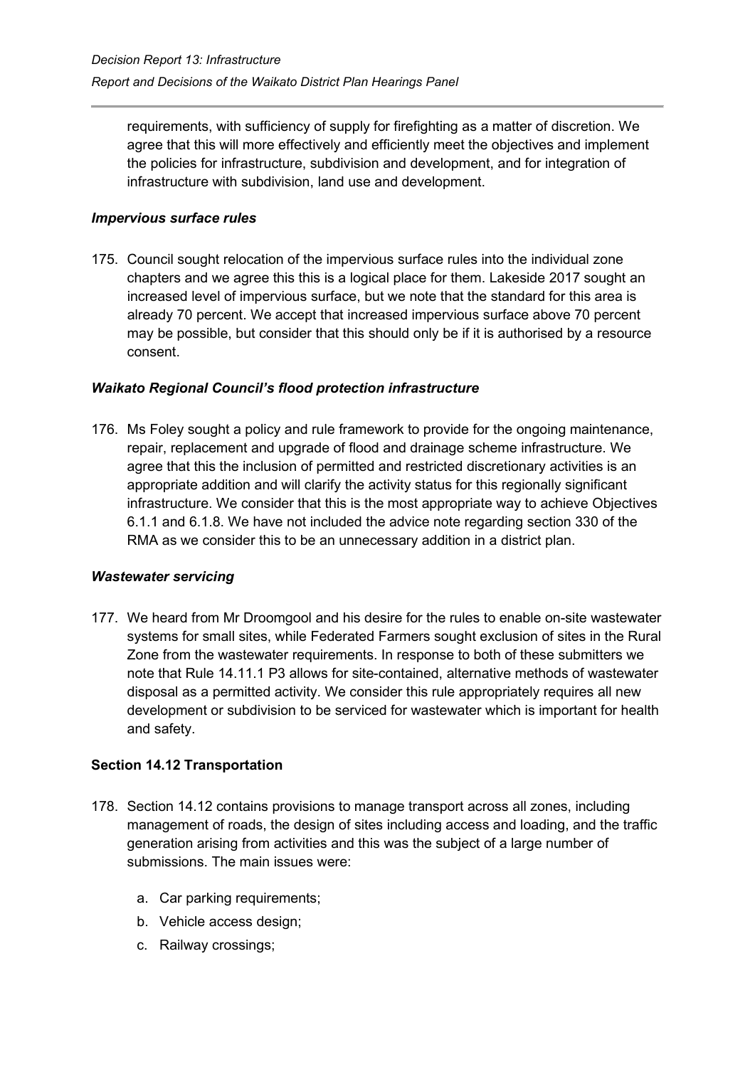requirements, with sufficiency of supply for firefighting as a matter of discretion. We agree that this will more effectively and efficiently meet the objectives and implement the policies for infrastructure, subdivision and development, and for integration of infrastructure with subdivision, land use and development.

### *Impervious surface rules*

175. Council sought relocation of the impervious surface rules into the individual zone chapters and we agree this this is a logical place for them. Lakeside 2017 sought an increased level of impervious surface, but we note that the standard for this area is already 70 percent. We accept that increased impervious surface above 70 percent may be possible, but consider that this should only be if it is authorised by a resource consent.

### *Waikato Regional Council's flood protection infrastructure*

176. Ms Foley sought a policy and rule framework to provide for the ongoing maintenance, repair, replacement and upgrade of flood and drainage scheme infrastructure. We agree that this the inclusion of permitted and restricted discretionary activities is an appropriate addition and will clarify the activity status for this regionally significant infrastructure. We consider that this is the most appropriate way to achieve Objectives 6.1.1 and 6.1.8. We have not included the advice note regarding section 330 of the RMA as we consider this to be an unnecessary addition in a district plan.

### *Wastewater servicing*

177. We heard from Mr Droomgool and his desire for the rules to enable on-site wastewater systems for small sites, while Federated Farmers sought exclusion of sites in the Rural Zone from the wastewater requirements. In response to both of these submitters we note that Rule 14.11.1 P3 allows for site-contained, alternative methods of wastewater disposal as a permitted activity. We consider this rule appropriately requires all new development or subdivision to be serviced for wastewater which is important for health and safety.

## **Section 14.12 Transportation**

178. Section 14.12 contains provisions to manage transport across all zones, including management of roads, the design of sites including access and loading, and the traffic generation arising from activities and this was the subject of a large number of submissions. The main issues were:

    a. Car parking requirements;
    b. Vehicle access design;
    c. Railway crossings;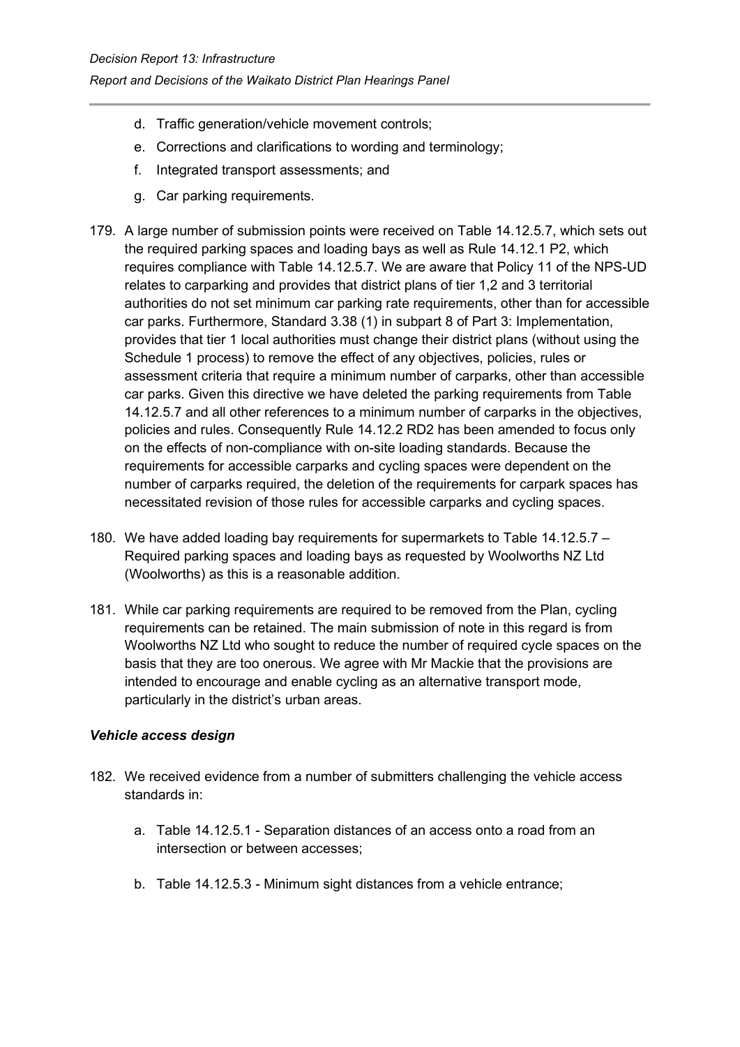d. Traffic generation/vehicle movement controls;

e. Corrections and clarifications to wording and terminology;

f. Integrated transport assessments; and

g. Car parking requirements.

179. A large number of submission points were received on Table 14.12.5.7, which sets out the required parking spaces and loading bays as well as Rule 14.12.1 P2, which requires compliance with Table 14.12.5.7. We are aware that Policy 11 of the NPS-UD relates to carparking and provides that district plans of tier 1,2 and 3 territorial authorities do not set minimum car parking rate requirements, other than for accessible car parks. Furthermore, Standard 3.38 (1) in subpart 8 of Part 3: Implementation, provides that tier 1 local authorities must change their district plans (without using the Schedule 1 process) to remove the effect of any objectives, policies, rules or assessment criteria that require a minimum number of carparks, other than accessible car parks. Given this directive we have deleted the parking requirements from Table 14.12.5.7 and all other references to a minimum number of carparks in the objectives, policies and rules. Consequently Rule 14.12.2 RD2 has been amended to focus only on the effects of non-compliance with on-site loading standards. Because the requirements for accessible carparks and cycling spaces were dependent on the number of carparks required, the deletion of the requirements for carpark spaces has necessitated revision of those rules for accessible carparks and cycling spaces.

180. We have added loading bay requirements for supermarkets to Table 14.12.5.7 – Required parking spaces and loading bays as requested by Woolworths NZ Ltd (Woolworths) as this is a reasonable addition.

181. While car parking requirements are required to be removed from the Plan, cycling requirements can be retained. The main submission of note in this regard is from Woolworths NZ Ltd who sought to reduce the number of required cycle spaces on the basis that they are too onerous. We agree with Mr Mackie that the provisions are intended to encourage and enable cycling as an alternative transport mode, particularly in the district's urban areas.

### *Vehicle access design*

182. We received evidence from a number of submitters challenging the vehicle access standards in:

a. Table 14.12.5.1 - Separation distances of an access onto a road from an intersection or between accesses;

b. Table 14.12.5.3 - Minimum sight distances from a vehicle entrance;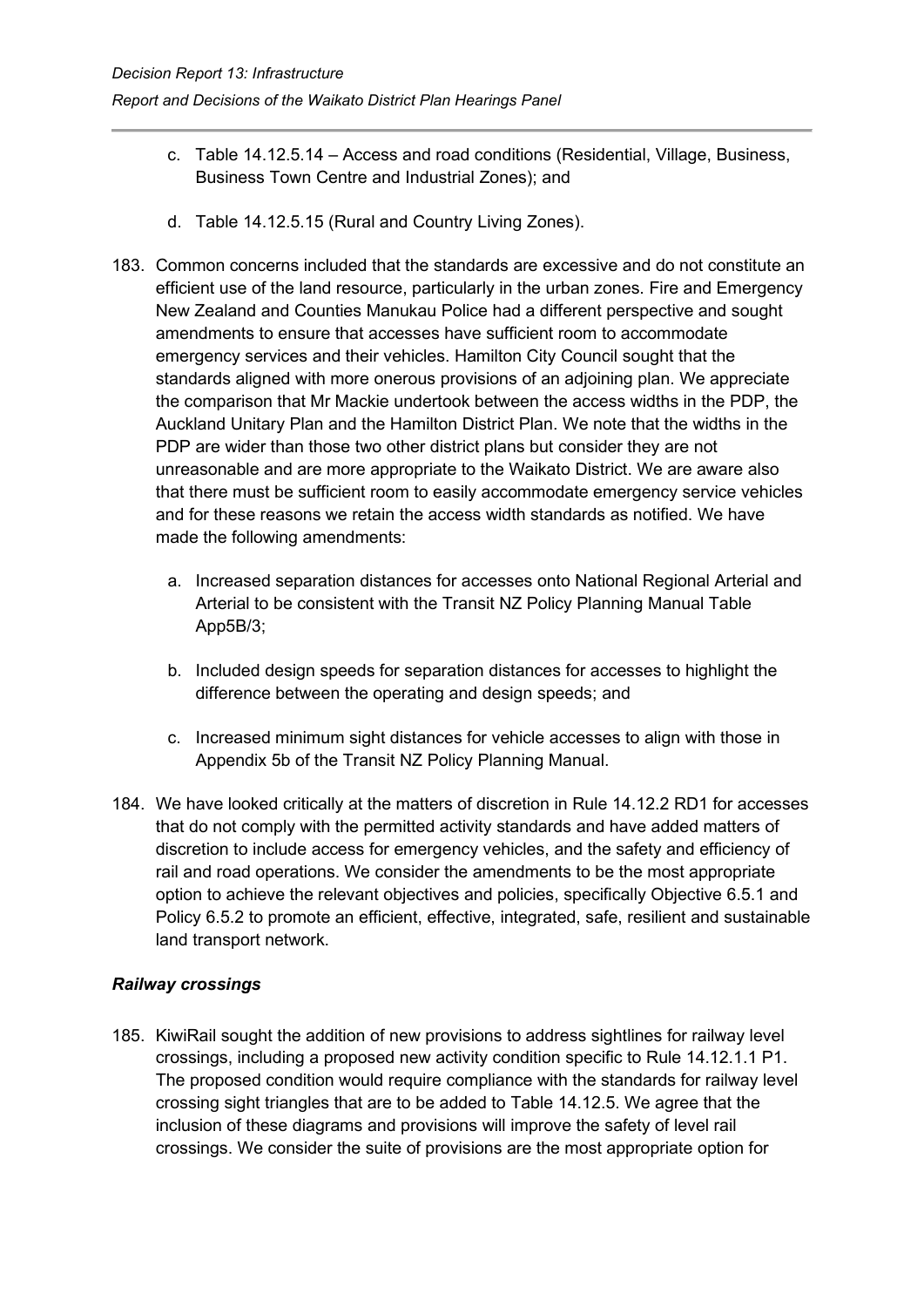c. Table 14.12.5.14 – Access and road conditions (Residential, Village, Business, Business Town Centre and Industrial Zones); and

d. Table 14.12.5.15 (Rural and Country Living Zones).

183. Common concerns included that the standards are excessive and do not constitute an efficient use of the land resource, particularly in the urban zones. Fire and Emergency New Zealand and Counties Manukau Police had a different perspective and sought amendments to ensure that accesses have sufficient room to accommodate emergency services and their vehicles. Hamilton City Council sought that the standards aligned with more onerous provisions of an adjoining plan. We appreciate the comparison that Mr Mackie undertook between the access widths in the PDP, the Auckland Unitary Plan and the Hamilton District Plan. We note that the widths in the PDP are wider than those two other district plans but consider they are not unreasonable and are more appropriate to the Waikato District. We are aware also that there must be sufficient room to easily accommodate emergency service vehicles and for these reasons we retain the access width standards as notified. We have made the following amendments:

   a. Increased separation distances for accesses onto National Regional Arterial and Arterial to be consistent with the Transit NZ Policy Planning Manual Table App5B/3;

   b. Included design speeds for separation distances for accesses to highlight the difference between the operating and design speeds; and

   c. Increased minimum sight distances for vehicle accesses to align with those in Appendix 5b of the Transit NZ Policy Planning Manual.

184. We have looked critically at the matters of discretion in Rule 14.12.2 RD1 for accesses that do not comply with the permitted activity standards and have added matters of discretion to include access for emergency vehicles, and the safety and efficiency of rail and road operations. We consider the amendments to be the most appropriate option to achieve the relevant objectives and policies, specifically Objective 6.5.1 and Policy 6.5.2 to promote an efficient, effective, integrated, safe, resilient and sustainable land transport network.

### *Railway crossings*

185. KiwiRail sought the addition of new provisions to address sightlines for railway level crossings, including a proposed new activity condition specific to Rule 14.12.1.1 P1. The proposed condition would require compliance with the standards for railway level crossing sight triangles that are to be added to Table 14.12.5. We agree that the inclusion of these diagrams and provisions will improve the safety of level rail crossings. We consider the suite of provisions are the most appropriate option for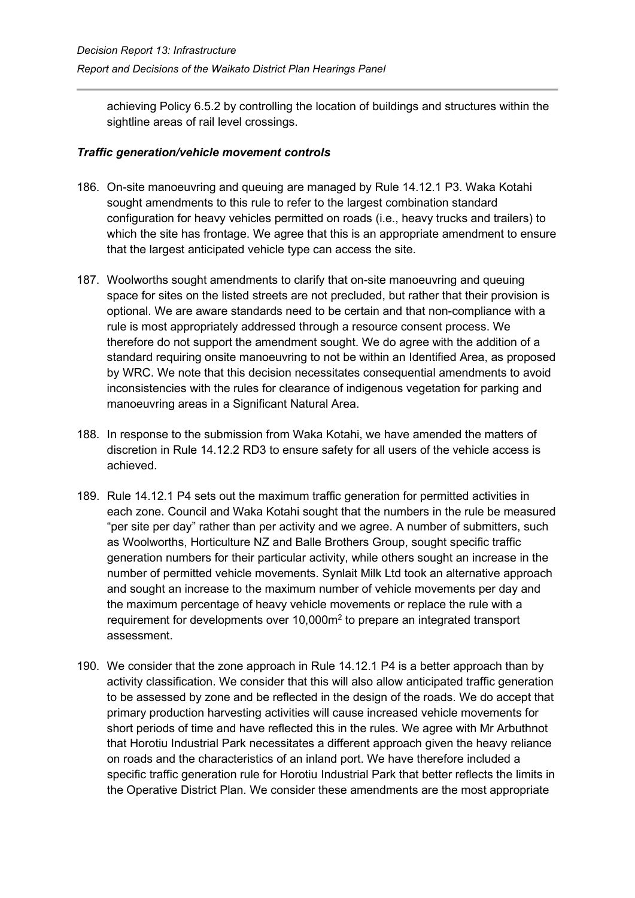achieving Policy 6.5.2 by controlling the location of buildings and structures within the sightline areas of rail level crossings.

***Traffic generation/vehicle movement controls***

186. On-site manoeuvring and queuing are managed by Rule 14.12.1 P3. Waka Kotahi sought amendments to this rule to refer to the largest combination standard configuration for heavy vehicles permitted on roads (i.e., heavy trucks and trailers) to which the site has frontage. We agree that this is an appropriate amendment to ensure that the largest anticipated vehicle type can access the site.

187. Woolworths sought amendments to clarify that on-site manoeuvring and queuing space for sites on the listed streets are not precluded, but rather that their provision is optional. We are aware standards need to be certain and that non-compliance with a rule is most appropriately addressed through a resource consent process. We therefore do not support the amendment sought. We do agree with the addition of a standard requiring onsite manoeuvring to not be within an Identified Area, as proposed by WRC. We note that this decision necessitates consequential amendments to avoid inconsistencies with the rules for clearance of indigenous vegetation for parking and manoeuvring areas in a Significant Natural Area.

188. In response to the submission from Waka Kotahi, we have amended the matters of discretion in Rule 14.12.2 RD3 to ensure safety for all users of the vehicle access is achieved.

189. Rule 14.12.1 P4 sets out the maximum traffic generation for permitted activities in each zone. Council and Waka Kotahi sought that the numbers in the rule be measured "per site per day" rather than per activity and we agree. A number of submitters, such as Woolworths, Horticulture NZ and Balle Brothers Group, sought specific traffic generation numbers for their particular activity, while others sought an increase in the number of permitted vehicle movements. Synlait Milk Ltd took an alternative approach and sought an increase to the maximum number of vehicle movements per day and the maximum percentage of heavy vehicle movements or replace the rule with a requirement for developments over 10,000m$^2$ to prepare an integrated transport assessment.

190. We consider that the zone approach in Rule 14.12.1 P4 is a better approach than by activity classification. We consider that this will also allow anticipated traffic generation to be assessed by zone and be reflected in the design of the roads. We do accept that primary production harvesting activities will cause increased vehicle movements for short periods of time and have reflected this in the rules. We agree with Mr Arbuthnot that Horotiu Industrial Park necessitates a different approach given the heavy reliance on roads and the characteristics of an inland port. We have therefore included a specific traffic generation rule for Horotiu Industrial Park that better reflects the limits in the Operative District Plan. We consider these amendments are the most appropriate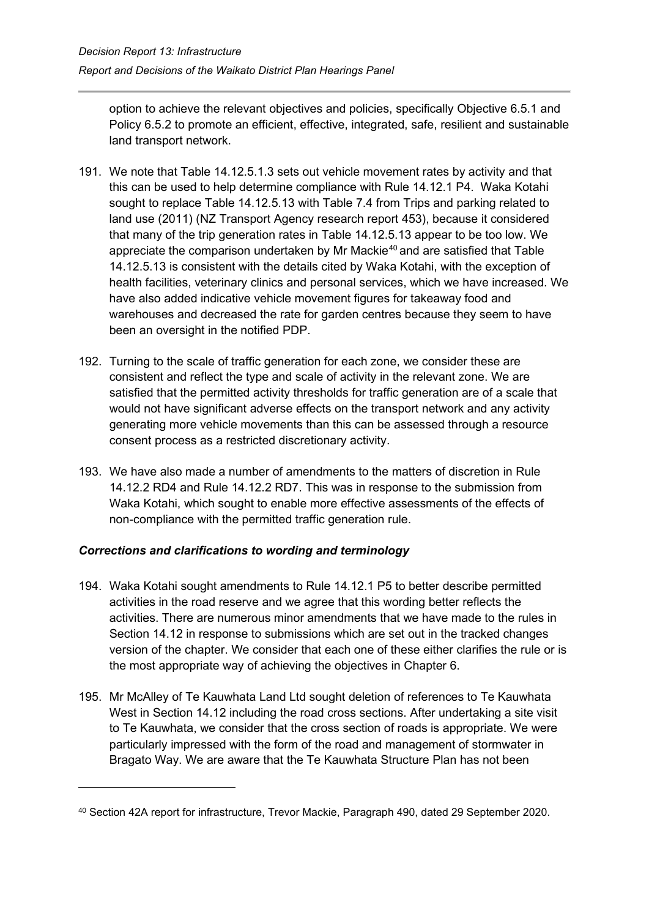option to achieve the relevant objectives and policies, specifically Objective 6.5.1 and Policy 6.5.2 to promote an efficient, effective, integrated, safe, resilient and sustainable land transport network.

191. We note that Table 14.12.5.1.3 sets out vehicle movement rates by activity and that this can be used to help determine compliance with Rule 14.12.1 P4. Waka Kotahi sought to replace Table 14.12.5.13 with Table 7.4 from Trips and parking related to land use (2011) (NZ Transport Agency research report 453), because it considered that many of the trip generation rates in Table 14.12.5.13 appear to be too low. We appreciate the comparison undertaken by Mr Mackie[40] and are satisfied that Table 14.12.5.13 is consistent with the details cited by Waka Kotahi, with the exception of health facilities, veterinary clinics and personal services, which we have increased. We have also added indicative vehicle movement figures for takeaway food and warehouses and decreased the rate for garden centres because they seem to have been an oversight in the notified PDP.

192. Turning to the scale of traffic generation for each zone, we consider these are consistent and reflect the type and scale of activity in the relevant zone. We are satisfied that the permitted activity thresholds for traffic generation are of a scale that would not have significant adverse effects on the transport network and any activity generating more vehicle movements than this can be assessed through a resource consent process as a restricted discretionary activity.

193. We have also made a number of amendments to the matters of discretion in Rule 14.12.2 RD4 and Rule 14.12.2 RD7. This was in response to the submission from Waka Kotahi, which sought to enable more effective assessments of the effects of non-compliance with the permitted traffic generation rule.

### *Corrections and clarifications to wording and terminology*

194. Waka Kotahi sought amendments to Rule 14.12.1 P5 to better describe permitted activities in the road reserve and we agree that this wording better reflects the activities. There are numerous minor amendments that we have made to the rules in Section 14.12 in response to submissions which are set out in the tracked changes version of the chapter. We consider that each one of these either clarifies the rule or is the most appropriate way of achieving the objectives in Chapter 6.

195. Mr McAlley of Te Kauwhata Land Ltd sought deletion of references to Te Kauwhata West in Section 14.12 including the road cross sections. After undertaking a site visit to Te Kauwhata, we consider that the cross section of roads is appropriate. We were particularly impressed with the form of the road and management of stormwater in Bragato Way. We are aware that the Te Kauwhata Structure Plan has not been

[40] Section 42A report for infrastructure, Trevor Mackie, Paragraph 490, dated 29 September 2020.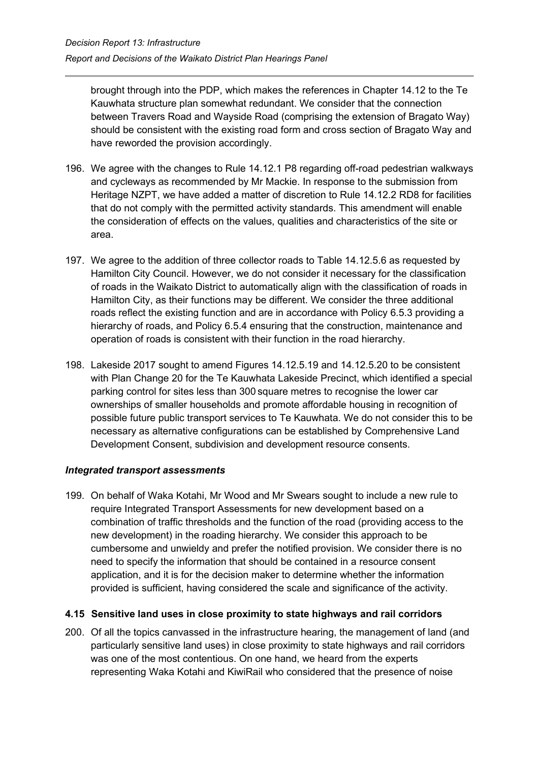brought through into the PDP, which makes the references in Chapter 14.12 to the Te Kauwhata structure plan somewhat redundant. We consider that the connection between Travers Road and Wayside Road (comprising the extension of Bragato Way) should be consistent with the existing road form and cross section of Bragato Way and have reworded the provision accordingly.

196. We agree with the changes to Rule 14.12.1 P8 regarding off-road pedestrian walkways and cycleways as recommended by Mr Mackie. In response to the submission from Heritage NZPT, we have added a matter of discretion to Rule 14.12.2 RD8 for facilities that do not comply with the permitted activity standards. This amendment will enable the consideration of effects on the values, qualities and characteristics of the site or area.

197. We agree to the addition of three collector roads to Table 14.12.5.6 as requested by Hamilton City Council. However, we do not consider it necessary for the classification of roads in the Waikato District to automatically align with the classification of roads in Hamilton City, as their functions may be different. We consider the three additional roads reflect the existing function and are in accordance with Policy 6.5.3 providing a hierarchy of roads, and Policy 6.5.4 ensuring that the construction, maintenance and operation of roads is consistent with their function in the road hierarchy.

198. Lakeside 2017 sought to amend Figures 14.12.5.19 and 14.12.5.20 to be consistent with Plan Change 20 for the Te Kauwhata Lakeside Precinct, which identified a special parking control for sites less than 300 square metres to recognise the lower car ownerships of smaller households and promote affordable housing in recognition of possible future public transport services to Te Kauwhata. We do not consider this to be necessary as alternative configurations can be established by Comprehensive Land Development Consent, subdivision and development resource consents.

***Integrated transport assessments***

199. On behalf of Waka Kotahi, Mr Wood and Mr Swears sought to include a new rule to require Integrated Transport Assessments for new development based on a combination of traffic thresholds and the function of the road (providing access to the new development) in the roading hierarchy. We consider this approach to be cumbersome and unwieldy and prefer the notified provision. We consider there is no need to specify the information that should be contained in a resource consent application, and it is for the decision maker to determine whether the information provided is sufficient, having considered the scale and significance of the activity.

### 4.15 Sensitive land uses in close proximity to state highways and rail corridors

200. Of all the topics canvassed in the infrastructure hearing, the management of land (and particularly sensitive land uses) in close proximity to state highways and rail corridors was one of the most contentious. On one hand, we heard from the experts representing Waka Kotahi and KiwiRail who considered that the presence of noise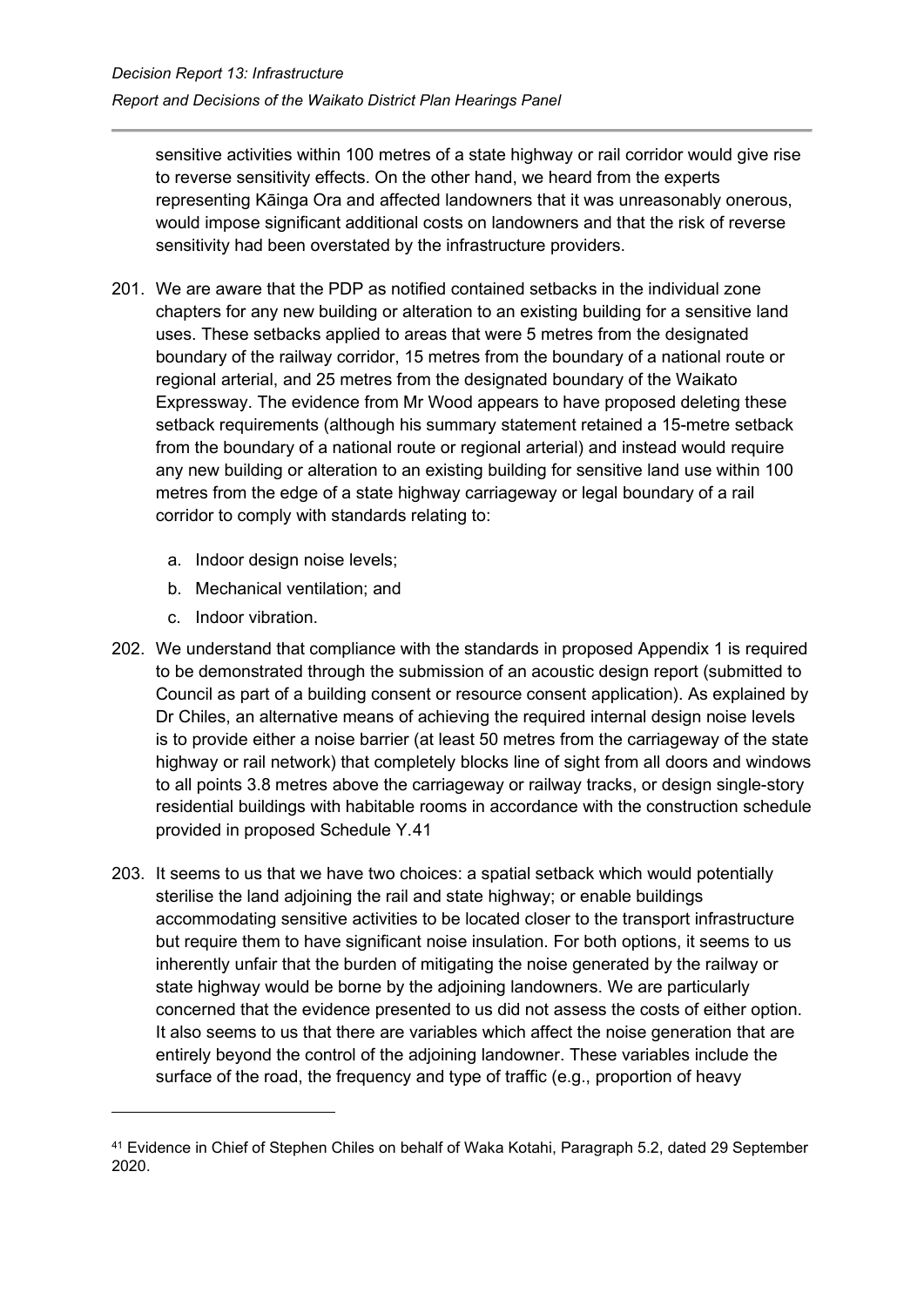sensitive activities within 100 metres of a state highway or rail corridor would give rise to reverse sensitivity effects. On the other hand, we heard from the experts representing Kāinga Ora and affected landowners that it was unreasonably onerous, would impose significant additional costs on landowners and that the risk of reverse sensitivity had been overstated by the infrastructure providers.

201. We are aware that the PDP as notified contained setbacks in the individual zone chapters for any new building or alteration to an existing building for a sensitive land uses. These setbacks applied to areas that were 5 metres from the designated boundary of the railway corridor, 15 metres from the boundary of a national route or regional arterial, and 25 metres from the designated boundary of the Waikato Expressway. The evidence from Mr Wood appears to have proposed deleting these setback requirements (although his summary statement retained a 15-metre setback from the boundary of a national route or regional arterial) and instead would require any new building or alteration to an existing building for sensitive land use within 100 metres from the edge of a state highway carriageway or legal boundary of a rail corridor to comply with standards relating to:

   a. Indoor design noise levels;
   b. Mechanical ventilation; and
   c. Indoor vibration.

202. We understand that compliance with the standards in proposed Appendix 1 is required to be demonstrated through the submission of an acoustic design report (submitted to Council as part of a building consent or resource consent application). As explained by Dr Chiles, an alternative means of achieving the required internal design noise levels is to provide either a noise barrier (at least 50 metres from the carriageway of the state highway or rail network) that completely blocks line of sight from all doors and windows to all points 3.8 metres above the carriageway or railway tracks, or design single-story residential buildings with habitable rooms in accordance with the construction schedule provided in proposed Schedule Y.[41]

203. It seems to us that we have two choices: a spatial setback which would potentially sterilise the land adjoining the rail and state highway; or enable buildings accommodating sensitive activities to be located closer to the transport infrastructure but require them to have significant noise insulation. For both options, it seems to us inherently unfair that the burden of mitigating the noise generated by the railway or state highway would be borne by the adjoining landowners. We are particularly concerned that the evidence presented to us did not assess the costs of either option. It also seems to us that there are variables which affect the noise generation that are entirely beyond the control of the adjoining landowner. These variables include the surface of the road, the frequency and type of traffic (e.g., proportion of heavy

---

[41] Evidence in Chief of Stephen Chiles on behalf of Waka Kotahi, Paragraph 5.2, dated 29 September 2020.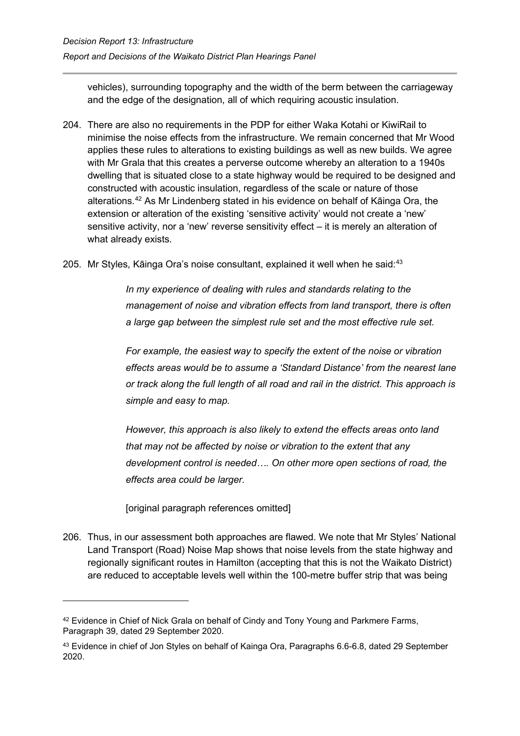vehicles), surrounding topography and the width of the berm between the carriageway and the edge of the designation, all of which requiring acoustic insulation.

204. There are also no requirements in the PDP for either Waka Kotahi or KiwiRail to minimise the noise effects from the infrastructure. We remain concerned that Mr Wood applies these rules to alterations to existing buildings as well as new builds. We agree with Mr Grala that this creates a perverse outcome whereby an alteration to a 1940s dwelling that is situated close to a state highway would be required to be designed and constructed with acoustic insulation, regardless of the scale or nature of those alterations.[42] As Mr Lindenberg stated in his evidence on behalf of Kāinga Ora, the extension or alteration of the existing 'sensitive activity' would not create a 'new' sensitive activity, nor a 'new' reverse sensitivity effect – it is merely an alteration of what already exists.

205. Mr Styles, Kāinga Ora's noise consultant, explained it well when he said:[43]

> *In my experience of dealing with rules and standards relating to the management of noise and vibration effects from land transport, there is often a large gap between the simplest rule set and the most effective rule set.*
>
> *For example, the easiest way to specify the extent of the noise or vibration effects areas would be to assume a 'Standard Distance' from the nearest lane or track along the full length of all road and rail in the district. This approach is simple and easy to map.*
>
> *However, this approach is also likely to extend the effects areas onto land that may not be affected by noise or vibration to the extent that any development control is needed…. On other more open sections of road, the effects area could be larger.*
>
> [original paragraph references omitted]

206. Thus, in our assessment both approaches are flawed. We note that Mr Styles' National Land Transport (Road) Noise Map shows that noise levels from the state highway and regionally significant routes in Hamilton (accepting that this is not the Waikato District) are reduced to acceptable levels well within the 100-metre buffer strip that was being

---

[42] Evidence in Chief of Nick Grala on behalf of Cindy and Tony Young and Parkmere Farms, Paragraph 39, dated 29 September 2020.

[43] Evidence in chief of Jon Styles on behalf of Kainga Ora, Paragraphs 6.6-6.8, dated 29 September 2020.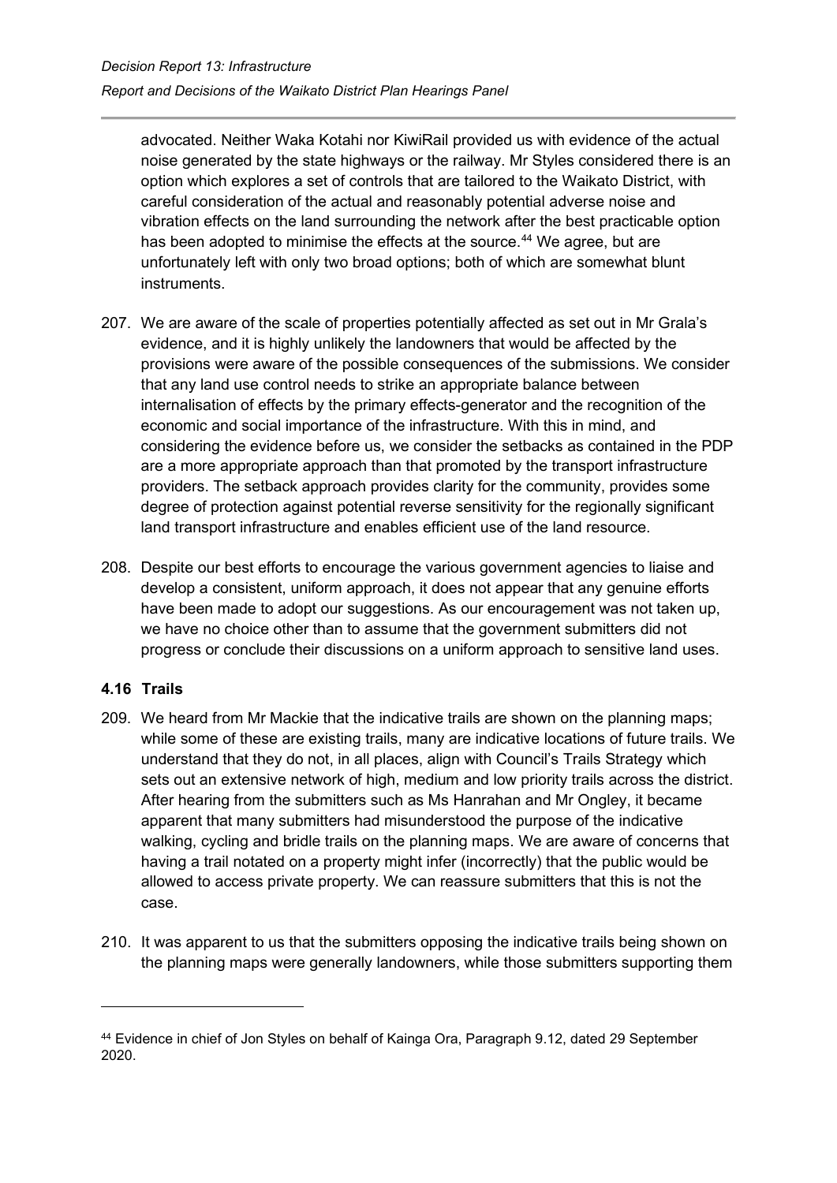advocated. Neither Waka Kotahi nor KiwiRail provided us with evidence of the actual noise generated by the state highways or the railway. Mr Styles considered there is an option which explores a set of controls that are tailored to the Waikato District, with careful consideration of the actual and reasonably potential adverse noise and vibration effects on the land surrounding the network after the best practicable option has been adopted to minimise the effects at the source.[44] We agree, but are unfortunately left with only two broad options; both of which are somewhat blunt instruments.

207. We are aware of the scale of properties potentially affected as set out in Mr Grala's evidence, and it is highly unlikely the landowners that would be affected by the provisions were aware of the possible consequences of the submissions. We consider that any land use control needs to strike an appropriate balance between internalisation of effects by the primary effects-generator and the recognition of the economic and social importance of the infrastructure. With this in mind, and considering the evidence before us, we consider the setbacks as contained in the PDP are a more appropriate approach than that promoted by the transport infrastructure providers. The setback approach provides clarity for the community, provides some degree of protection against potential reverse sensitivity for the regionally significant land transport infrastructure and enables efficient use of the land resource.

208. Despite our best efforts to encourage the various government agencies to liaise and develop a consistent, uniform approach, it does not appear that any genuine efforts have been made to adopt our suggestions. As our encouragement was not taken up, we have no choice other than to assume that the government submitters did not progress or conclude their discussions on a uniform approach to sensitive land uses.

### 4.16 Trails

209. We heard from Mr Mackie that the indicative trails are shown on the planning maps; while some of these are existing trails, many are indicative locations of future trails. We understand that they do not, in all places, align with Council's Trails Strategy which sets out an extensive network of high, medium and low priority trails across the district. After hearing from the submitters such as Ms Hanrahan and Mr Ongley, it became apparent that many submitters had misunderstood the purpose of the indicative walking, cycling and bridle trails on the planning maps. We are aware of concerns that having a trail notated on a property might infer (incorrectly) that the public would be allowed to access private property. We can reassure submitters that this is not the case.

210. It was apparent to us that the submitters opposing the indicative trails being shown on the planning maps were generally landowners, while those submitters supporting them

---

[44] Evidence in chief of Jon Styles on behalf of Kainga Ora, Paragraph 9.12, dated 29 September 2020.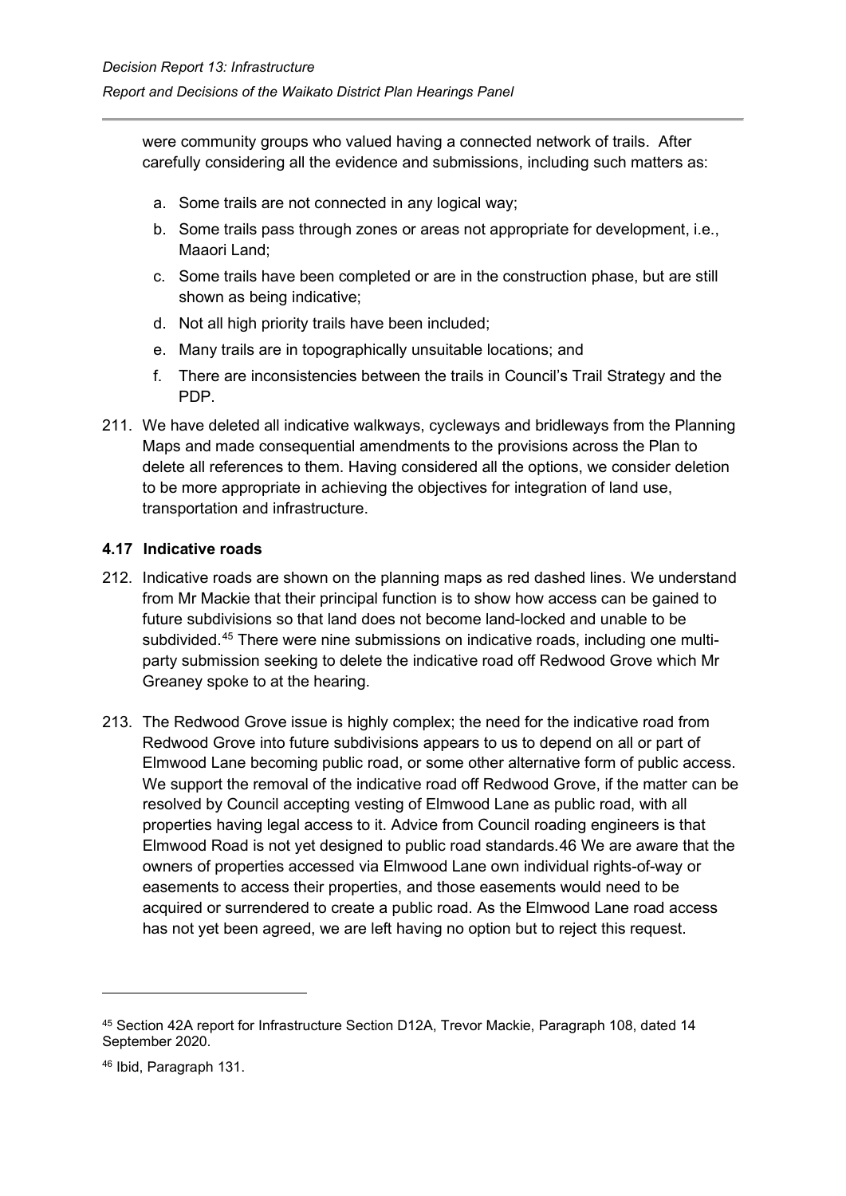were community groups who valued having a connected network of trails. After carefully considering all the evidence and submissions, including such matters as:

a. Some trails are not connected in any logical way;

b. Some trails pass through zones or areas not appropriate for development, i.e., Maaori Land;

c. Some trails have been completed or are in the construction phase, but are still shown as being indicative;

d. Not all high priority trails have been included;

e. Many trails are in topographically unsuitable locations; and

f. There are inconsistencies between the trails in Council's Trail Strategy and the PDP.

211. We have deleted all indicative walkways, cycleways and bridleways from the Planning Maps and made consequential amendments to the provisions across the Plan to delete all references to them. Having considered all the options, we consider deletion to be more appropriate in achieving the objectives for integration of land use, transportation and infrastructure.

### 4.17 Indicative roads

212. Indicative roads are shown on the planning maps as red dashed lines. We understand from Mr Mackie that their principal function is to show how access can be gained to future subdivisions so that land does not become land-locked and unable to be subdivided.[45] There were nine submissions on indicative roads, including one multi-party submission seeking to delete the indicative road off Redwood Grove which Mr Greaney spoke to at the hearing.

213. The Redwood Grove issue is highly complex; the need for the indicative road from Redwood Grove into future subdivisions appears to us to depend on all or part of Elmwood Lane becoming public road, or some other alternative form of public access. We support the removal of the indicative road off Redwood Grove, if the matter can be resolved by Council accepting vesting of Elmwood Lane as public road, with all properties having legal access to it. Advice from Council roading engineers is that Elmwood Road is not yet designed to public road standards.46 We are aware that the owners of properties accessed via Elmwood Lane own individual rights-of-way or easements to access their properties, and those easements would need to be acquired or surrendered to create a public road. As the Elmwood Lane road access has not yet been agreed, we are left having no option but to reject this request.

---

[45] Section 42A report for Infrastructure Section D12A, Trevor Mackie, Paragraph 108, dated 14 September 2020.

[46] Ibid, Paragraph 131.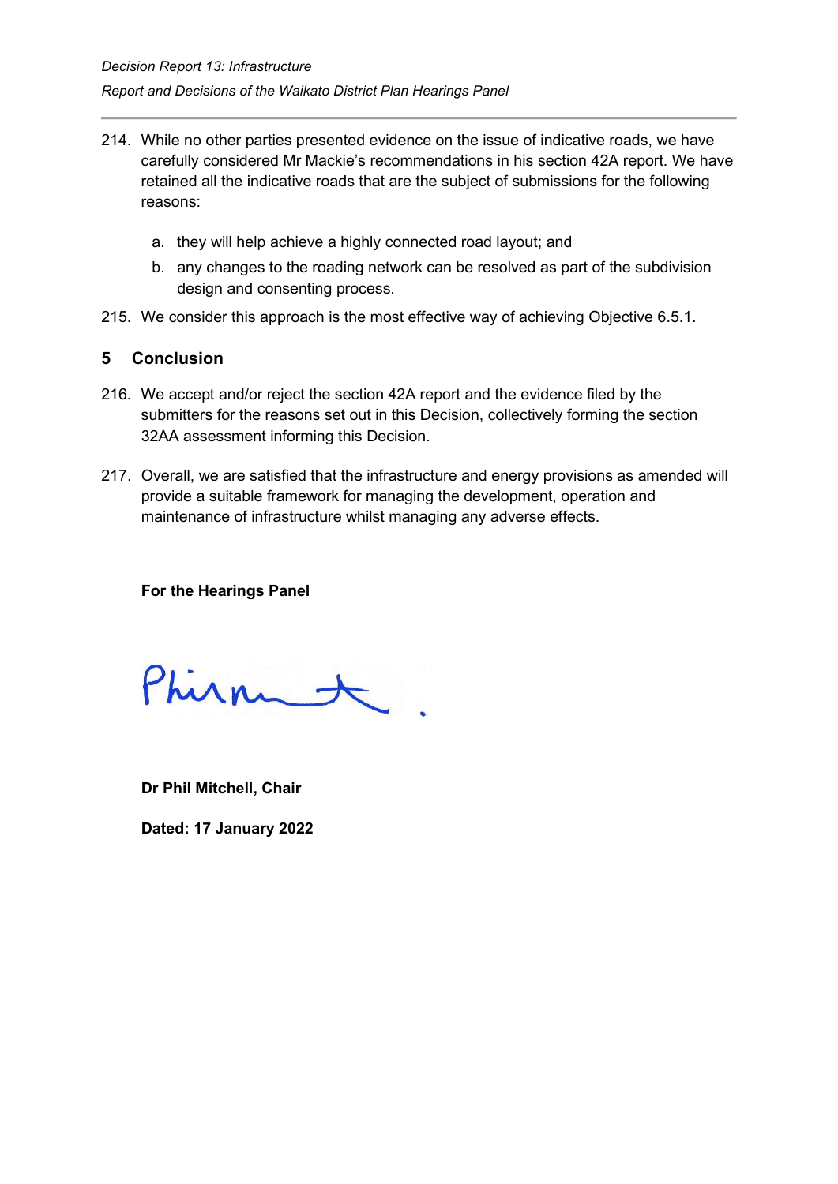214. While no other parties presented evidence on the issue of indicative roads, we have carefully considered Mr Mackie's recommendations in his section 42A report. We have retained all the indicative roads that are the subject of submissions for the following reasons:

    a. they will help achieve a highly connected road layout; and

    b. any changes to the roading network can be resolved as part of the subdivision design and consenting process.

215. We consider this approach is the most effective way of achieving Objective 6.5.1.

## 5 Conclusion

216. We accept and/or reject the section 42A report and the evidence filed by the submitters for the reasons set out in this Decision, collectively forming the section 32AA assessment informing this Decision.

217. Overall, we are satisfied that the infrastructure and energy provisions as amended will provide a suitable framework for managing the development, operation and maintenance of infrastructure whilst managing any adverse effects.

**For the Hearings Panel**

**Dr Phil Mitchell, Chair**

**Dated: 17 January 2022**